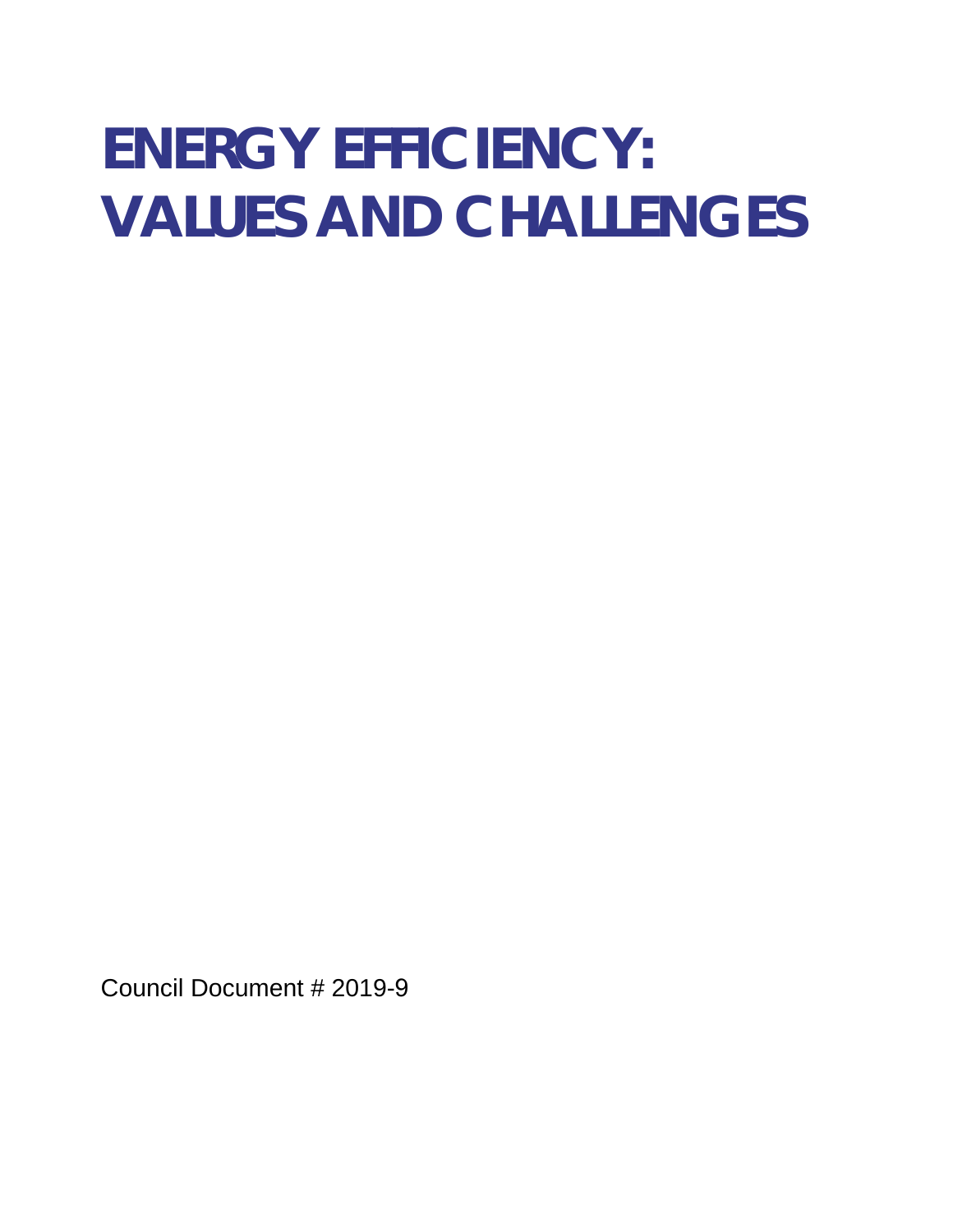# ENERGY EFFICIENCY: VALUES AND CHALLENGES

Council Document # 2019-9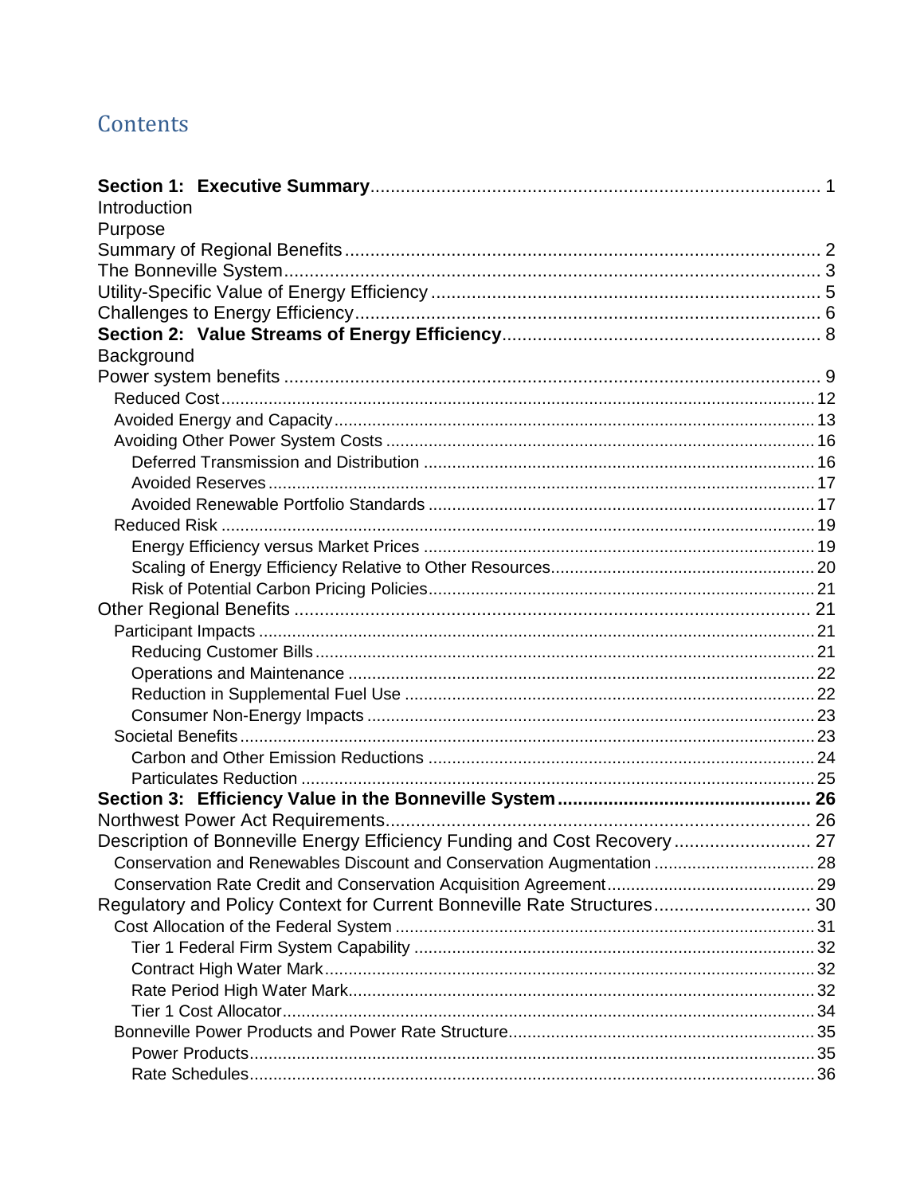# Contents

**Section 1: Executive Summary** ........ 1
Introduction
Purpose
Summary of Regional Benefits ........ 2
The Bonneville System ........ 3
Utility-Specific Value of Energy Efficiency ........ 5
Challenges to Energy Efficiency ........ 6
**Section 2: Value Streams of Energy Efficiency** ........ 8
Background
Power system benefits ........ 9
- Reduced Cost ........ 12
- Avoided Energy and Capacity ........ 13
- Avoiding Other Power System Costs ........ 16
  - Deferred Transmission and Distribution ........ 16
  - Avoided Reserves ........ 17
  - Avoided Renewable Portfolio Standards ........ 17
- Reduced Risk ........ 19
  - Energy Efficiency versus Market Prices ........ 19
  - Scaling of Energy Efficiency Relative to Other Resources ........ 20
  - Risk of Potential Carbon Pricing Policies ........ 21

Other Regional Benefits ........ 21
- Participant Impacts ........ 21
  - Reducing Customer Bills ........ 21
  - Operations and Maintenance ........ 22
  - Reduction in Supplemental Fuel Use ........ 22
  - Consumer Non-Energy Impacts ........ 23
- Societal Benefits ........ 23
  - Carbon and Other Emission Reductions ........ 24
  - Particulates Reduction ........ 25

**Section 3: Efficiency Value in the Bonneville System** ........ **26**
Northwest Power Act Requirements ........ 26
Description of Bonneville Energy Efficiency Funding and Cost Recovery ........ 27
- Conservation and Renewables Discount and Conservation Augmentation ........ 28
- Conservation Rate Credit and Conservation Acquisition Agreement ........ 29

Regulatory and Policy Context for Current Bonneville Rate Structures ........ 30
- Cost Allocation of the Federal System ........ 31
  - Tier 1 Federal Firm System Capability ........ 32
  - Contract High Water Mark ........ 32
  - Rate Period High Water Mark ........ 32
  - Tier 1 Cost Allocator ........ 34
- Bonneville Power Products and Power Rate Structure ........ 35
  - Power Products ........ 35
  - Rate Schedules ........ 36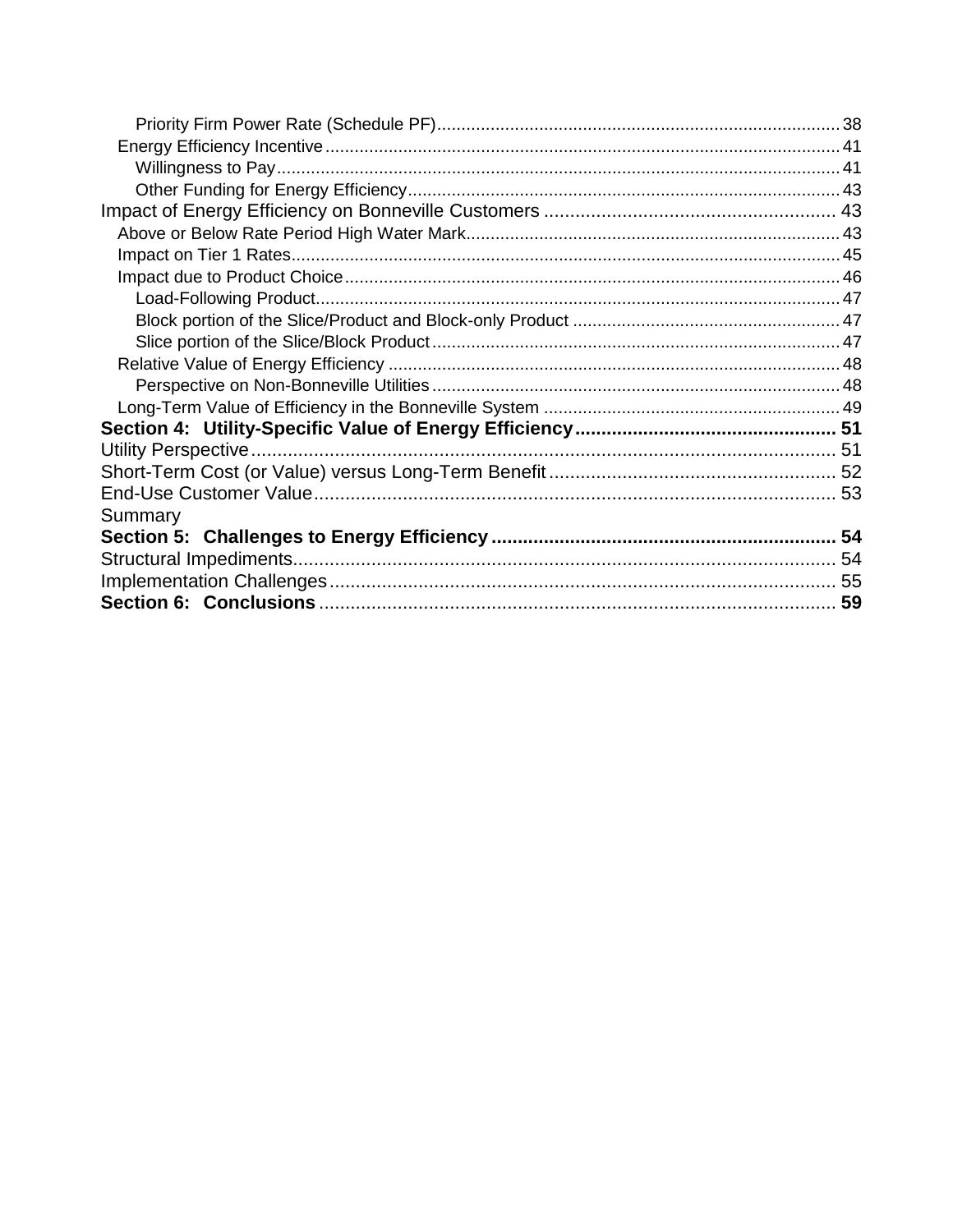Priority Firm Power Rate (Schedule PF) .................................................................................. 38

Energy Efficiency Incentive ......................................................................................................... 41

Willingness to Pay ..................................................................................................................... 41

Other Funding for Energy Efficiency ......................................................................................... 43

Impact of Energy Efficiency on Bonneville Customers ......................................................... 43

Above or Below Rate Period High Water Mark ............................................................................ 43

Impact on Tier 1 Rates ................................................................................................................ 45

Impact due to Product Choice ..................................................................................................... 46

Load-Following Product .......................................................................................................... 47

Block portion of the Slice/Product and Block-only Product ...................................................... 47

Slice portion of the Slice/Block Product ................................................................................... 47

Relative Value of Energy Efficiency ............................................................................................ 48

Perspective on Non-Bonneville Utilities .................................................................................... 48

Long-Term Value of Efficiency in the Bonneville System ............................................................ 49

**Section 4: Utility-Specific Value of Energy Efficiency ................................................. 51**

Utility Perspective ................................................................................................................ 51

Short-Term Cost (or Value) versus Long-Term Benefit ....................................................... 52

End-Use Customer Value .................................................................................................... 53

Summary

**Section 5: Challenges to Energy Efficiency ................................................................. 54**

Structural Impediments ........................................................................................................ 54

Implementation Challenges ................................................................................................. 55

**Section 6: Conclusions ................................................................................................... 59**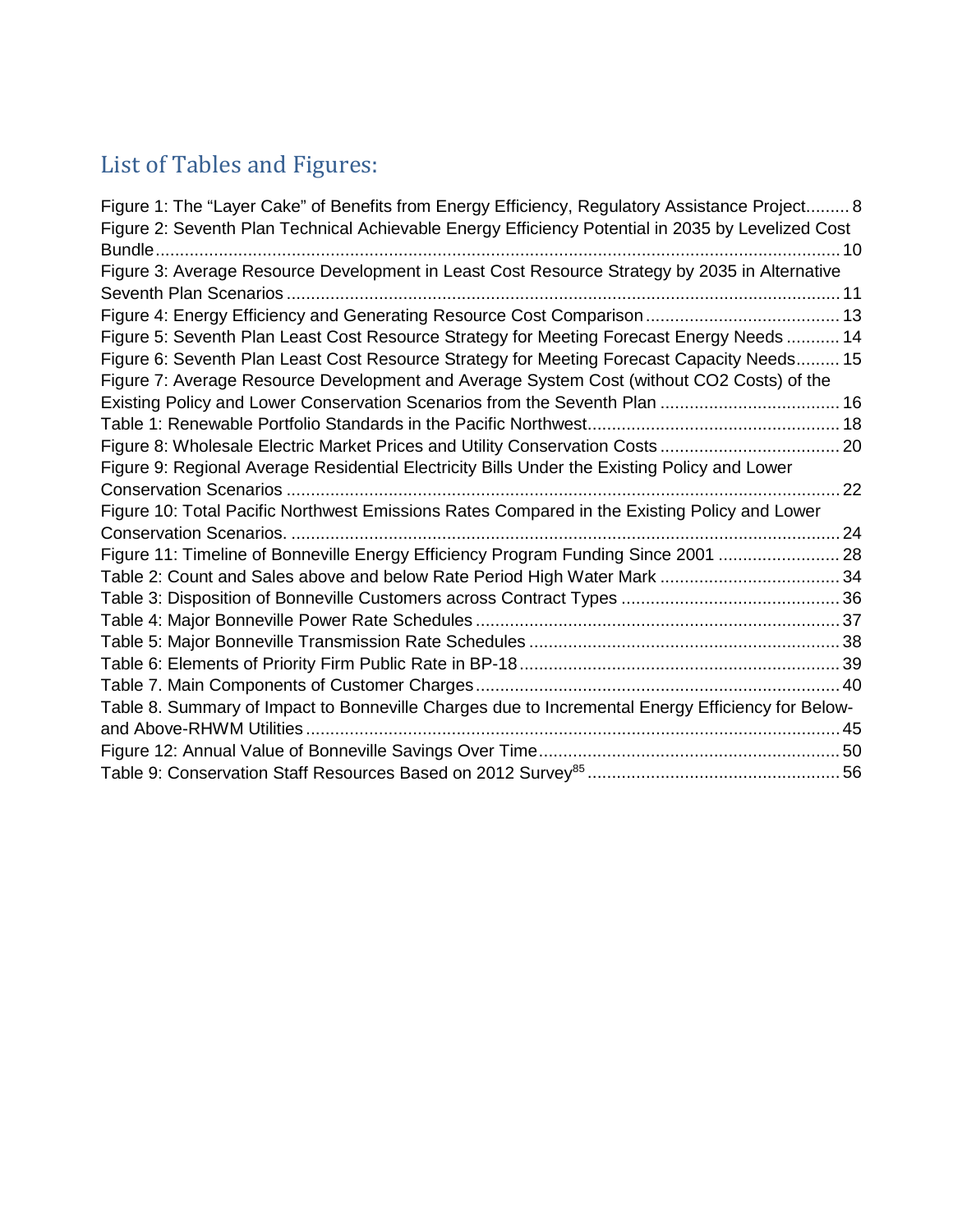## List of Tables and Figures:

Figure 1: The "Layer Cake" of Benefits from Energy Efficiency, Regulatory Assistance Project......... 8
Figure 2: Seventh Plan Technical Achievable Energy Efficiency Potential in 2035 by Levelized Cost Bundle.............................................................................................................................. 10
Figure 3: Average Resource Development in Least Cost Resource Strategy by 2035 in Alternative Seventh Plan Scenarios .................................................................................................. 11
Figure 4: Energy Efficiency and Generating Resource Cost Comparison........................................ 13
Figure 5: Seventh Plan Least Cost Resource Strategy for Meeting Forecast Energy Needs ........... 14
Figure 6: Seventh Plan Least Cost Resource Strategy for Meeting Forecast Capacity Needs......... 15
Figure 7: Average Resource Development and Average System Cost (without CO2 Costs) of the Existing Policy and Lower Conservation Scenarios from the Seventh Plan ..................................... 16
Table 1: Renewable Portfolio Standards in the Pacific Northwest.................................................... 18
Figure 8: Wholesale Electric Market Prices and Utility Conservation Costs ..................................... 20
Figure 9: Regional Average Residential Electricity Bills Under the Existing Policy and Lower Conservation Scenarios ................................................................................................... 22
Figure 10: Total Pacific Northwest Emissions Rates Compared in the Existing Policy and Lower Conservation Scenarios. .................................................................................................. 24
Figure 11: Timeline of Bonneville Energy Efficiency Program Funding Since 2001 ......................... 28
Table 2: Count and Sales above and below Rate Period High Water Mark ..................................... 34
Table 3: Disposition of Bonneville Customers across Contract Types ............................................. 36
Table 4: Major Bonneville Power Rate Schedules........................................................................... 37
Table 5: Major Bonneville Transmission Rate Schedules ................................................................ 38
Table 6: Elements of Priority Firm Public Rate in BP-18.................................................................. 39
Table 7. Main Components of Customer Charges........................................................................... 40
Table 8. Summary of Impact to Bonneville Charges due to Incremental Energy Efficiency for Below- and Above-RHWM Utilities ............................................................................................... 45
Figure 12: Annual Value of Bonneville Savings Over Time.............................................................. 50
Table 9: Conservation Staff Resources Based on 2012 Survey[85] .................................................... 56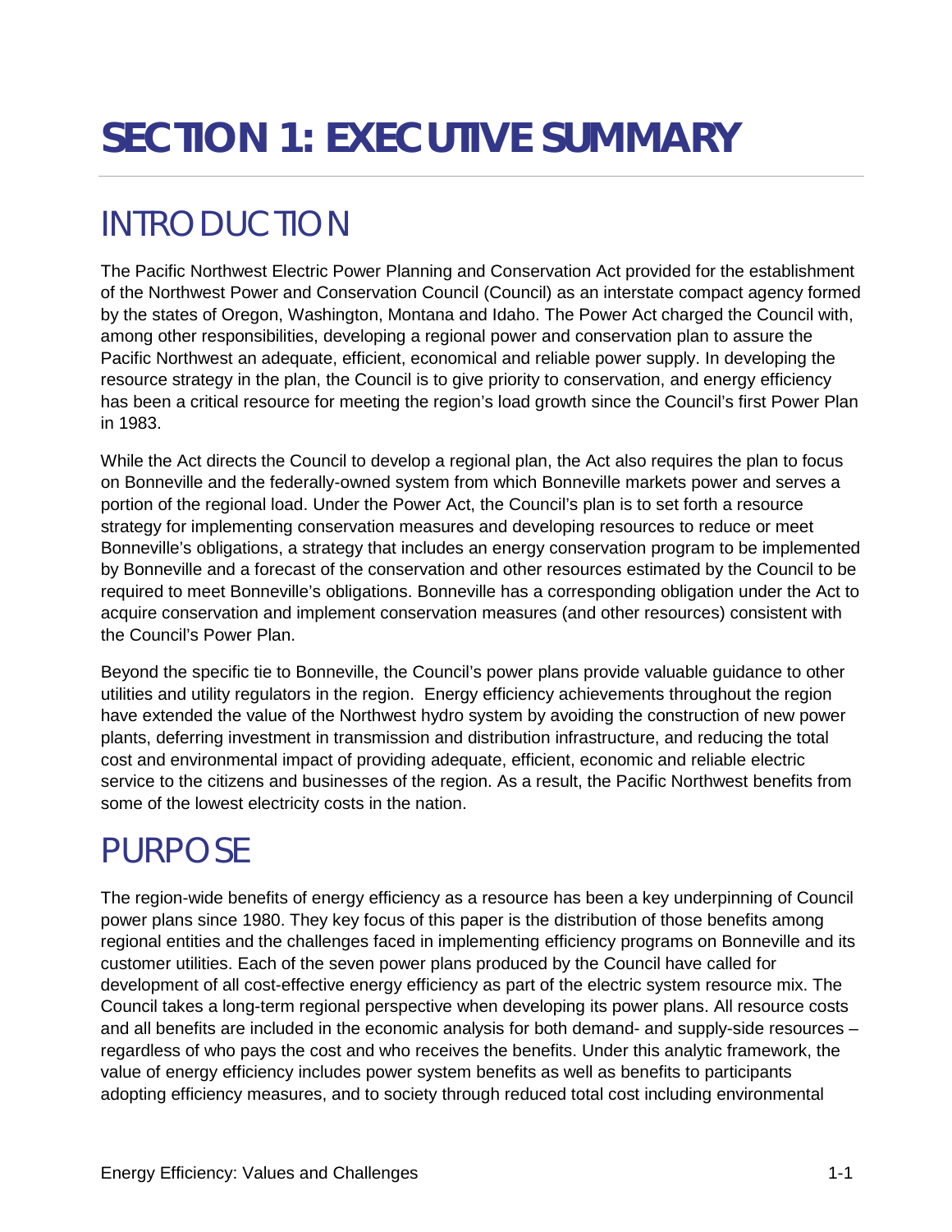# SECTION 1: EXECUTIVE SUMMARY

## INTRODUCTION

The Pacific Northwest Electric Power Planning and Conservation Act provided for the establishment of the Northwest Power and Conservation Council (Council) as an interstate compact agency formed by the states of Oregon, Washington, Montana and Idaho. The Power Act charged the Council with, among other responsibilities, developing a regional power and conservation plan to assure the Pacific Northwest an adequate, efficient, economical and reliable power supply. In developing the resource strategy in the plan, the Council is to give priority to conservation, and energy efficiency has been a critical resource for meeting the region's load growth since the Council's first Power Plan in 1983.

While the Act directs the Council to develop a regional plan, the Act also requires the plan to focus on Bonneville and the federally-owned system from which Bonneville markets power and serves a portion of the regional load. Under the Power Act, the Council's plan is to set forth a resource strategy for implementing conservation measures and developing resources to reduce or meet Bonneville's obligations, a strategy that includes an energy conservation program to be implemented by Bonneville and a forecast of the conservation and other resources estimated by the Council to be required to meet Bonneville's obligations. Bonneville has a corresponding obligation under the Act to acquire conservation and implement conservation measures (and other resources) consistent with the Council's Power Plan.

Beyond the specific tie to Bonneville, the Council's power plans provide valuable guidance to other utilities and utility regulators in the region. Energy efficiency achievements throughout the region have extended the value of the Northwest hydro system by avoiding the construction of new power plants, deferring investment in transmission and distribution infrastructure, and reducing the total cost and environmental impact of providing adequate, efficient, economic and reliable electric service to the citizens and businesses of the region. As a result, the Pacific Northwest benefits from some of the lowest electricity costs in the nation.

## PURPOSE

The region-wide benefits of energy efficiency as a resource has been a key underpinning of Council power plans since 1980. They key focus of this paper is the distribution of those benefits among regional entities and the challenges faced in implementing efficiency programs on Bonneville and its customer utilities. Each of the seven power plans produced by the Council have called for development of all cost-effective energy efficiency as part of the electric system resource mix. The Council takes a long-term regional perspective when developing its power plans. All resource costs and all benefits are included in the economic analysis for both demand- and supply-side resources – regardless of who pays the cost and who receives the benefits. Under this analytic framework, the value of energy efficiency includes power system benefits as well as benefits to participants adopting efficiency measures, and to society through reduced total cost including environmental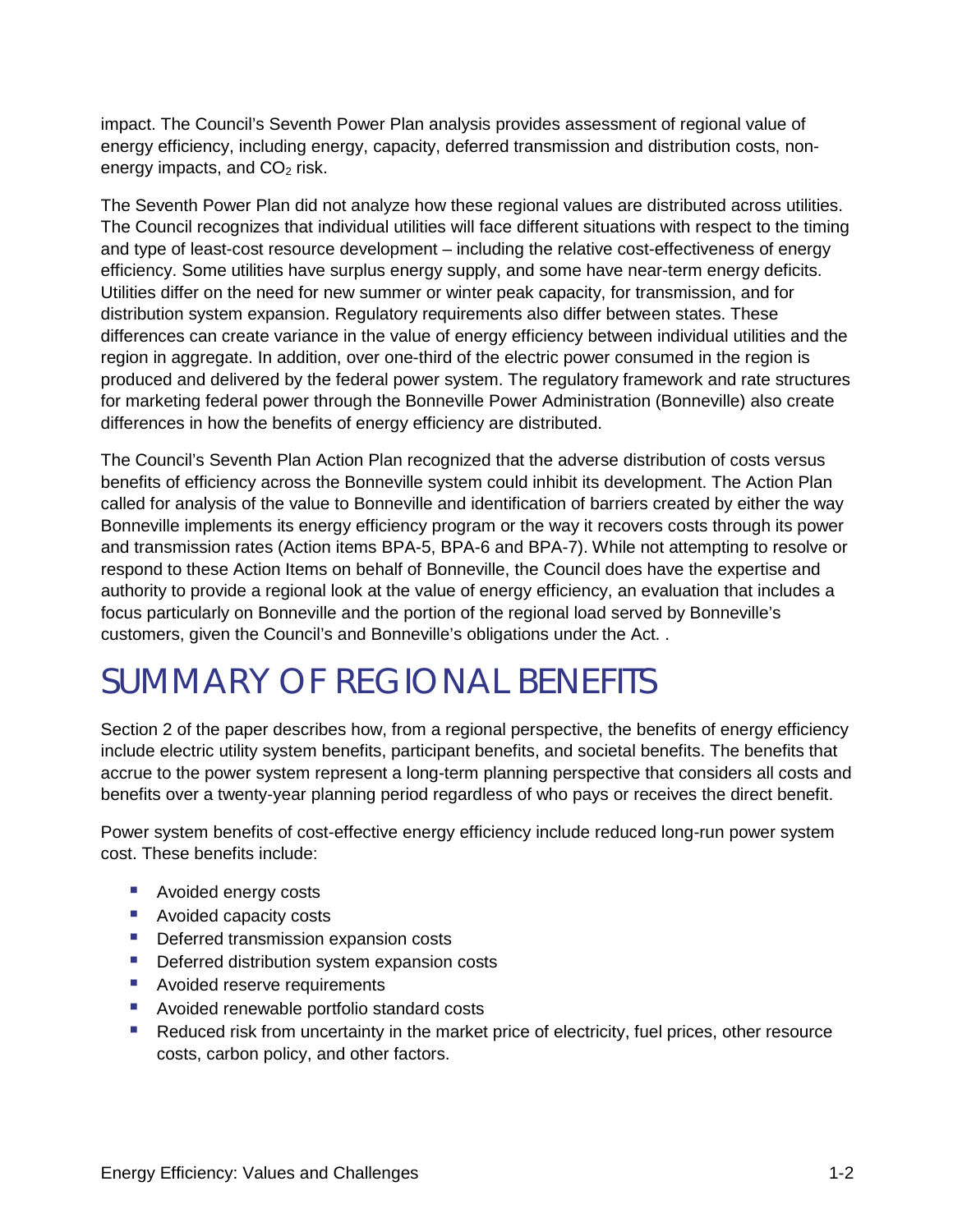impact. The Council's Seventh Power Plan analysis provides assessment of regional value of energy efficiency, including energy, capacity, deferred transmission and distribution costs, non-energy impacts, and $CO_2$ risk.

The Seventh Power Plan did not analyze how these regional values are distributed across utilities. The Council recognizes that individual utilities will face different situations with respect to the timing and type of least-cost resource development – including the relative cost-effectiveness of energy efficiency. Some utilities have surplus energy supply, and some have near-term energy deficits. Utilities differ on the need for new summer or winter peak capacity, for transmission, and for distribution system expansion. Regulatory requirements also differ between states. These differences can create variance in the value of energy efficiency between individual utilities and the region in aggregate. In addition, over one-third of the electric power consumed in the region is produced and delivered by the federal power system. The regulatory framework and rate structures for marketing federal power through the Bonneville Power Administration (Bonneville) also create differences in how the benefits of energy efficiency are distributed.

The Council's Seventh Plan Action Plan recognized that the adverse distribution of costs versus benefits of efficiency across the Bonneville system could inhibit its development. The Action Plan called for analysis of the value to Bonneville and identification of barriers created by either the way Bonneville implements its energy efficiency program or the way it recovers costs through its power and transmission rates (Action items BPA-5, BPA-6 and BPA-7). While not attempting to resolve or respond to these Action Items on behalf of Bonneville, the Council does have the expertise and authority to provide a regional look at the value of energy efficiency, an evaluation that includes a focus particularly on Bonneville and the portion of the regional load served by Bonneville's customers, given the Council's and Bonneville's obligations under the Act. .

# SUMMARY OF REGIONAL BENEFITS

Section 2 of the paper describes how, from a regional perspective, the benefits of energy efficiency include electric utility system benefits, participant benefits, and societal benefits. The benefits that accrue to the power system represent a long-term planning perspective that considers all costs and benefits over a twenty-year planning period regardless of who pays or receives the direct benefit.

Power system benefits of cost-effective energy efficiency include reduced long-run power system cost. These benefits include:

- Avoided energy costs
- Avoided capacity costs
- Deferred transmission expansion costs
- Deferred distribution system expansion costs
- Avoided reserve requirements
- Avoided renewable portfolio standard costs
- Reduced risk from uncertainty in the market price of electricity, fuel prices, other resource costs, carbon policy, and other factors.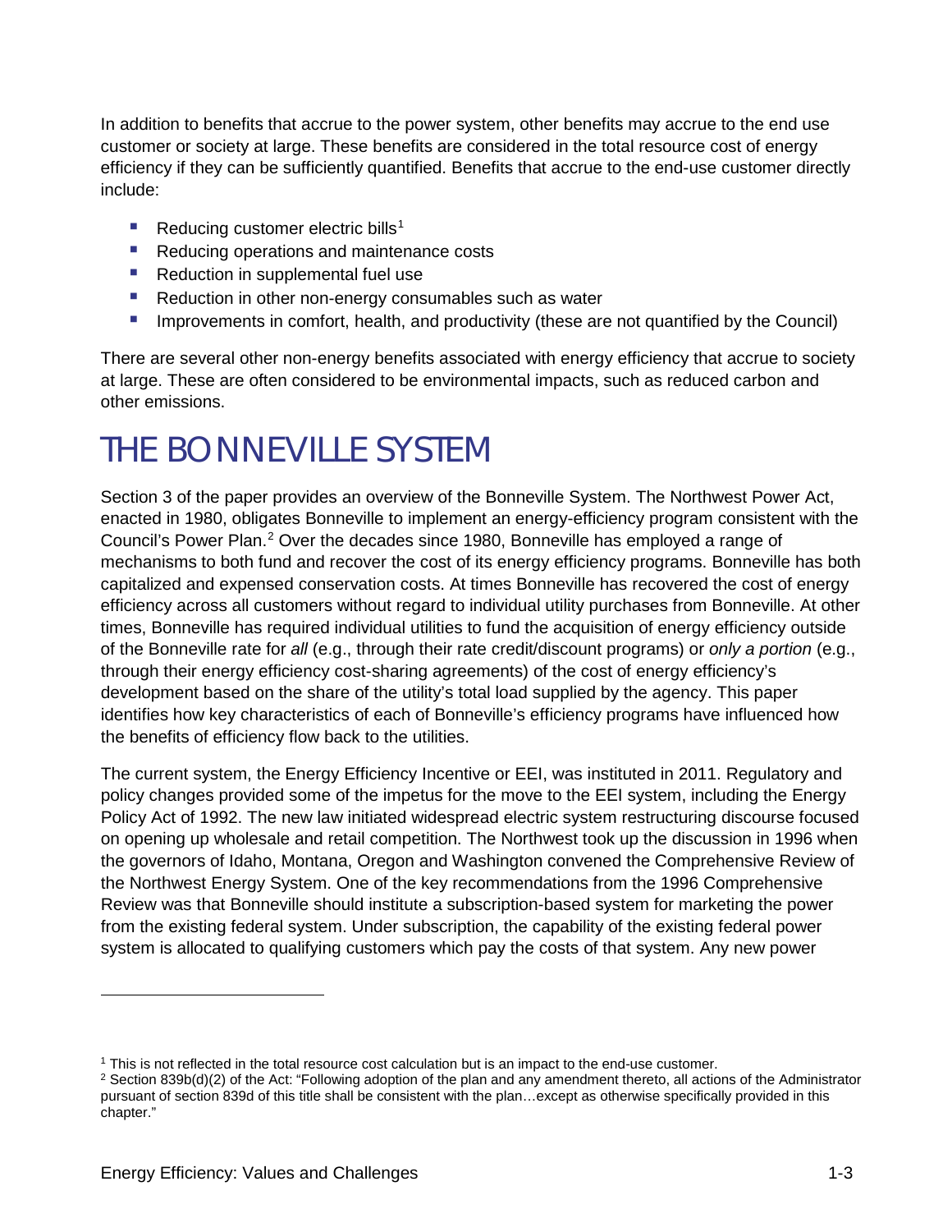In addition to benefits that accrue to the power system, other benefits may accrue to the end use customer or society at large. These benefits are considered in the total resource cost of energy efficiency if they can be sufficiently quantified. Benefits that accrue to the end-use customer directly include:

- Reducing customer electric bills[1]
- Reducing operations and maintenance costs
- Reduction in supplemental fuel use
- Reduction in other non-energy consumables such as water
- Improvements in comfort, health, and productivity (these are not quantified by the Council)

There are several other non-energy benefits associated with energy efficiency that accrue to society at large. These are often considered to be environmental impacts, such as reduced carbon and other emissions.

# THE BONNEVILLE SYSTEM

Section 3 of the paper provides an overview of the Bonneville System. The Northwest Power Act, enacted in 1980, obligates Bonneville to implement an energy-efficiency program consistent with the Council's Power Plan.[2] Over the decades since 1980, Bonneville has employed a range of mechanisms to both fund and recover the cost of its energy efficiency programs. Bonneville has both capitalized and expensed conservation costs. At times Bonneville has recovered the cost of energy efficiency across all customers without regard to individual utility purchases from Bonneville. At other times, Bonneville has required individual utilities to fund the acquisition of energy efficiency outside of the Bonneville rate for *all* (e.g., through their rate credit/discount programs) or *only a portion* (e.g., through their energy efficiency cost-sharing agreements) of the cost of energy efficiency's development based on the share of the utility's total load supplied by the agency. This paper identifies how key characteristics of each of Bonneville's efficiency programs have influenced how the benefits of efficiency flow back to the utilities.

The current system, the Energy Efficiency Incentive or EEI, was instituted in 2011. Regulatory and policy changes provided some of the impetus for the move to the EEI system, including the Energy Policy Act of 1992. The new law initiated widespread electric system restructuring discourse focused on opening up wholesale and retail competition. The Northwest took up the discussion in 1996 when the governors of Idaho, Montana, Oregon and Washington convened the Comprehensive Review of the Northwest Energy System. One of the key recommendations from the 1996 Comprehensive Review was that Bonneville should institute a subscription-based system for marketing the power from the existing federal system. Under subscription, the capability of the existing federal power system is allocated to qualifying customers which pay the costs of that system. Any new power

---

[1] This is not reflected in the total resource cost calculation but is an impact to the end-use customer.

[2] Section 839b(d)(2) of the Act: "Following adoption of the plan and any amendment thereto, all actions of the Administrator pursuant of section 839d of this title shall be consistent with the plan…except as otherwise specifically provided in this chapter."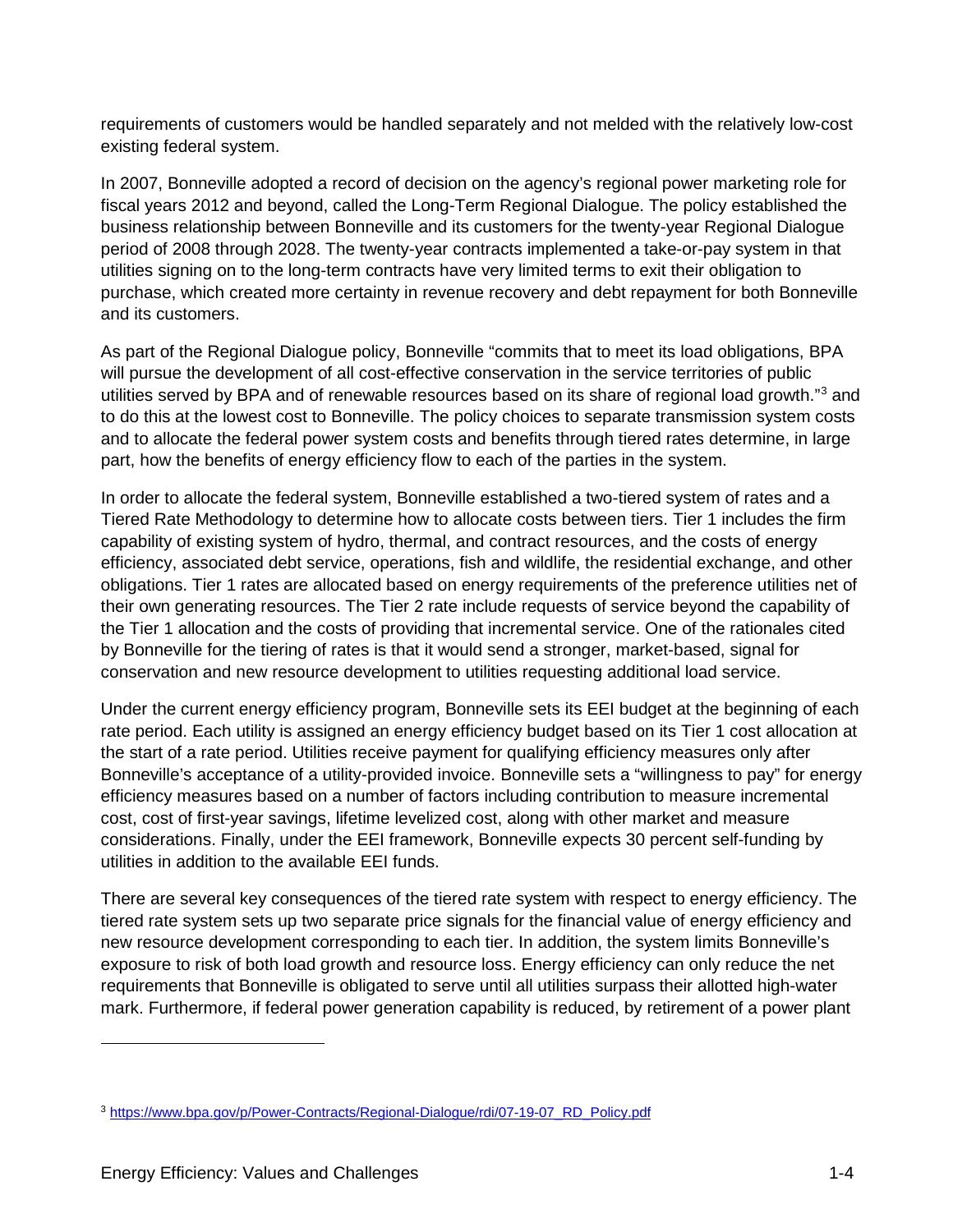requirements of customers would be handled separately and not melded with the relatively low-cost existing federal system.

In 2007, Bonneville adopted a record of decision on the agency's regional power marketing role for fiscal years 2012 and beyond, called the Long-Term Regional Dialogue. The policy established the business relationship between Bonneville and its customers for the twenty-year Regional Dialogue period of 2008 through 2028. The twenty-year contracts implemented a take-or-pay system in that utilities signing on to the long-term contracts have very limited terms to exit their obligation to purchase, which created more certainty in revenue recovery and debt repayment for both Bonneville and its customers.

As part of the Regional Dialogue policy, Bonneville "commits that to meet its load obligations, BPA will pursue the development of all cost-effective conservation in the service territories of public utilities served by BPA and of renewable resources based on its share of regional load growth."[3] and to do this at the lowest cost to Bonneville. The policy choices to separate transmission system costs and to allocate the federal power system costs and benefits through tiered rates determine, in large part, how the benefits of energy efficiency flow to each of the parties in the system.

In order to allocate the federal system, Bonneville established a two-tiered system of rates and a Tiered Rate Methodology to determine how to allocate costs between tiers. Tier 1 includes the firm capability of existing system of hydro, thermal, and contract resources, and the costs of energy efficiency, associated debt service, operations, fish and wildlife, the residential exchange, and other obligations. Tier 1 rates are allocated based on energy requirements of the preference utilities net of their own generating resources. The Tier 2 rate include requests of service beyond the capability of the Tier 1 allocation and the costs of providing that incremental service. One of the rationales cited by Bonneville for the tiering of rates is that it would send a stronger, market-based, signal for conservation and new resource development to utilities requesting additional load service.

Under the current energy efficiency program, Bonneville sets its EEI budget at the beginning of each rate period. Each utility is assigned an energy efficiency budget based on its Tier 1 cost allocation at the start of a rate period. Utilities receive payment for qualifying efficiency measures only after Bonneville's acceptance of a utility-provided invoice. Bonneville sets a "willingness to pay" for energy efficiency measures based on a number of factors including contribution to measure incremental cost, cost of first-year savings, lifetime levelized cost, along with other market and measure considerations. Finally, under the EEI framework, Bonneville expects 30 percent self-funding by utilities in addition to the available EEI funds.

There are several key consequences of the tiered rate system with respect to energy efficiency. The tiered rate system sets up two separate price signals for the financial value of energy efficiency and new resource development corresponding to each tier. In addition, the system limits Bonneville's exposure to risk of both load growth and resource loss. Energy efficiency can only reduce the net requirements that Bonneville is obligated to serve until all utilities surpass their allotted high-water mark. Furthermore, if federal power generation capability is reduced, by retirement of a power plant

[3] https://www.bpa.gov/p/Power-Contracts/Regional-Dialogue/rdi/07-19-07_RD_Policy.pdf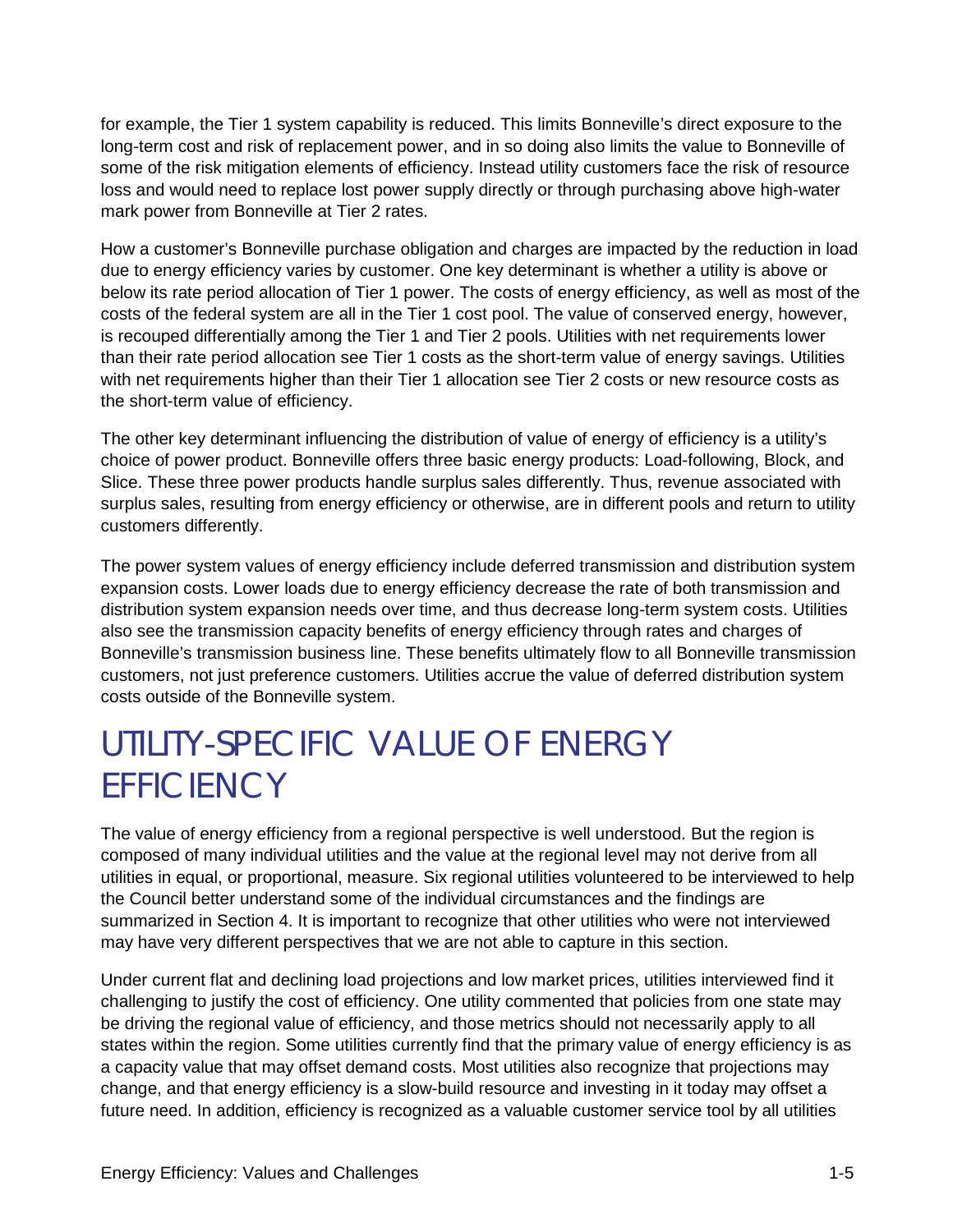for example, the Tier 1 system capability is reduced. This limits Bonneville's direct exposure to the long-term cost and risk of replacement power, and in so doing also limits the value to Bonneville of some of the risk mitigation elements of efficiency. Instead utility customers face the risk of resource loss and would need to replace lost power supply directly or through purchasing above high-water mark power from Bonneville at Tier 2 rates.

How a customer's Bonneville purchase obligation and charges are impacted by the reduction in load due to energy efficiency varies by customer. One key determinant is whether a utility is above or below its rate period allocation of Tier 1 power. The costs of energy efficiency, as well as most of the costs of the federal system are all in the Tier 1 cost pool. The value of conserved energy, however, is recouped differentially among the Tier 1 and Tier 2 pools. Utilities with net requirements lower than their rate period allocation see Tier 1 costs as the short-term value of energy savings. Utilities with net requirements higher than their Tier 1 allocation see Tier 2 costs or new resource costs as the short-term value of efficiency.

The other key determinant influencing the distribution of value of energy of efficiency is a utility's choice of power product. Bonneville offers three basic energy products: Load-following, Block, and Slice. These three power products handle surplus sales differently. Thus, revenue associated with surplus sales, resulting from energy efficiency or otherwise, are in different pools and return to utility customers differently.

The power system values of energy efficiency include deferred transmission and distribution system expansion costs. Lower loads due to energy efficiency decrease the rate of both transmission and distribution system expansion needs over time, and thus decrease long-term system costs. Utilities also see the transmission capacity benefits of energy efficiency through rates and charges of Bonneville's transmission business line. These benefits ultimately flow to all Bonneville transmission customers, not just preference customers. Utilities accrue the value of deferred distribution system costs outside of the Bonneville system.

# UTILITY-SPECIFIC VALUE OF ENERGY EFFICIENCY

The value of energy efficiency from a regional perspective is well understood. But the region is composed of many individual utilities and the value at the regional level may not derive from all utilities in equal, or proportional, measure. Six regional utilities volunteered to be interviewed to help the Council better understand some of the individual circumstances and the findings are summarized in Section 4. It is important to recognize that other utilities who were not interviewed may have very different perspectives that we are not able to capture in this section.

Under current flat and declining load projections and low market prices, utilities interviewed find it challenging to justify the cost of efficiency. One utility commented that policies from one state may be driving the regional value of efficiency, and those metrics should not necessarily apply to all states within the region. Some utilities currently find that the primary value of energy efficiency is as a capacity value that may offset demand costs. Most utilities also recognize that projections may change, and that energy efficiency is a slow-build resource and investing in it today may offset a future need. In addition, efficiency is recognized as a valuable customer service tool by all utilities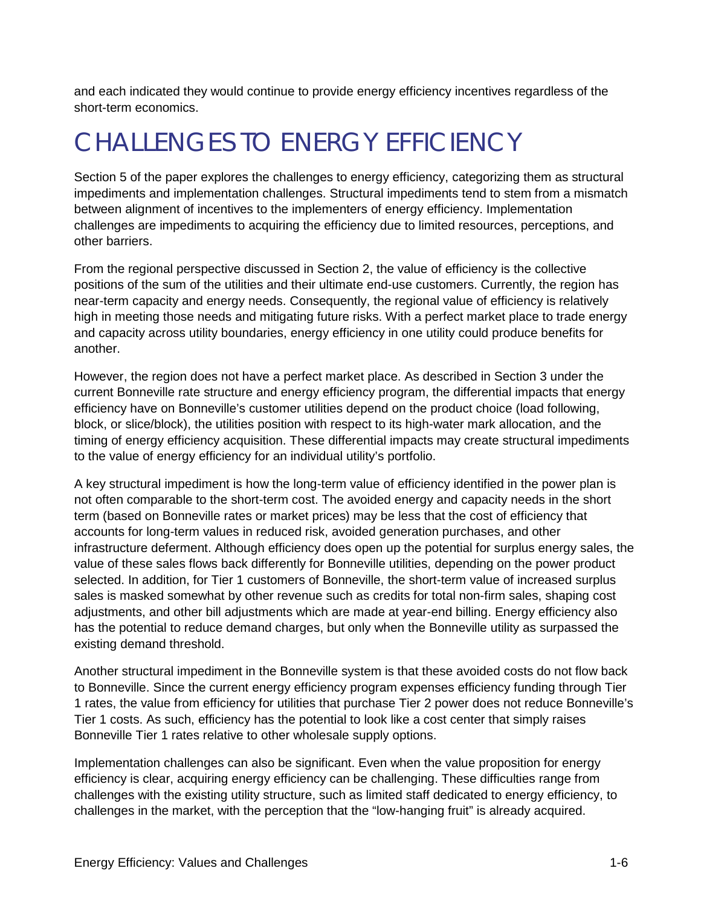and each indicated they would continue to provide energy efficiency incentives regardless of the short-term economics.

# CHALLENGES TO ENERGY EFFICIENCY

Section 5 of the paper explores the challenges to energy efficiency, categorizing them as structural impediments and implementation challenges. Structural impediments tend to stem from a mismatch between alignment of incentives to the implementers of energy efficiency. Implementation challenges are impediments to acquiring the efficiency due to limited resources, perceptions, and other barriers.

From the regional perspective discussed in Section 2, the value of efficiency is the collective positions of the sum of the utilities and their ultimate end-use customers. Currently, the region has near-term capacity and energy needs. Consequently, the regional value of efficiency is relatively high in meeting those needs and mitigating future risks. With a perfect market place to trade energy and capacity across utility boundaries, energy efficiency in one utility could produce benefits for another.

However, the region does not have a perfect market place. As described in Section 3 under the current Bonneville rate structure and energy efficiency program, the differential impacts that energy efficiency have on Bonneville's customer utilities depend on the product choice (load following, block, or slice/block), the utilities position with respect to its high-water mark allocation, and the timing of energy efficiency acquisition. These differential impacts may create structural impediments to the value of energy efficiency for an individual utility's portfolio.

A key structural impediment is how the long-term value of efficiency identified in the power plan is not often comparable to the short-term cost. The avoided energy and capacity needs in the short term (based on Bonneville rates or market prices) may be less that the cost of efficiency that accounts for long-term values in reduced risk, avoided generation purchases, and other infrastructure deferment. Although efficiency does open up the potential for surplus energy sales, the value of these sales flows back differently for Bonneville utilities, depending on the power product selected. In addition, for Tier 1 customers of Bonneville, the short-term value of increased surplus sales is masked somewhat by other revenue such as credits for total non-firm sales, shaping cost adjustments, and other bill adjustments which are made at year-end billing. Energy efficiency also has the potential to reduce demand charges, but only when the Bonneville utility as surpassed the existing demand threshold.

Another structural impediment in the Bonneville system is that these avoided costs do not flow back to Bonneville. Since the current energy efficiency program expenses efficiency funding through Tier 1 rates, the value from efficiency for utilities that purchase Tier 2 power does not reduce Bonneville's Tier 1 costs. As such, efficiency has the potential to look like a cost center that simply raises Bonneville Tier 1 rates relative to other wholesale supply options.

Implementation challenges can also be significant. Even when the value proposition for energy efficiency is clear, acquiring energy efficiency can be challenging. These difficulties range from challenges with the existing utility structure, such as limited staff dedicated to energy efficiency, to challenges in the market, with the perception that the "low-hanging fruit" is already acquired.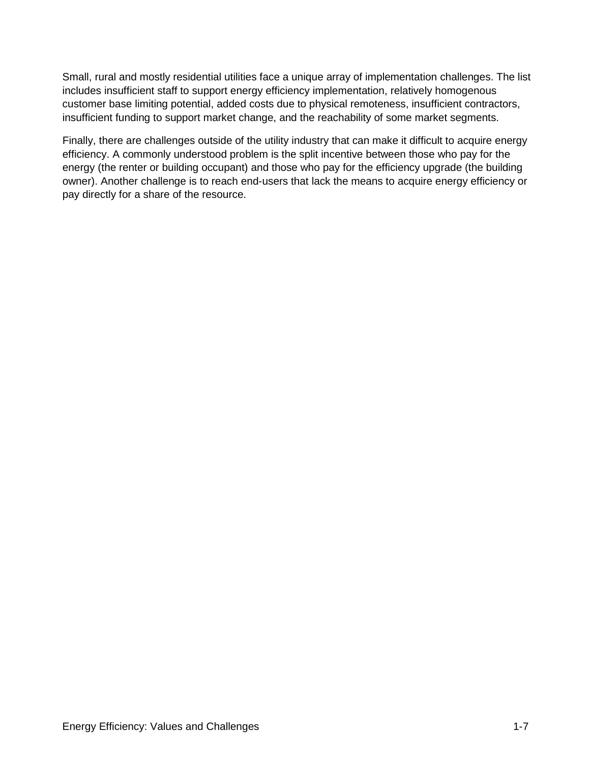Small, rural and mostly residential utilities face a unique array of implementation challenges. The list includes insufficient staff to support energy efficiency implementation, relatively homogenous customer base limiting potential, added costs due to physical remoteness, insufficient contractors, insufficient funding to support market change, and the reachability of some market segments.

Finally, there are challenges outside of the utility industry that can make it difficult to acquire energy efficiency. A commonly understood problem is the split incentive between those who pay for the energy (the renter or building occupant) and those who pay for the efficiency upgrade (the building owner). Another challenge is to reach end-users that lack the means to acquire energy efficiency or pay directly for a share of the resource.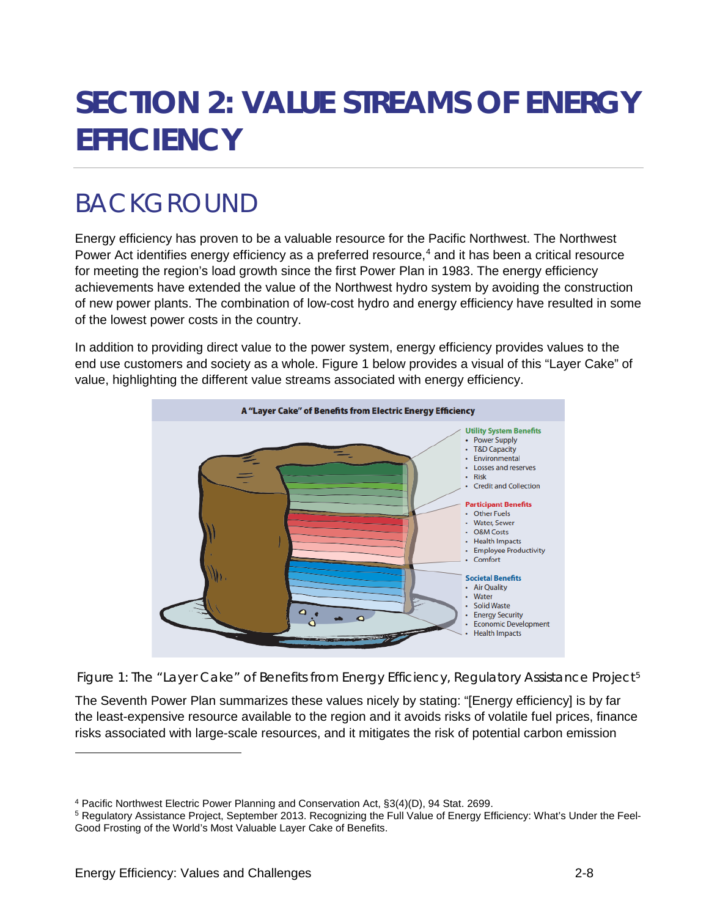# SECTION 2: VALUE STREAMS OF ENERGY EFFICIENCY

## BACKGROUND

Energy efficiency has proven to be a valuable resource for the Pacific Northwest. The Northwest Power Act identifies energy efficiency as a preferred resource,[4] and it has been a critical resource for meeting the region's load growth since the first Power Plan in 1983. The energy efficiency achievements have extended the value of the Northwest hydro system by avoiding the construction of new power plants. The combination of low-cost hydro and energy efficiency have resulted in some of the lowest power costs in the country.

In addition to providing direct value to the power system, energy efficiency provides values to the end use customers and society as a whole. Figure 1 below provides a visual of this "Layer Cake" of value, highlighting the different value streams associated with energy efficiency.

A "Layer Cake" of Benefits from Electric Energy Efficiency

**Utility System Benefits**
- Power Supply
- T&D Capacity
- Environmental
- Losses and reserves
- Risk
- Credit and Collection

**Participant Benefits**
- Other Fuels
- Water, Sewer
- O&M Costs
- Health Impacts
- Employee Productivity
- Comfort

**Societal Benefits**
- Air Quality
- Water
- Solid Waste
- Energy Security
- Economic Development
- Health Impacts

Figure 1: The "Layer Cake" of Benefits from Energy Efficiency, Regulatory Assistance Project[5]

The Seventh Power Plan summarizes these values nicely by stating: "[Energy efficiency] is by far the least-expensive resource available to the region and it avoids risks of volatile fuel prices, finance risks associated with large-scale resources, and it mitigates the risk of potential carbon emission

---

[4] Pacific Northwest Electric Power Planning and Conservation Act, §3(4)(D), 94 Stat. 2699.

[5] Regulatory Assistance Project, September 2013. Recognizing the Full Value of Energy Efficiency: What's Under the Feel-Good Frosting of the World's Most Valuable Layer Cake of Benefits.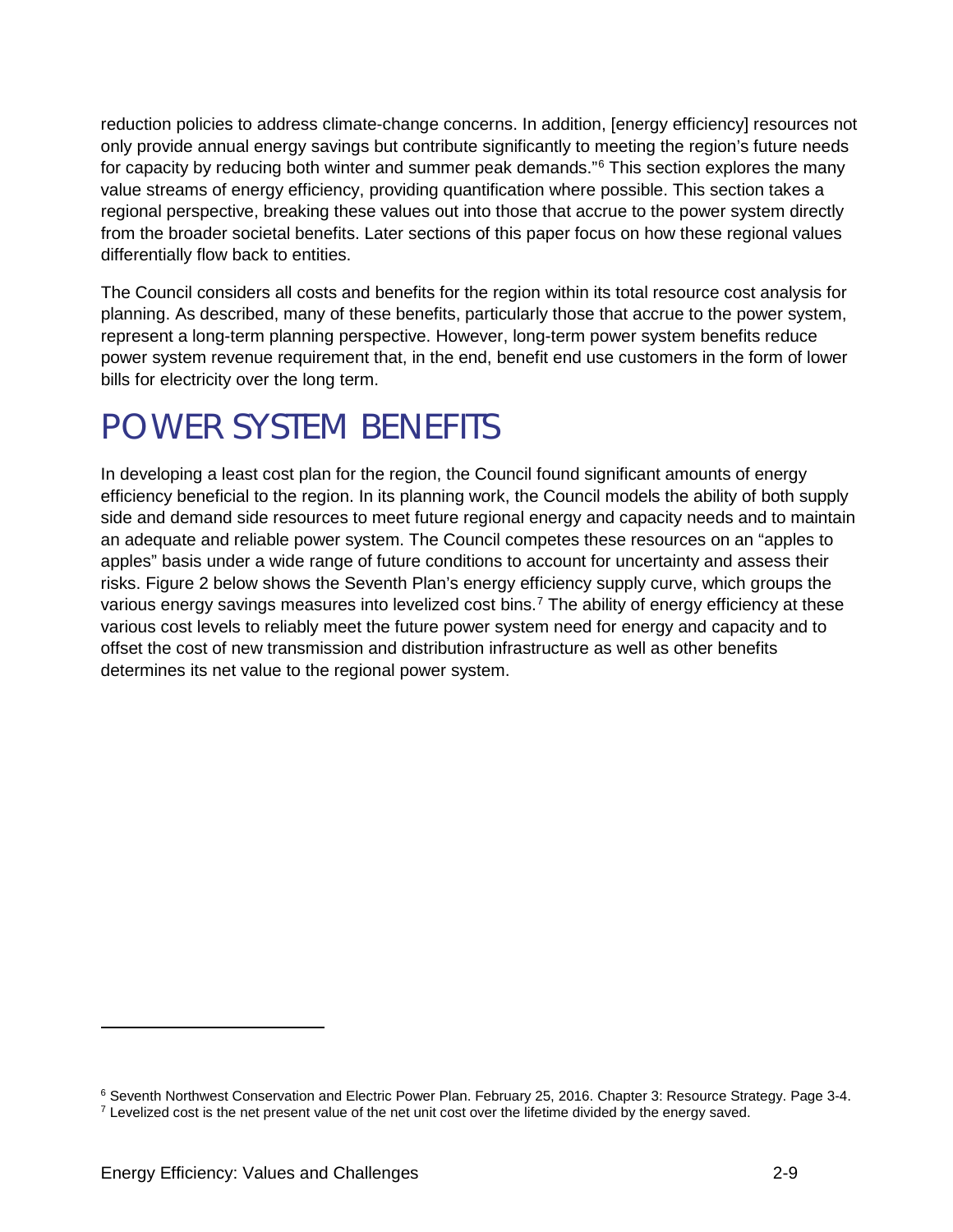reduction policies to address climate-change concerns. In addition, [energy efficiency] resources not only provide annual energy savings but contribute significantly to meeting the region's future needs for capacity by reducing both winter and summer peak demands."[6] This section explores the many value streams of energy efficiency, providing quantification where possible. This section takes a regional perspective, breaking these values out into those that accrue to the power system directly from the broader societal benefits. Later sections of this paper focus on how these regional values differentially flow back to entities.

The Council considers all costs and benefits for the region within its total resource cost analysis for planning. As described, many of these benefits, particularly those that accrue to the power system, represent a long-term planning perspective. However, long-term power system benefits reduce power system revenue requirement that, in the end, benefit end use customers in the form of lower bills for electricity over the long term.

# POWER SYSTEM BENEFITS

In developing a least cost plan for the region, the Council found significant amounts of energy efficiency beneficial to the region. In its planning work, the Council models the ability of both supply side and demand side resources to meet future regional energy and capacity needs and to maintain an adequate and reliable power system. The Council competes these resources on an "apples to apples" basis under a wide range of future conditions to account for uncertainty and assess their risks. Figure 2 below shows the Seventh Plan's energy efficiency supply curve, which groups the various energy savings measures into levelized cost bins.[7] The ability of energy efficiency at these various cost levels to reliably meet the future power system need for energy and capacity and to offset the cost of new transmission and distribution infrastructure as well as other benefits determines its net value to the regional power system.

---

[6] Seventh Northwest Conservation and Electric Power Plan. February 25, 2016. Chapter 3: Resource Strategy. Page 3-4.

[7] Levelized cost is the net present value of the net unit cost over the lifetime divided by the energy saved.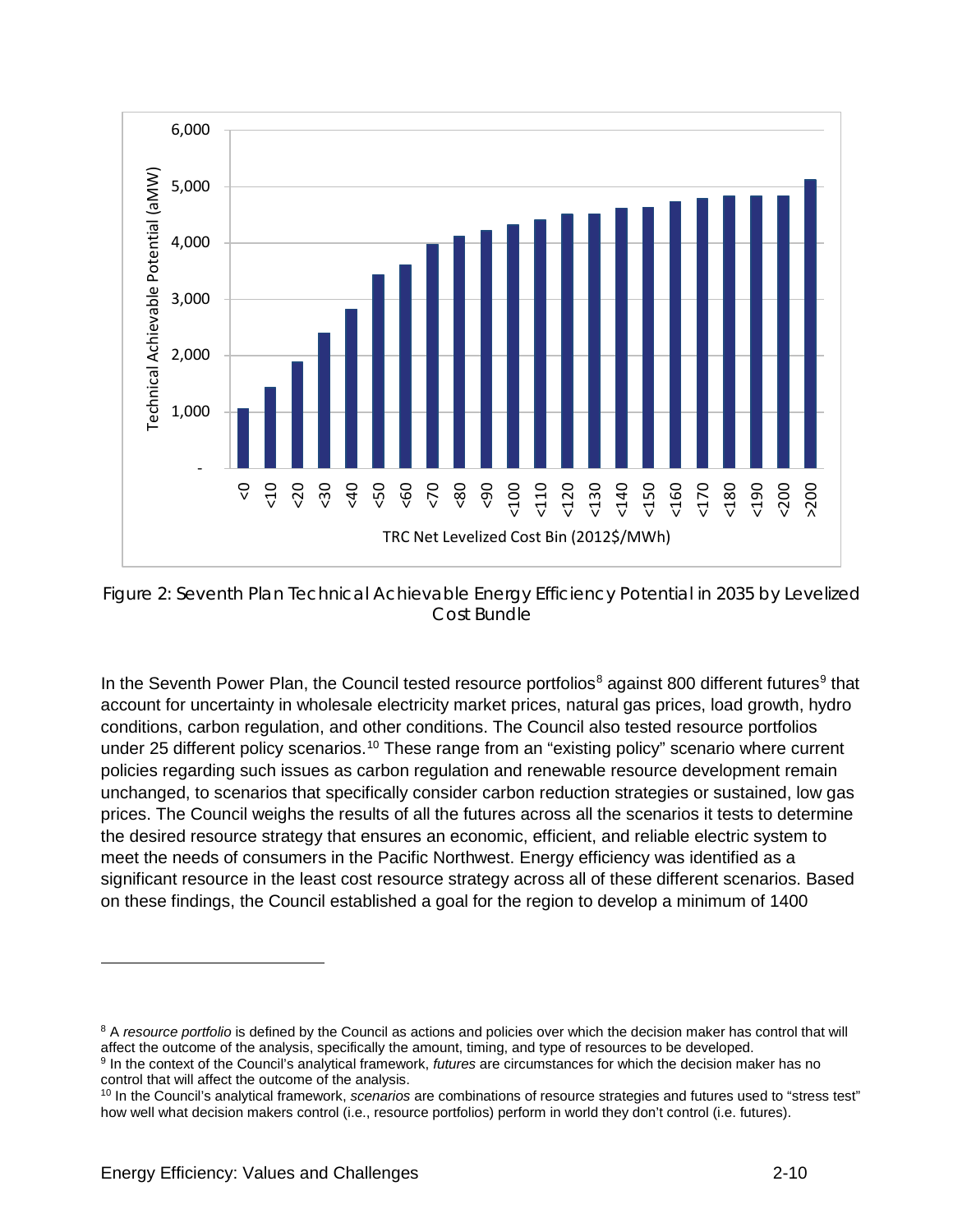Figure 2: Seventh Plan Technical Achievable Energy Efficiency Potential in 2035 by Levelized Cost Bundle

In the Seventh Power Plan, the Council tested resource portfolios[8] against 800 different futures[9] that account for uncertainty in wholesale electricity market prices, natural gas prices, load growth, hydro conditions, carbon regulation, and other conditions. The Council also tested resource portfolios under 25 different policy scenarios.[10] These range from an "existing policy" scenario where current policies regarding such issues as carbon regulation and renewable resource development remain unchanged, to scenarios that specifically consider carbon reduction strategies or sustained, low gas prices. The Council weighs the results of all the futures across all the scenarios it tests to determine the desired resource strategy that ensures an economic, efficient, and reliable electric system to meet the needs of consumers in the Pacific Northwest. Energy efficiency was identified as a significant resource in the least cost resource strategy across all of these different scenarios. Based on these findings, the Council established a goal for the region to develop a minimum of 1400

---

[8] A *resource portfolio* is defined by the Council as actions and policies over which the decision maker has control that will affect the outcome of the analysis, specifically the amount, timing, and type of resources to be developed.

[9] In the context of the Council's analytical framework, *futures* are circumstances for which the decision maker has no control that will affect the outcome of the analysis.

[10] In the Council's analytical framework, *scenarios* are combinations of resource strategies and futures used to "stress test" how well what decision makers control (i.e., resource portfolios) perform in world they don't control (i.e. futures).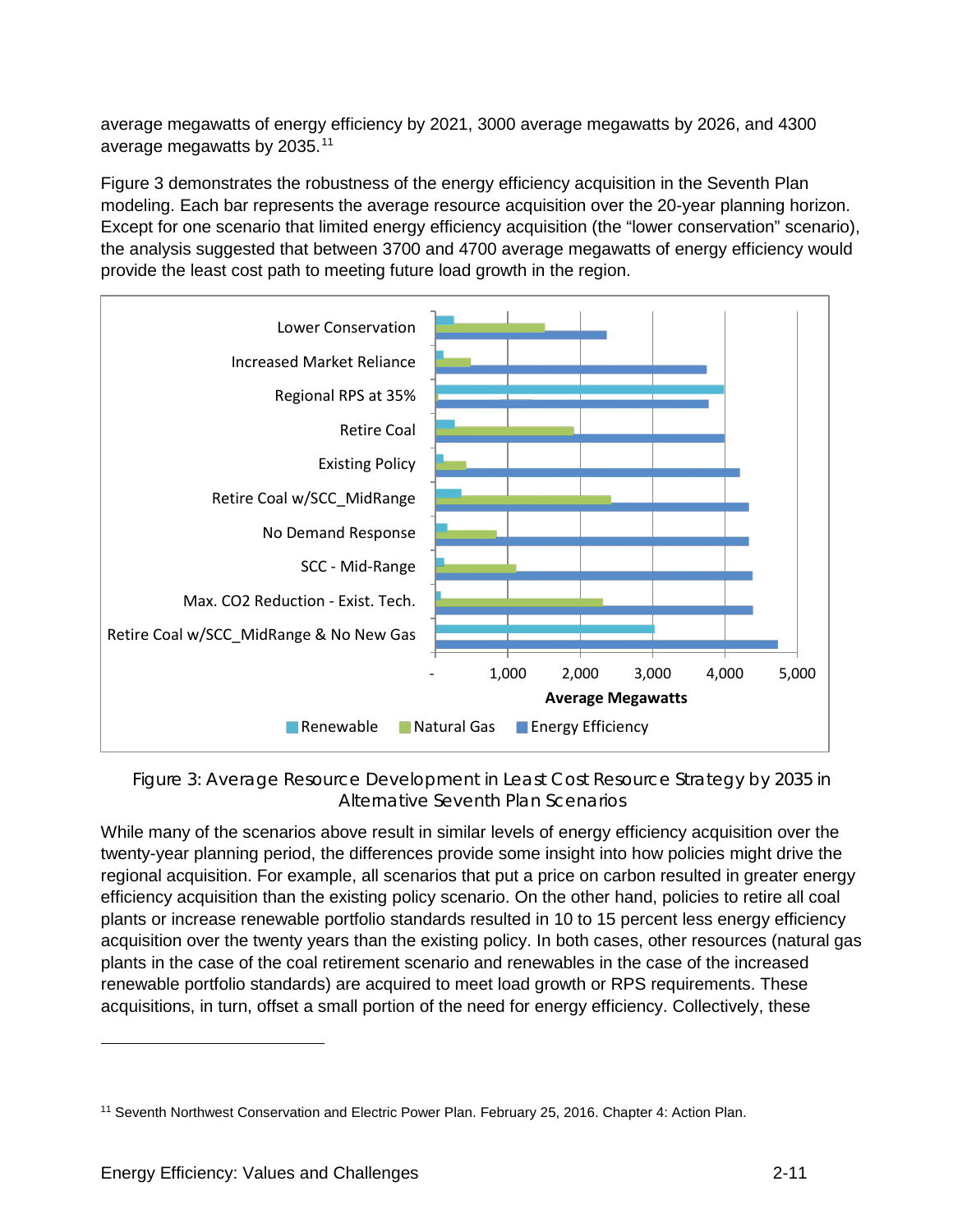average megawatts of energy efficiency by 2021, 3000 average megawatts by 2026, and 4300 average megawatts by 2035.[11]

Figure 3 demonstrates the robustness of the energy efficiency acquisition in the Seventh Plan modeling. Each bar represents the average resource acquisition over the 20-year planning horizon. Except for one scenario that limited energy efficiency acquisition (the "lower conservation" scenario), the analysis suggested that between 3700 and 4700 average megawatts of energy efficiency would provide the least cost path to meeting future load growth in the region.

Figure 3: Average Resource Development in Least Cost Resource Strategy by 2035 in Alternative Seventh Plan Scenarios

While many of the scenarios above result in similar levels of energy efficiency acquisition over the twenty-year planning period, the differences provide some insight into how policies might drive the regional acquisition. For example, all scenarios that put a price on carbon resulted in greater energy efficiency acquisition than the existing policy scenario. On the other hand, policies to retire all coal plants or increase renewable portfolio standards resulted in 10 to 15 percent less energy efficiency acquisition over the twenty years than the existing policy. In both cases, other resources (natural gas plants in the case of the coal retirement scenario and renewables in the case of the increased renewable portfolio standards) are acquired to meet load growth or RPS requirements. These acquisitions, in turn, offset a small portion of the need for energy efficiency. Collectively, these

[11] Seventh Northwest Conservation and Electric Power Plan. February 25, 2016. Chapter 4: Action Plan.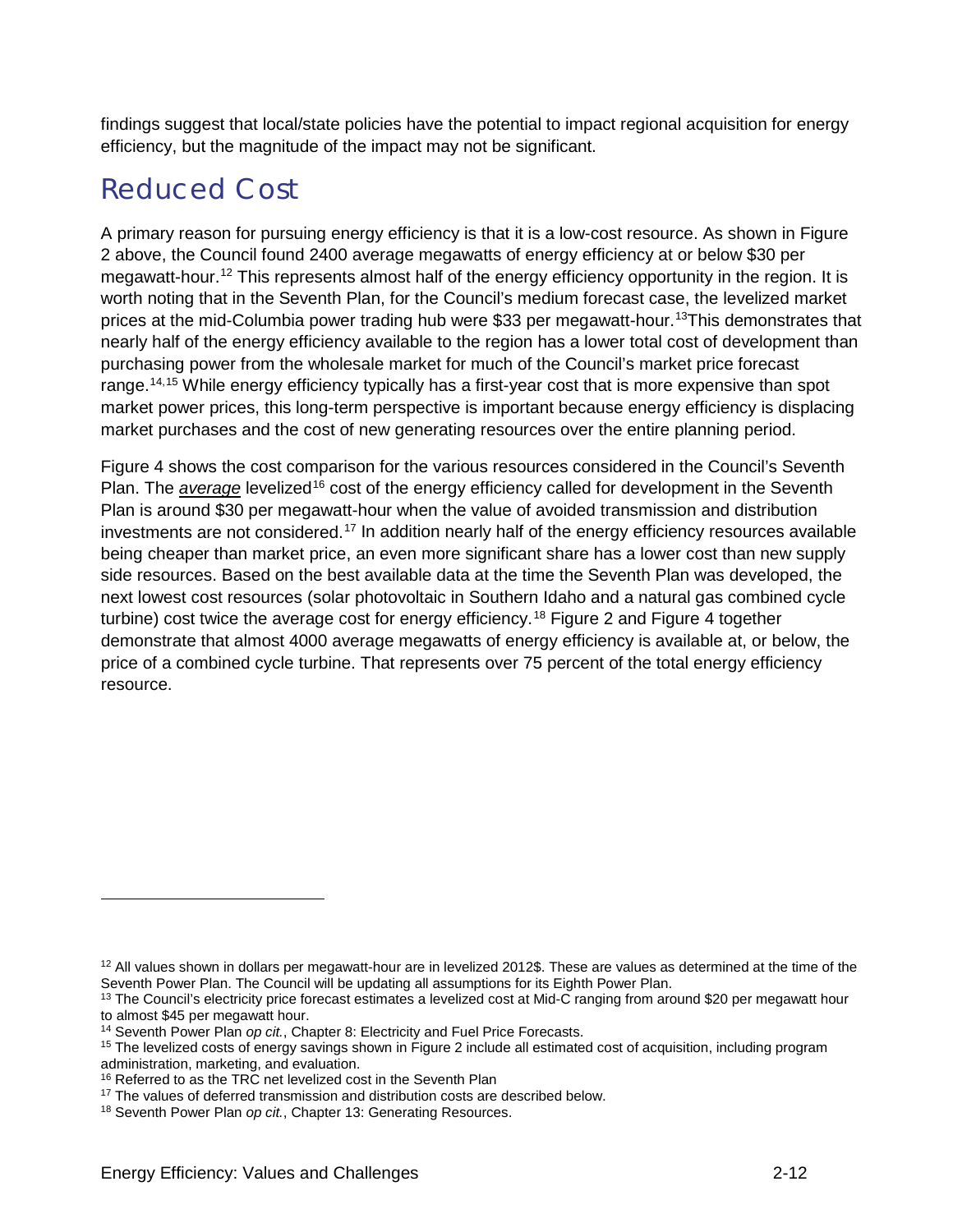findings suggest that local/state policies have the potential to impact regional acquisition for energy efficiency, but the magnitude of the impact may not be significant.

# Reduced Cost

A primary reason for pursuing energy efficiency is that it is a low-cost resource. As shown in Figure 2 above, the Council found 2400 average megawatts of energy efficiency at or below $30 per megawatt-hour.[12] This represents almost half of the energy efficiency opportunity in the region. It is worth noting that in the Seventh Plan, for the Council's medium forecast case, the levelized market prices at the mid-Columbia power trading hub were $33 per megawatt-hour.[13]This demonstrates that nearly half of the energy efficiency available to the region has a lower total cost of development than purchasing power from the wholesale market for much of the Council's market price forecast range.[14,15] While energy efficiency typically has a first-year cost that is more expensive than spot market power prices, this long-term perspective is important because energy efficiency is displacing market purchases and the cost of new generating resources over the entire planning period.

Figure 4 shows the cost comparison for the various resources considered in the Council's Seventh Plan. The ***average*** levelized[16] cost of the energy efficiency called for development in the Seventh Plan is around $30 per megawatt-hour when the value of avoided transmission and distribution investments are not considered.[17] In addition nearly half of the energy efficiency resources available being cheaper than market price, an even more significant share has a lower cost than new supply side resources. Based on the best available data at the time the Seventh Plan was developed, the next lowest cost resources (solar photovoltaic in Southern Idaho and a natural gas combined cycle turbine) cost twice the average cost for energy efficiency.[18] Figure 2 and Figure 4 together demonstrate that almost 4000 average megawatts of energy efficiency is available at, or below, the price of a combined cycle turbine. That represents over 75 percent of the total energy efficiency resource.

---

[12] All values shown in dollars per megawatt-hour are in levelized 2012$. These are values as determined at the time of the Seventh Power Plan. The Council will be updating all assumptions for its Eighth Power Plan.

[13] The Council's electricity price forecast estimates a levelized cost at Mid-C ranging from around $20 per megawatt hour to almost $45 per megawatt hour.

[14] Seventh Power Plan *op cit.*, Chapter 8: Electricity and Fuel Price Forecasts.

[15] The levelized costs of energy savings shown in Figure 2 include all estimated cost of acquisition, including program administration, marketing, and evaluation.

[16] Referred to as the TRC net levelized cost in the Seventh Plan

[17] The values of deferred transmission and distribution costs are described below.

[18] Seventh Power Plan *op cit.*, Chapter 13: Generating Resources.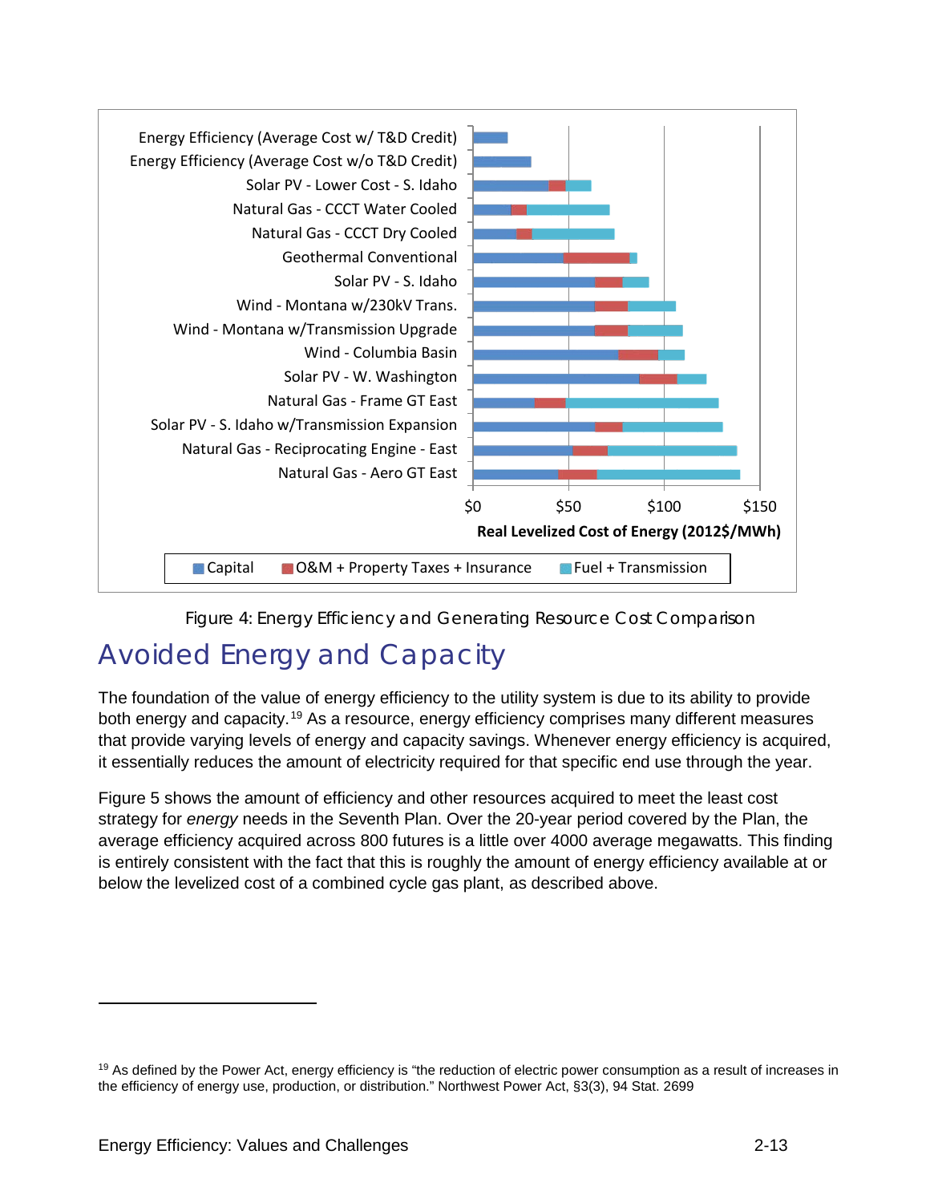Figure 4: Energy Efficiency and Generating Resource Cost Comparison

## Avoided Energy and Capacity

The foundation of the value of energy efficiency to the utility system is due to its ability to provide both energy and capacity.[19] As a resource, energy efficiency comprises many different measures that provide varying levels of energy and capacity savings. Whenever energy efficiency is acquired, it essentially reduces the amount of electricity required for that specific end use through the year.

Figure 5 shows the amount of efficiency and other resources acquired to meet the least cost strategy for *energy* needs in the Seventh Plan. Over the 20-year period covered by the Plan, the average efficiency acquired across 800 futures is a little over 4000 average megawatts. This finding is entirely consistent with the fact that this is roughly the amount of energy efficiency available at or below the levelized cost of a combined cycle gas plant, as described above.

---

[19] As defined by the Power Act, energy efficiency is "the reduction of electric power consumption as a result of increases in the efficiency of energy use, production, or distribution." Northwest Power Act, §3(3), 94 Stat. 2699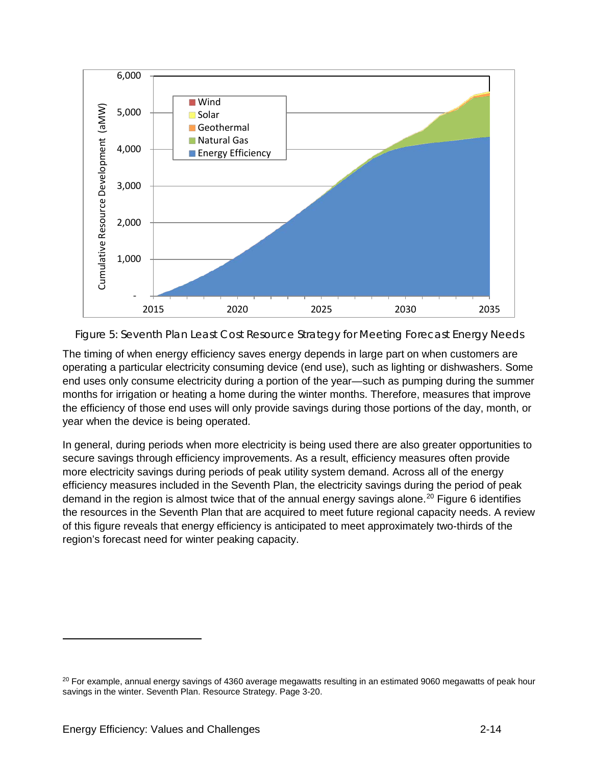Figure 5: Seventh Plan Least Cost Resource Strategy for Meeting Forecast Energy Needs

The timing of when energy efficiency saves energy depends in large part on when customers are operating a particular electricity consuming device (end use), such as lighting or dishwashers. Some end uses only consume electricity during a portion of the year—such as pumping during the summer months for irrigation or heating a home during the winter months. Therefore, measures that improve the efficiency of those end uses will only provide savings during those portions of the day, month, or year when the device is being operated.

In general, during periods when more electricity is being used there are also greater opportunities to secure savings through efficiency improvements. As a result, efficiency measures often provide more electricity savings during periods of peak utility system demand. Across all of the energy efficiency measures included in the Seventh Plan, the electricity savings during the period of peak demand in the region is almost twice that of the annual energy savings alone.[20] Figure 6 identifies the resources in the Seventh Plan that are acquired to meet future regional capacity needs. A review of this figure reveals that energy efficiency is anticipated to meet approximately two-thirds of the region's forecast need for winter peaking capacity.

[20] For example, annual energy savings of 4360 average megawatts resulting in an estimated 9060 megawatts of peak hour savings in the winter. Seventh Plan. Resource Strategy. Page 3-20.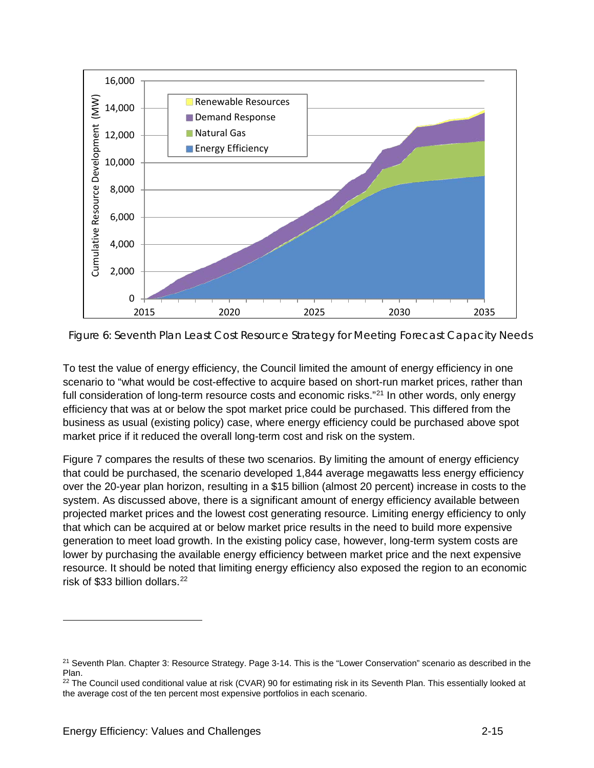Figure 6: Seventh Plan Least Cost Resource Strategy for Meeting Forecast Capacity Needs

To test the value of energy efficiency, the Council limited the amount of energy efficiency in one scenario to "what would be cost-effective to acquire based on short-run market prices, rather than full consideration of long-term resource costs and economic risks."[21] In other words, only energy efficiency that was at or below the spot market price could be purchased. This differed from the business as usual (existing policy) case, where energy efficiency could be purchased above spot market price if it reduced the overall long-term cost and risk on the system.

Figure 7 compares the results of these two scenarios. By limiting the amount of energy efficiency that could be purchased, the scenario developed 1,844 average megawatts less energy efficiency over the 20-year plan horizon, resulting in a $15 billion (almost 20 percent) increase in costs to the system. As discussed above, there is a significant amount of energy efficiency available between projected market prices and the lowest cost generating resource. Limiting energy efficiency to only that which can be acquired at or below market price results in the need to build more expensive generation to meet load growth. In the existing policy case, however, long-term system costs are lower by purchasing the available energy efficiency between market price and the next expensive resource. It should be noted that limiting energy efficiency also exposed the region to an economic risk of $33 billion dollars.[22]

[21] Seventh Plan. Chapter 3: Resource Strategy. Page 3-14. This is the "Lower Conservation" scenario as described in the Plan.

[22] The Council used conditional value at risk (CVAR) 90 for estimating risk in its Seventh Plan. This essentially looked at the average cost of the ten percent most expensive portfolios in each scenario.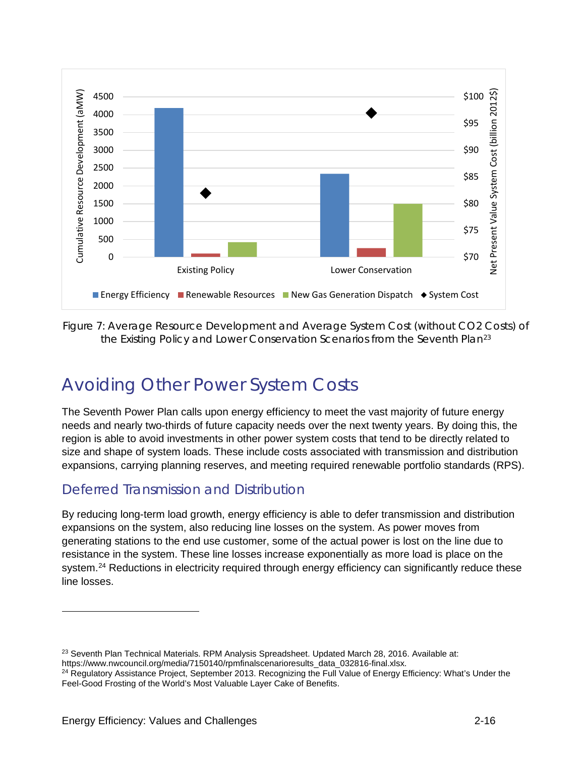Figure 7: Average Resource Development and Average System Cost (without CO2 Costs) of the Existing Policy and Lower Conservation Scenarios from the Seventh Plan[23]

## Avoiding Other Power System Costs

The Seventh Power Plan calls upon energy efficiency to meet the vast majority of future energy needs and nearly two-thirds of future capacity needs over the next twenty years. By doing this, the region is able to avoid investments in other power system costs that tend to be directly related to size and shape of system loads. These include costs associated with transmission and distribution expansions, carrying planning reserves, and meeting required renewable portfolio standards (RPS).

### Deferred Transmission and Distribution

By reducing long-term load growth, energy efficiency is able to defer transmission and distribution expansions on the system, also reducing line losses on the system. As power moves from generating stations to the end use customer, some of the actual power is lost on the line due to resistance in the system. These line losses increase exponentially as more load is place on the system.[24] Reductions in electricity required through energy efficiency can significantly reduce these line losses.

---

[23] Seventh Plan Technical Materials. RPM Analysis Spreadsheet. Updated March 28, 2016. Available at: https://www.nwcouncil.org/media/7150140/rpmfinalscenarioresults_data_032816-final.xlsx.

[24] Regulatory Assistance Project, September 2013. Recognizing the Full Value of Energy Efficiency: What's Under the Feel-Good Frosting of the World's Most Valuable Layer Cake of Benefits.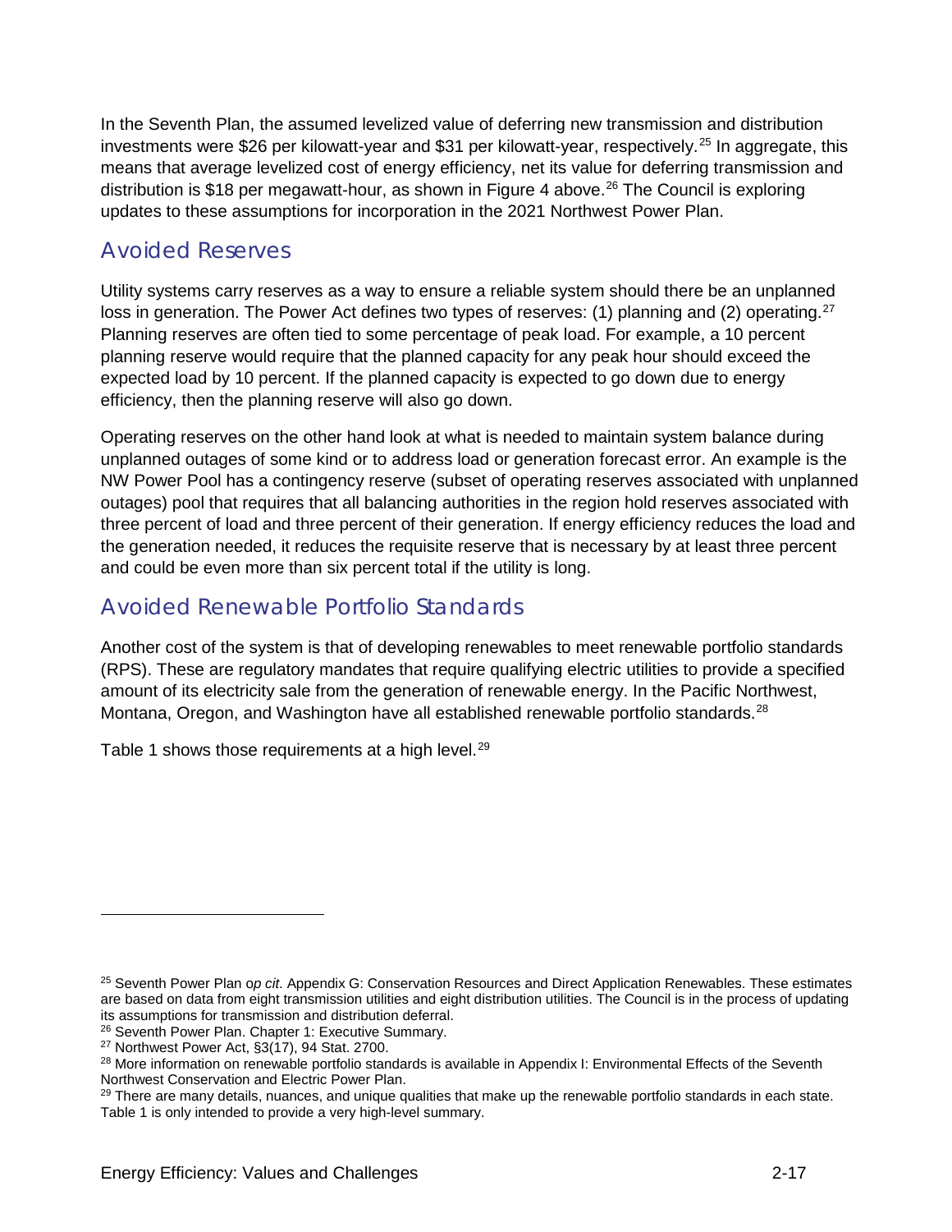In the Seventh Plan, the assumed levelized value of deferring new transmission and distribution investments were $26 per kilowatt-year and $31 per kilowatt-year, respectively.[25] In aggregate, this means that average levelized cost of energy efficiency, net its value for deferring transmission and distribution is $18 per megawatt-hour, as shown in Figure 4 above.[26] The Council is exploring updates to these assumptions for incorporation in the 2021 Northwest Power Plan.

## Avoided Reserves

Utility systems carry reserves as a way to ensure a reliable system should there be an unplanned loss in generation. The Power Act defines two types of reserves: (1) planning and (2) operating.[27] Planning reserves are often tied to some percentage of peak load. For example, a 10 percent planning reserve would require that the planned capacity for any peak hour should exceed the expected load by 10 percent. If the planned capacity is expected to go down due to energy efficiency, then the planning reserve will also go down.

Operating reserves on the other hand look at what is needed to maintain system balance during unplanned outages of some kind or to address load or generation forecast error. An example is the NW Power Pool has a contingency reserve (subset of operating reserves associated with unplanned outages) pool that requires that all balancing authorities in the region hold reserves associated with three percent of load and three percent of their generation. If energy efficiency reduces the load and the generation needed, it reduces the requisite reserve that is necessary by at least three percent and could be even more than six percent total if the utility is long.

## Avoided Renewable Portfolio Standards

Another cost of the system is that of developing renewables to meet renewable portfolio standards (RPS). These are regulatory mandates that require qualifying electric utilities to provide a specified amount of its electricity sale from the generation of renewable energy. In the Pacific Northwest, Montana, Oregon, and Washington have all established renewable portfolio standards.[28]

Table 1 shows those requirements at a high level.[29]

---

[25] Seventh Power Plan *op cit.* Appendix G: Conservation Resources and Direct Application Renewables. These estimates are based on data from eight transmission utilities and eight distribution utilities. The Council is in the process of updating its assumptions for transmission and distribution deferral.

[26] Seventh Power Plan. Chapter 1: Executive Summary.

[27] Northwest Power Act, §3(17), 94 Stat. 2700.

[28] More information on renewable portfolio standards is available in Appendix I: Environmental Effects of the Seventh Northwest Conservation and Electric Power Plan.

[29] There are many details, nuances, and unique qualities that make up the renewable portfolio standards in each state. Table 1 is only intended to provide a very high-level summary.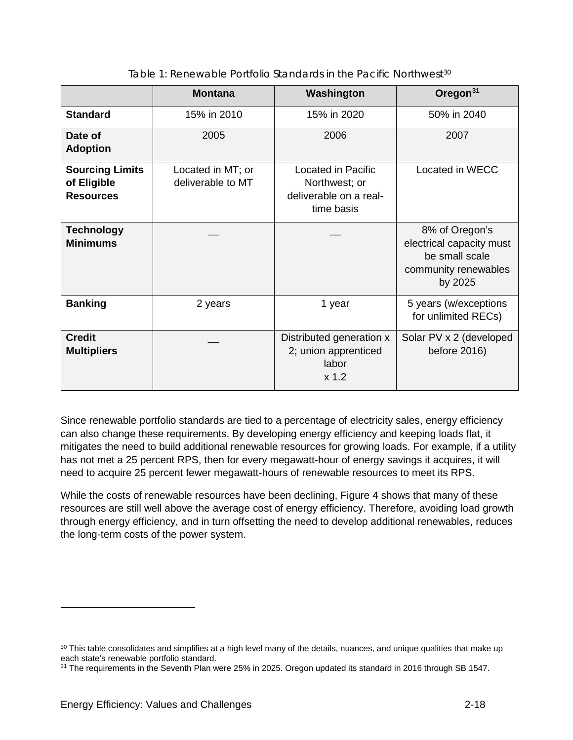Table 1: Renewable Portfolio Standards in the Pacific Northwest[30]

| | Montana | Washington | Oregon[31] |
|---|---|---|---|
| **Standard** | 15% in 2010 | 15% in 2020 | 50% in 2040 |
| **Date of Adoption** | 2005 | 2006 | 2007 |
| **Sourcing Limits of Eligible Resources** | Located in MT; or deliverable to MT | Located in Pacific Northwest; or deliverable on a real-time basis | Located in WECC |
| **Technology Minimums** | __ | __ | 8% of Oregon's electrical capacity must be small scale community renewables by 2025 |
| **Banking** | 2 years | 1 year | 5 years (w/exceptions for unlimited RECs) |
| **Credit Multipliers** | __ | Distributed generation x 2; union apprenticed labor x 1.2 | Solar PV x 2 (developed before 2016) |

Since renewable portfolio standards are tied to a percentage of electricity sales, energy efficiency can also change these requirements. By developing energy efficiency and keeping loads flat, it mitigates the need to build additional renewable resources for growing loads. For example, if a utility has not met a 25 percent RPS, then for every megawatt-hour of energy savings it acquires, it will need to acquire 25 percent fewer megawatt-hours of renewable resources to meet its RPS.

While the costs of renewable resources have been declining, Figure 4 shows that many of these resources are still well above the average cost of energy efficiency. Therefore, avoiding load growth through energy efficiency, and in turn offsetting the need to develop additional renewables, reduces the long-term costs of the power system.

[30] This table consolidates and simplifies at a high level many of the details, nuances, and unique qualities that make up each state's renewable portfolio standard.

[31] The requirements in the Seventh Plan were 25% in 2025. Oregon updated its standard in 2016 through SB 1547.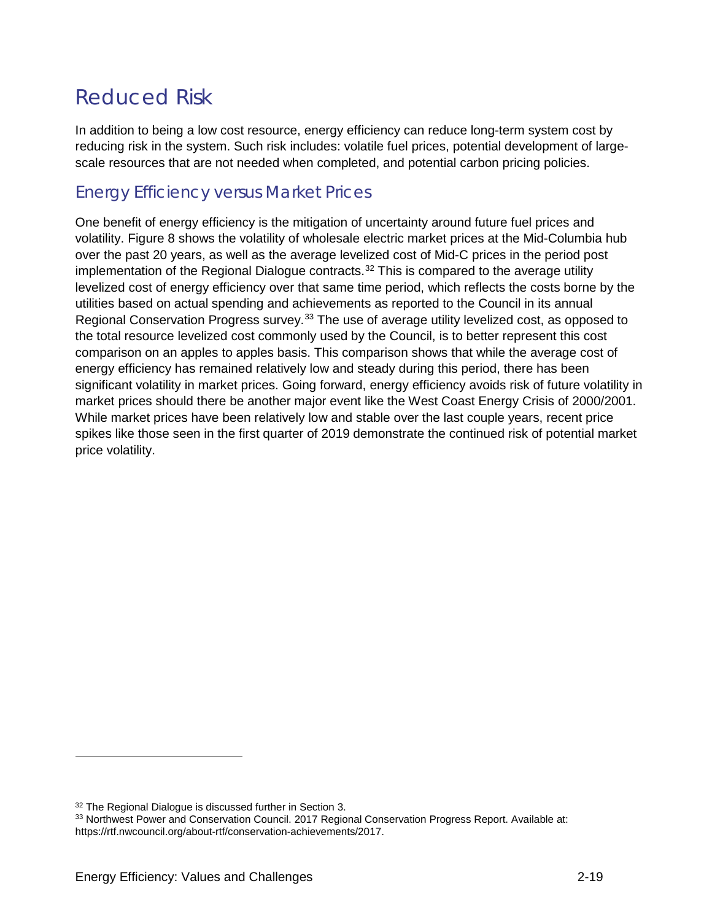# Reduced Risk

In addition to being a low cost resource, energy efficiency can reduce long-term system cost by reducing risk in the system. Such risk includes: volatile fuel prices, potential development of large-scale resources that are not needed when completed, and potential carbon pricing policies.

## Energy Efficiency versus Market Prices

One benefit of energy efficiency is the mitigation of uncertainty around future fuel prices and volatility. Figure 8 shows the volatility of wholesale electric market prices at the Mid-Columbia hub over the past 20 years, as well as the average levelized cost of Mid-C prices in the period post implementation of the Regional Dialogue contracts.[32] This is compared to the average utility levelized cost of energy efficiency over that same time period, which reflects the costs borne by the utilities based on actual spending and achievements as reported to the Council in its annual Regional Conservation Progress survey.[33] The use of average utility levelized cost, as opposed to the total resource levelized cost commonly used by the Council, is to better represent this cost comparison on an apples to apples basis. This comparison shows that while the average cost of energy efficiency has remained relatively low and steady during this period, there has been significant volatility in market prices. Going forward, energy efficiency avoids risk of future volatility in market prices should there be another major event like the West Coast Energy Crisis of 2000/2001. While market prices have been relatively low and stable over the last couple years, recent price spikes like those seen in the first quarter of 2019 demonstrate the continued risk of potential market price volatility.

---

[32] The Regional Dialogue is discussed further in Section 3.

[33] Northwest Power and Conservation Council. 2017 Regional Conservation Progress Report. Available at: https://rtf.nwcouncil.org/about-rtf/conservation-achievements/2017.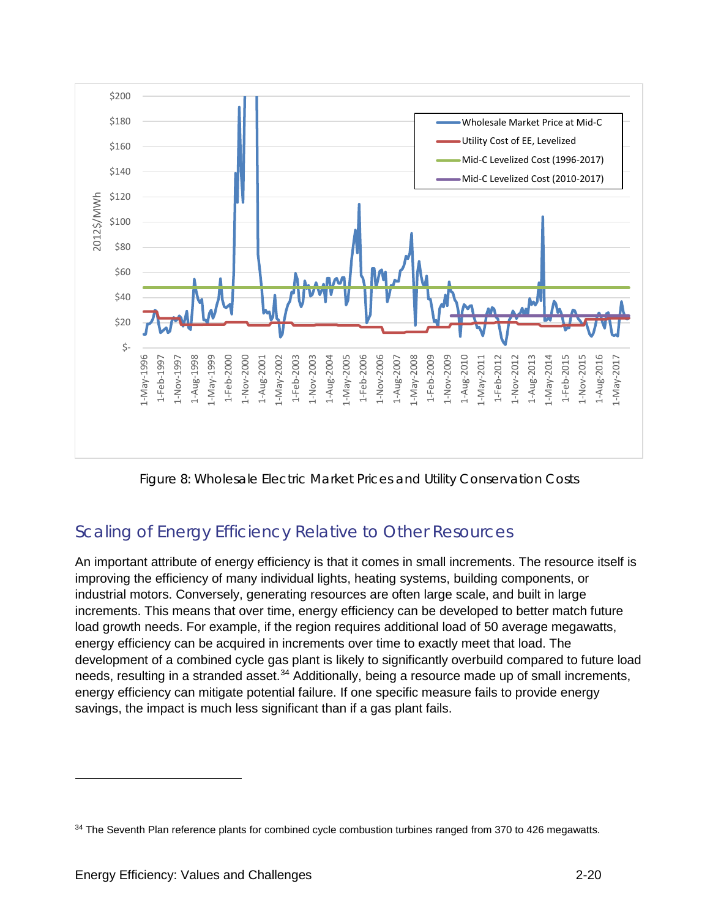Figure 8: Wholesale Electric Market Prices and Utility Conservation Costs

## Scaling of Energy Efficiency Relative to Other Resources

An important attribute of energy efficiency is that it comes in small increments. The resource itself is improving the efficiency of many individual lights, heating systems, building components, or industrial motors. Conversely, generating resources are often large scale, and built in large increments. This means that over time, energy efficiency can be developed to better match future load growth needs. For example, if the region requires additional load of 50 average megawatts, energy efficiency can be acquired in increments over time to exactly meet that load. The development of a combined cycle gas plant is likely to significantly overbuild compared to future load needs, resulting in a stranded asset.[34] Additionally, being a resource made up of small increments, energy efficiency can mitigate potential failure. If one specific measure fails to provide energy savings, the impact is much less significant than if a gas plant fails.

[34] The Seventh Plan reference plants for combined cycle combustion turbines ranged from 370 to 426 megawatts.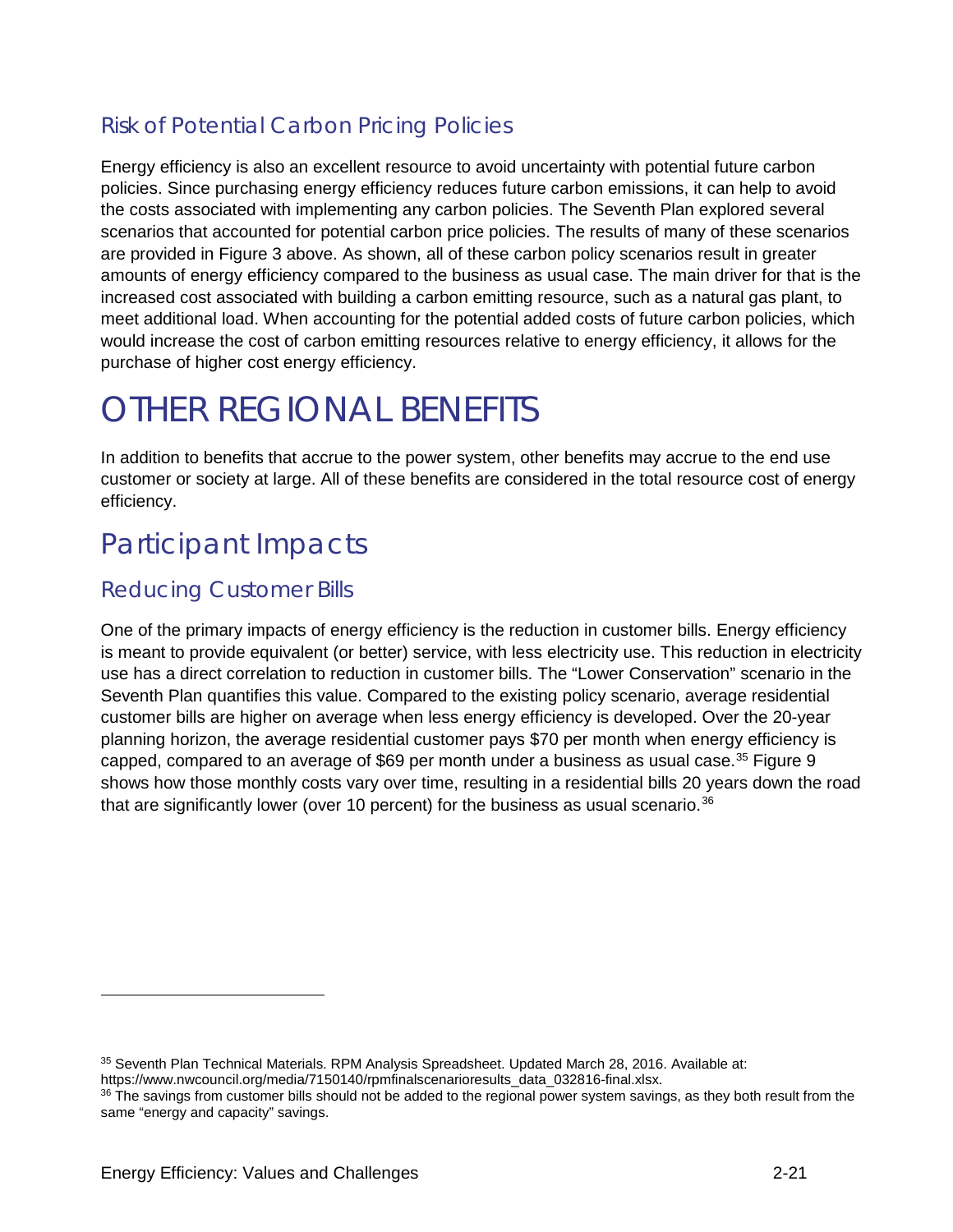### Risk of Potential Carbon Pricing Policies

Energy efficiency is also an excellent resource to avoid uncertainty with potential future carbon policies. Since purchasing energy efficiency reduces future carbon emissions, it can help to avoid the costs associated with implementing any carbon policies. The Seventh Plan explored several scenarios that accounted for potential carbon price policies. The results of many of these scenarios are provided in Figure 3 above. As shown, all of these carbon policy scenarios result in greater amounts of energy efficiency compared to the business as usual case. The main driver for that is the increased cost associated with building a carbon emitting resource, such as a natural gas plant, to meet additional load. When accounting for the potential added costs of future carbon policies, which would increase the cost of carbon emitting resources relative to energy efficiency, it allows for the purchase of higher cost energy efficiency.

# OTHER REGIONAL BENEFITS

In addition to benefits that accrue to the power system, other benefits may accrue to the end use customer or society at large. All of these benefits are considered in the total resource cost of energy efficiency.

## Participant Impacts

### Reducing Customer Bills

One of the primary impacts of energy efficiency is the reduction in customer bills. Energy efficiency is meant to provide equivalent (or better) service, with less electricity use. This reduction in electricity use has a direct correlation to reduction in customer bills. The "Lower Conservation" scenario in the Seventh Plan quantifies this value. Compared to the existing policy scenario, average residential customer bills are higher on average when less energy efficiency is developed. Over the 20-year planning horizon, the average residential customer pays $70 per month when energy efficiency is capped, compared to an average of $69 per month under a business as usual case.[35] Figure 9 shows how those monthly costs vary over time, resulting in a residential bills 20 years down the road that are significantly lower (over 10 percent) for the business as usual scenario.[36]

---

[35] Seventh Plan Technical Materials. RPM Analysis Spreadsheet. Updated March 28, 2016. Available at: https://www.nwcouncil.org/media/7150140/rpmfinalscenarioresults_data_032816-final.xlsx.

[36] The savings from customer bills should not be added to the regional power system savings, as they both result from the same "energy and capacity" savings.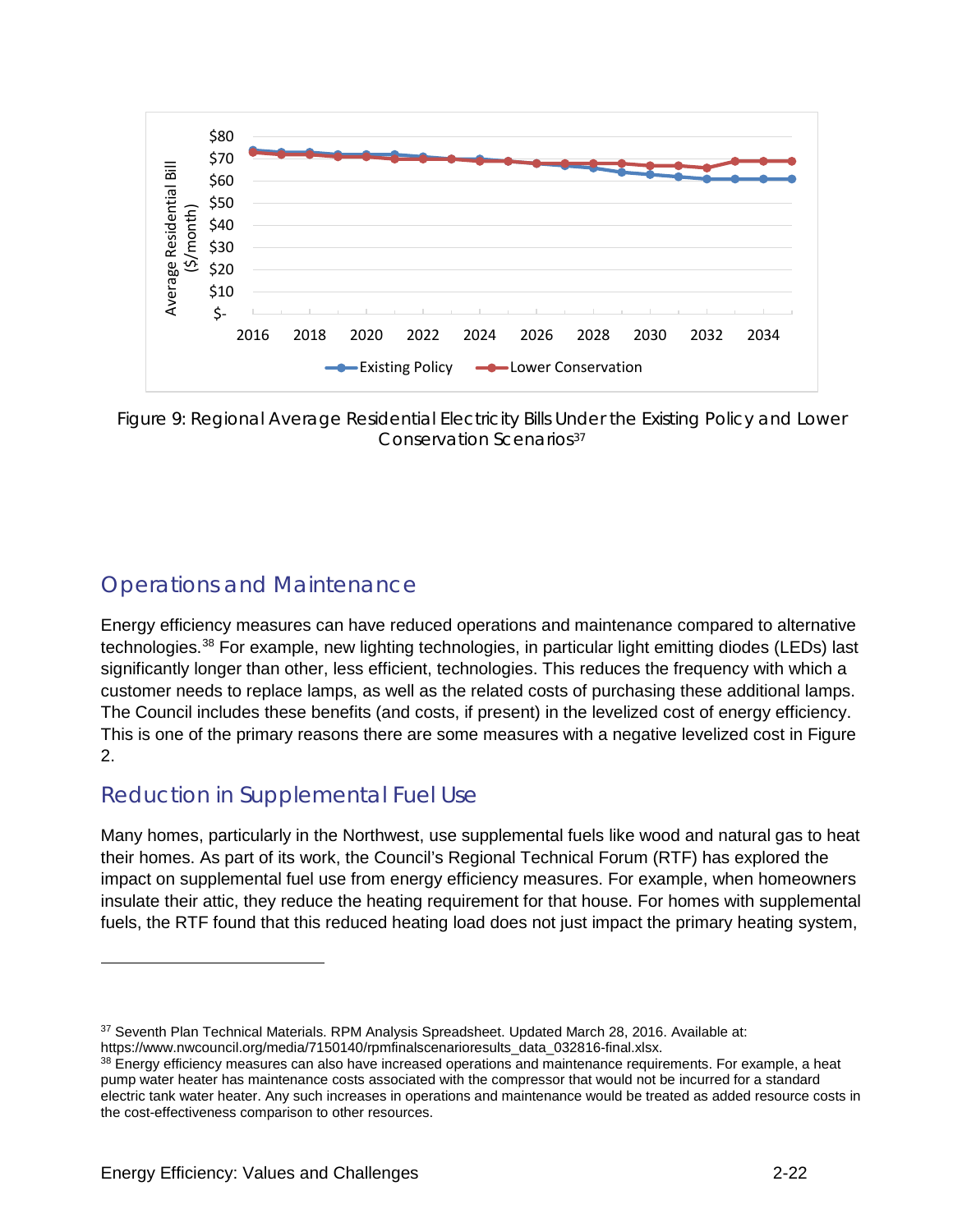Figure 9: Regional Average Residential Electricity Bills Under the Existing Policy and Lower Conservation Scenarios[37]

## Operations and Maintenance

Energy efficiency measures can have reduced operations and maintenance compared to alternative technologies.[38] For example, new lighting technologies, in particular light emitting diodes (LEDs) last significantly longer than other, less efficient, technologies. This reduces the frequency with which a customer needs to replace lamps, as well as the related costs of purchasing these additional lamps. The Council includes these benefits (and costs, if present) in the levelized cost of energy efficiency. This is one of the primary reasons there are some measures with a negative levelized cost in Figure 2.

## Reduction in Supplemental Fuel Use

Many homes, particularly in the Northwest, use supplemental fuels like wood and natural gas to heat their homes. As part of its work, the Council's Regional Technical Forum (RTF) has explored the impact on supplemental fuel use from energy efficiency measures. For example, when homeowners insulate their attic, they reduce the heating requirement for that house. For homes with supplemental fuels, the RTF found that this reduced heating load does not just impact the primary heating system,

---

[37] Seventh Plan Technical Materials. RPM Analysis Spreadsheet. Updated March 28, 2016. Available at: https://www.nwcouncil.org/media/7150140/rpmfinalscenarioresults_data_032816-final.xlsx.

[38] Energy efficiency measures can also have increased operations and maintenance requirements. For example, a heat pump water heater has maintenance costs associated with the compressor that would not be incurred for a standard electric tank water heater. Any such increases in operations and maintenance would be treated as added resource costs in the cost-effectiveness comparison to other resources.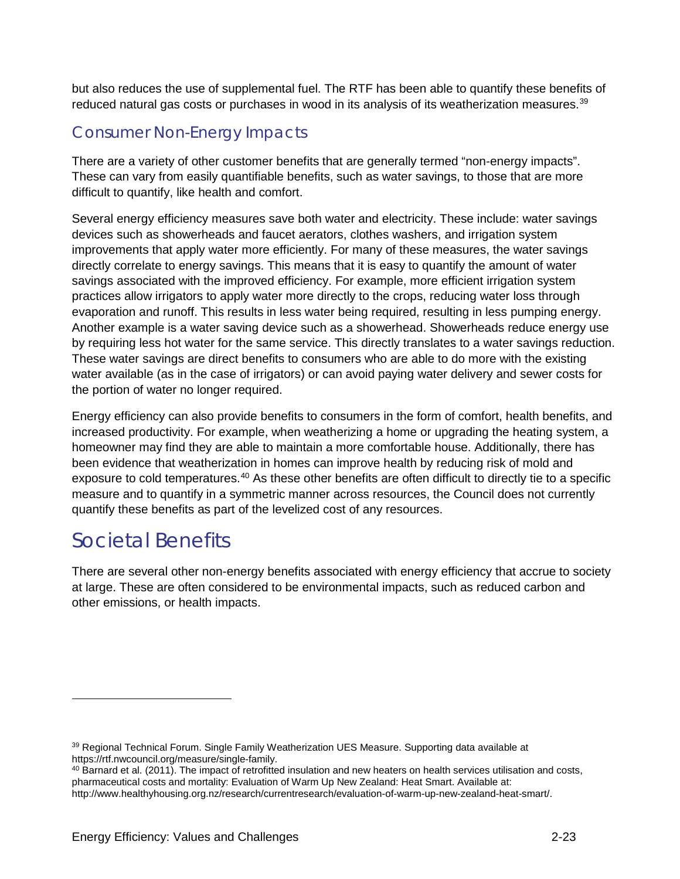but also reduces the use of supplemental fuel. The RTF has been able to quantify these benefits of reduced natural gas costs or purchases in wood in its analysis of its weatherization measures.[39]

### Consumer Non-Energy Impacts

There are a variety of other customer benefits that are generally termed "non-energy impacts". These can vary from easily quantifiable benefits, such as water savings, to those that are more difficult to quantify, like health and comfort.

Several energy efficiency measures save both water and electricity. These include: water savings devices such as showerheads and faucet aerators, clothes washers, and irrigation system improvements that apply water more efficiently. For many of these measures, the water savings directly correlate to energy savings. This means that it is easy to quantify the amount of water savings associated with the improved efficiency. For example, more efficient irrigation system practices allow irrigators to apply water more directly to the crops, reducing water loss through evaporation and runoff. This results in less water being required, resulting in less pumping energy. Another example is a water saving device such as a showerhead. Showerheads reduce energy use by requiring less hot water for the same service. This directly translates to a water savings reduction. These water savings are direct benefits to consumers who are able to do more with the existing water available (as in the case of irrigators) or can avoid paying water delivery and sewer costs for the portion of water no longer required.

Energy efficiency can also provide benefits to consumers in the form of comfort, health benefits, and increased productivity. For example, when weatherizing a home or upgrading the heating system, a homeowner may find they are able to maintain a more comfortable house. Additionally, there has been evidence that weatherization in homes can improve health by reducing risk of mold and exposure to cold temperatures.[40] As these other benefits are often difficult to directly tie to a specific measure and to quantify in a symmetric manner across resources, the Council does not currently quantify these benefits as part of the levelized cost of any resources.

## Societal Benefits

There are several other non-energy benefits associated with energy efficiency that accrue to society at large. These are often considered to be environmental impacts, such as reduced carbon and other emissions, or health impacts.

---

[39] Regional Technical Forum. Single Family Weatherization UES Measure. Supporting data available at https://rtf.nwcouncil.org/measure/single-family.

[40] Barnard et al. (2011). The impact of retrofitted insulation and new heaters on health services utilisation and costs, pharmaceutical costs and mortality: Evaluation of Warm Up New Zealand: Heat Smart. Available at: http://www.healthyhousing.org.nz/research/currentresearch/evaluation-of-warm-up-new-zealand-heat-smart/.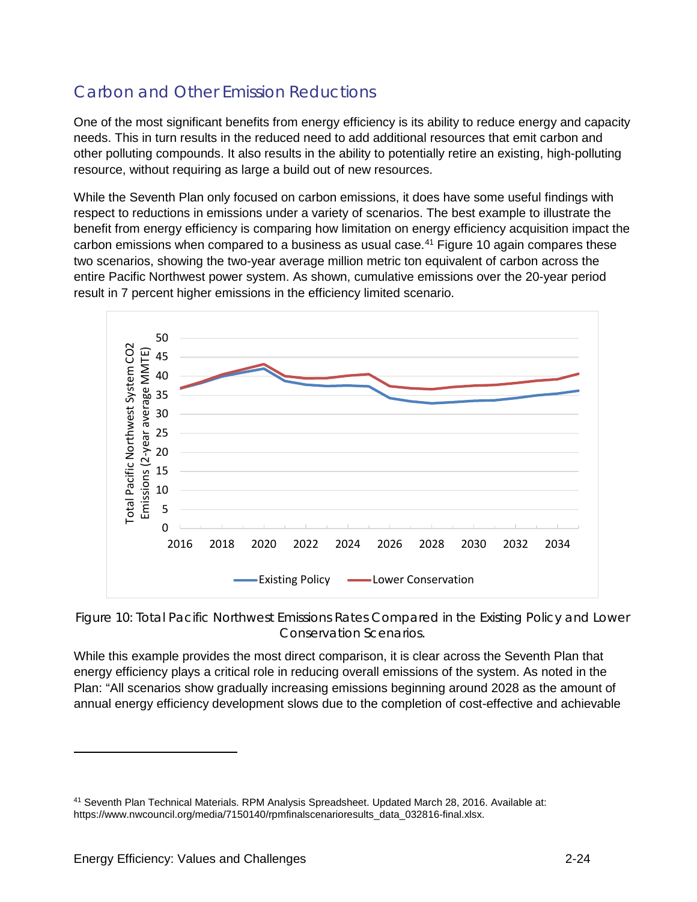## Carbon and Other Emission Reductions

One of the most significant benefits from energy efficiency is its ability to reduce energy and capacity needs. This in turn results in the reduced need to add additional resources that emit carbon and other polluting compounds. It also results in the ability to potentially retire an existing, high-polluting resource, without requiring as large a build out of new resources.

While the Seventh Plan only focused on carbon emissions, it does have some useful findings with respect to reductions in emissions under a variety of scenarios. The best example to illustrate the benefit from energy efficiency is comparing how limitation on energy efficiency acquisition impact the carbon emissions when compared to a business as usual case.[41] Figure 10 again compares these two scenarios, showing the two-year average million metric ton equivalent of carbon across the entire Pacific Northwest power system. As shown, cumulative emissions over the 20-year period result in 7 percent higher emissions in the efficiency limited scenario.

Figure 10: Total Pacific Northwest Emissions Rates Compared in the Existing Policy and Lower Conservation Scenarios.

While this example provides the most direct comparison, it is clear across the Seventh Plan that energy efficiency plays a critical role in reducing overall emissions of the system. As noted in the Plan: "All scenarios show gradually increasing emissions beginning around 2028 as the amount of annual energy efficiency development slows due to the completion of cost-effective and achievable

[41] Seventh Plan Technical Materials. RPM Analysis Spreadsheet. Updated March 28, 2016. Available at: https://www.nwcouncil.org/media/7150140/rpmfinalscenarioresults_data_032816-final.xlsx.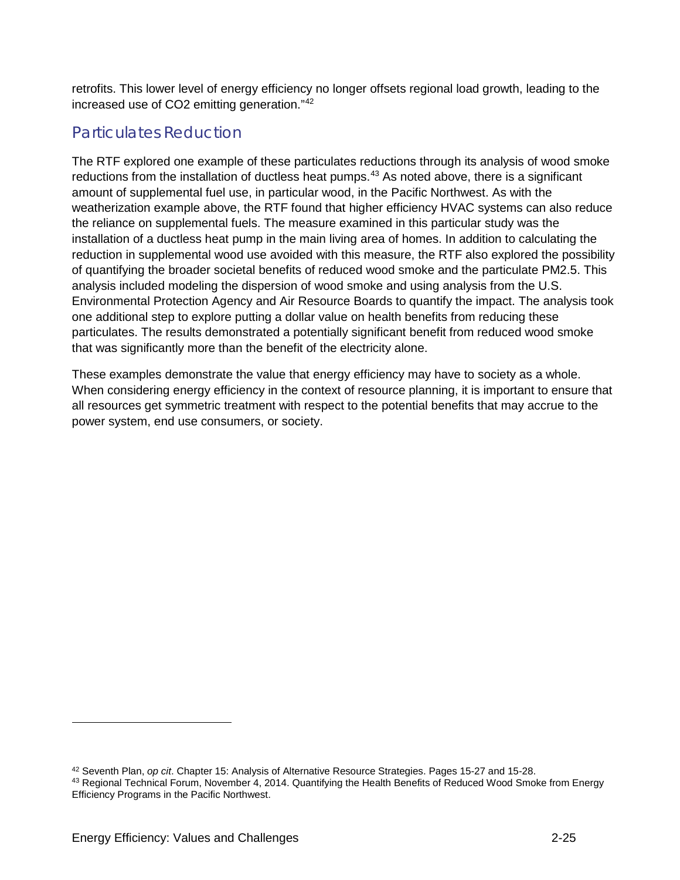retrofits. This lower level of energy efficiency no longer offsets regional load growth, leading to the increased use of $CO_2$ emitting generation."[42]

## Particulates Reduction

The RTF explored one example of these particulates reductions through its analysis of wood smoke reductions from the installation of ductless heat pumps.[43] As noted above, there is a significant amount of supplemental fuel use, in particular wood, in the Pacific Northwest. As with the weatherization example above, the RTF found that higher efficiency HVAC systems can also reduce the reliance on supplemental fuels. The measure examined in this particular study was the installation of a ductless heat pump in the main living area of homes. In addition to calculating the reduction in supplemental wood use avoided with this measure, the RTF also explored the possibility of quantifying the broader societal benefits of reduced wood smoke and the particulate PM2.5. This analysis included modeling the dispersion of wood smoke and using analysis from the U.S. Environmental Protection Agency and Air Resource Boards to quantify the impact. The analysis took one additional step to explore putting a dollar value on health benefits from reducing these particulates. The results demonstrated a potentially significant benefit from reduced wood smoke that was significantly more than the benefit of the electricity alone.

These examples demonstrate the value that energy efficiency may have to society as a whole. When considering energy efficiency in the context of resource planning, it is important to ensure that all resources get symmetric treatment with respect to the potential benefits that may accrue to the power system, end use consumers, or society.

---

[42] Seventh Plan, *op cit*. Chapter 15: Analysis of Alternative Resource Strategies. Pages 15-27 and 15-28.

[43] Regional Technical Forum, November 4, 2014. Quantifying the Health Benefits of Reduced Wood Smoke from Energy Efficiency Programs in the Pacific Northwest.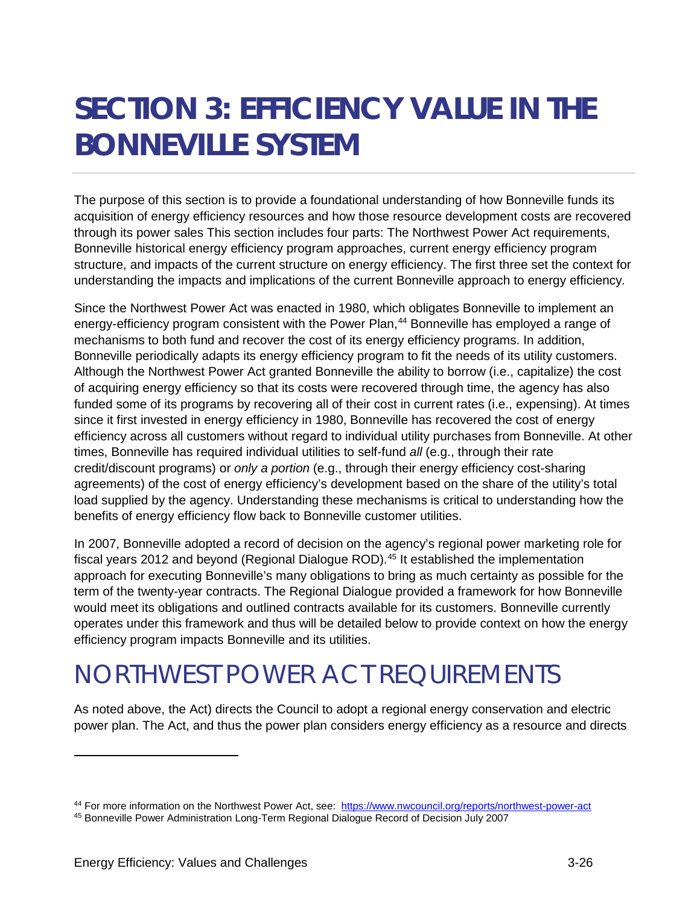# SECTION 3: EFFICIENCY VALUE IN THE BONNEVILLE SYSTEM

The purpose of this section is to provide a foundational understanding of how Bonneville funds its acquisition of energy efficiency resources and how those resource development costs are recovered through its power sales This section includes four parts: The Northwest Power Act requirements, Bonneville historical energy efficiency program approaches, current energy efficiency program structure, and impacts of the current structure on energy efficiency. The first three set the context for understanding the impacts and implications of the current Bonneville approach to energy efficiency.

Since the Northwest Power Act was enacted in 1980, which obligates Bonneville to implement an energy-efficiency program consistent with the Power Plan,[44] Bonneville has employed a range of mechanisms to both fund and recover the cost of its energy efficiency programs. In addition, Bonneville periodically adapts its energy efficiency program to fit the needs of its utility customers. Although the Northwest Power Act granted Bonneville the ability to borrow (i.e., capitalize) the cost of acquiring energy efficiency so that its costs were recovered through time, the agency has also funded some of its programs by recovering all of their cost in current rates (i.e., expensing). At times since it first invested in energy efficiency in 1980, Bonneville has recovered the cost of energy efficiency across all customers without regard to individual utility purchases from Bonneville. At other times, Bonneville has required individual utilities to self-fund *all* (e.g., through their rate credit/discount programs) or *only a portion* (e.g., through their energy efficiency cost-sharing agreements) of the cost of energy efficiency's development based on the share of the utility's total load supplied by the agency. Understanding these mechanisms is critical to understanding how the benefits of energy efficiency flow back to Bonneville customer utilities.

In 2007, Bonneville adopted a record of decision on the agency's regional power marketing role for fiscal years 2012 and beyond (Regional Dialogue ROD).[45] It established the implementation approach for executing Bonneville's many obligations to bring as much certainty as possible for the term of the twenty-year contracts. The Regional Dialogue provided a framework for how Bonneville would meet its obligations and outlined contracts available for its customers. Bonneville currently operates under this framework and thus will be detailed below to provide context on how the energy efficiency program impacts Bonneville and its utilities.

## NORTHWEST POWER ACT REQUIREMENTS

As noted above, the Act) directs the Council to adopt a regional energy conservation and electric power plan. The Act, and thus the power plan considers energy efficiency as a resource and directs

---

[44] For more information on the Northwest Power Act, see: https://www.nwcouncil.org/reports/northwest-power-act

[45] Bonneville Power Administration Long-Term Regional Dialogue Record of Decision July 2007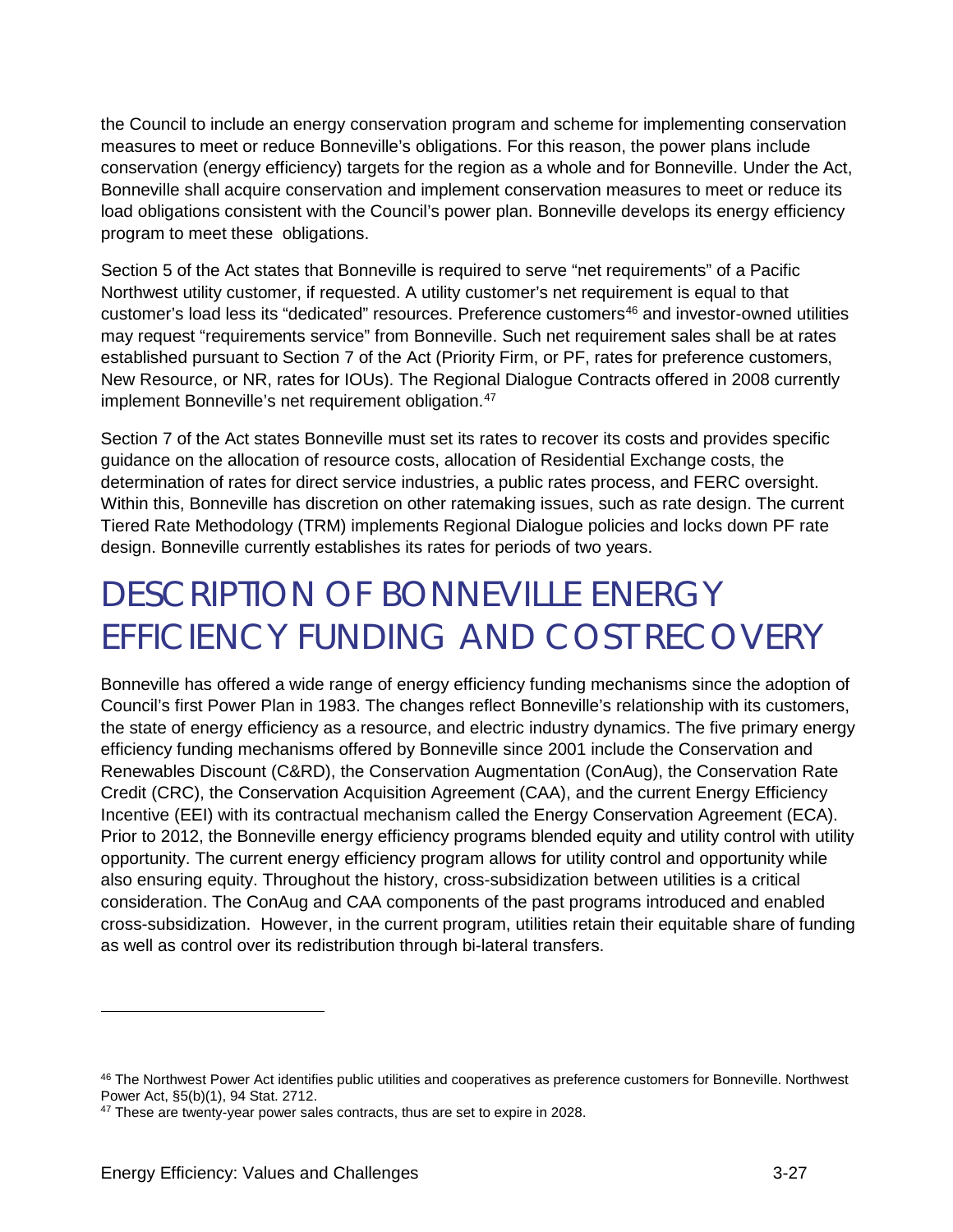the Council to include an energy conservation program and scheme for implementing conservation measures to meet or reduce Bonneville's obligations. For this reason, the power plans include conservation (energy efficiency) targets for the region as a whole and for Bonneville. Under the Act, Bonneville shall acquire conservation and implement conservation measures to meet or reduce its load obligations consistent with the Council's power plan. Bonneville develops its energy efficiency program to meet these obligations.

Section 5 of the Act states that Bonneville is required to serve "net requirements" of a Pacific Northwest utility customer, if requested. A utility customer's net requirement is equal to that customer's load less its "dedicated" resources. Preference customers[46] and investor-owned utilities may request "requirements service" from Bonneville. Such net requirement sales shall be at rates established pursuant to Section 7 of the Act (Priority Firm, or PF, rates for preference customers, New Resource, or NR, rates for IOUs). The Regional Dialogue Contracts offered in 2008 currently implement Bonneville's net requirement obligation.[47]

Section 7 of the Act states Bonneville must set its rates to recover its costs and provides specific guidance on the allocation of resource costs, allocation of Residential Exchange costs, the determination of rates for direct service industries, a public rates process, and FERC oversight. Within this, Bonneville has discretion on other ratemaking issues, such as rate design. The current Tiered Rate Methodology (TRM) implements Regional Dialogue policies and locks down PF rate design. Bonneville currently establishes its rates for periods of two years.

# DESCRIPTION OF BONNEVILLE ENERGY EFFICIENCY FUNDING AND COST RECOVERY

Bonneville has offered a wide range of energy efficiency funding mechanisms since the adoption of Council's first Power Plan in 1983. The changes reflect Bonneville's relationship with its customers, the state of energy efficiency as a resource, and electric industry dynamics. The five primary energy efficiency funding mechanisms offered by Bonneville since 2001 include the Conservation and Renewables Discount (C&RD), the Conservation Augmentation (ConAug), the Conservation Rate Credit (CRC), the Conservation Acquisition Agreement (CAA), and the current Energy Efficiency Incentive (EEI) with its contractual mechanism called the Energy Conservation Agreement (ECA). Prior to 2012, the Bonneville energy efficiency programs blended equity and utility control with utility opportunity. The current energy efficiency program allows for utility control and opportunity while also ensuring equity. Throughout the history, cross-subsidization between utilities is a critical consideration. The ConAug and CAA components of the past programs introduced and enabled cross-subsidization. However, in the current program, utilities retain their equitable share of funding as well as control over its redistribution through bi-lateral transfers.

---

[46] The Northwest Power Act identifies public utilities and cooperatives as preference customers for Bonneville. Northwest Power Act, §5(b)(1), 94 Stat. 2712.

[47] These are twenty-year power sales contracts, thus are set to expire in 2028.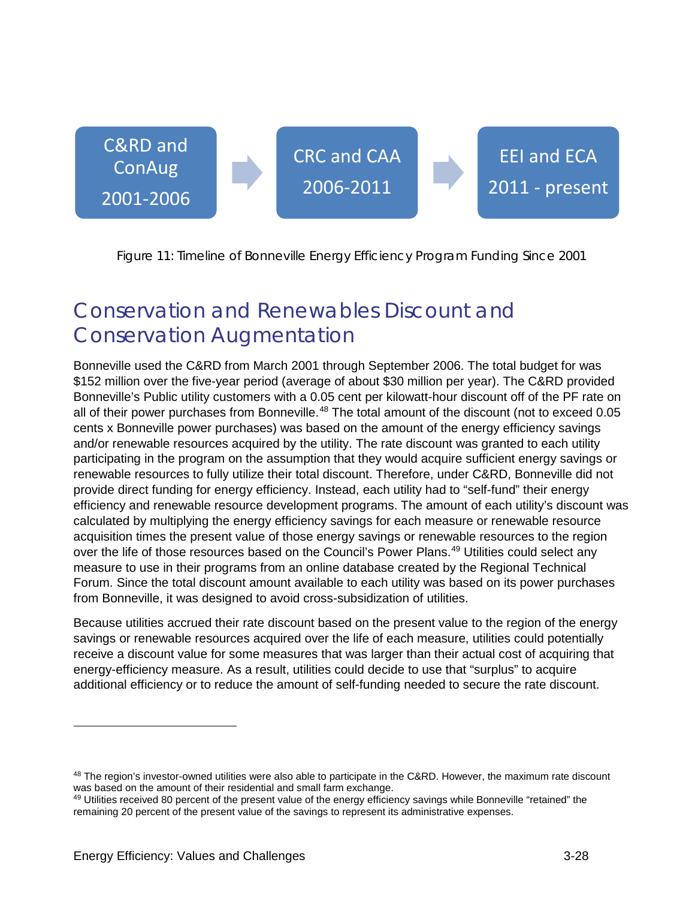C&RD and ConAug 2001-2006 → CRC and CAA 2006-2011 → EEI and ECA 2011 - present

Figure 11: Timeline of Bonneville Energy Efficiency Program Funding Since 2001

## Conservation and Renewables Discount and Conservation Augmentation

Bonneville used the C&RD from March 2001 through September 2006. The total budget for was $152 million over the five-year period (average of about $30 million per year). The C&RD provided Bonneville's Public utility customers with a 0.05 cent per kilowatt-hour discount off of the PF rate on all of their power purchases from Bonneville.[48] The total amount of the discount (not to exceed 0.05 cents x Bonneville power purchases) was based on the amount of the energy efficiency savings and/or renewable resources acquired by the utility. The rate discount was granted to each utility participating in the program on the assumption that they would acquire sufficient energy savings or renewable resources to fully utilize their total discount. Therefore, under C&RD, Bonneville did not provide direct funding for energy efficiency. Instead, each utility had to "self-fund" their energy efficiency and renewable resource development programs. The amount of each utility's discount was calculated by multiplying the energy efficiency savings for each measure or renewable resource acquisition times the present value of those energy savings or renewable resources to the region over the life of those resources based on the Council's Power Plans.[49] Utilities could select any measure to use in their programs from an online database created by the Regional Technical Forum. Since the total discount amount available to each utility was based on its power purchases from Bonneville, it was designed to avoid cross-subsidization of utilities.

Because utilities accrued their rate discount based on the present value to the region of the energy savings or renewable resources acquired over the life of each measure, utilities could potentially receive a discount value for some measures that was larger than their actual cost of acquiring that energy-efficiency measure. As a result, utilities could decide to use that "surplus" to acquire additional efficiency or to reduce the amount of self-funding needed to secure the rate discount.

---

[48] The region's investor-owned utilities were also able to participate in the C&RD. However, the maximum rate discount was based on the amount of their residential and small farm exchange.

[49] Utilities received 80 percent of the present value of the energy efficiency savings while Bonneville "retained" the remaining 20 percent of the present value of the savings to represent its administrative expenses.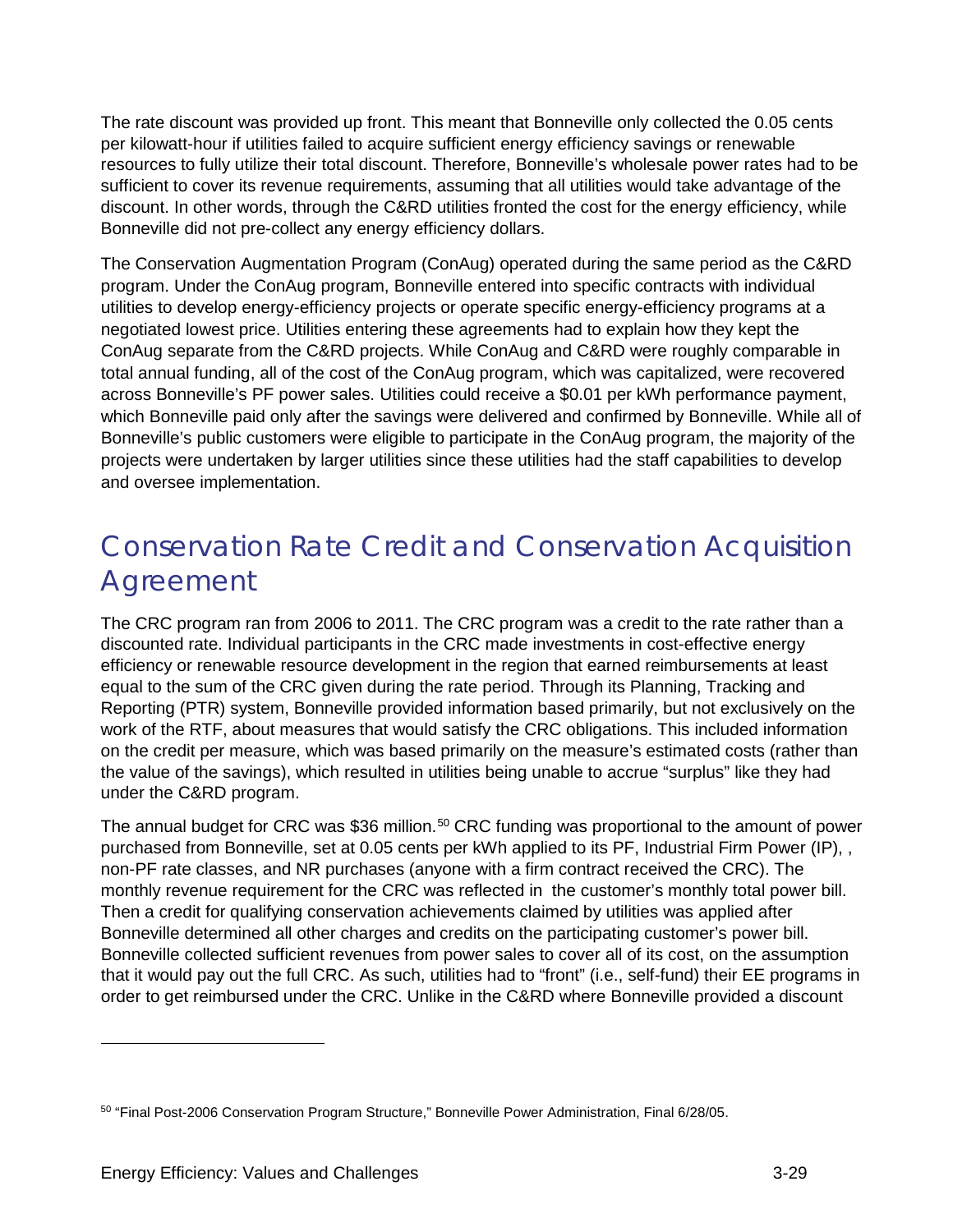The rate discount was provided up front. This meant that Bonneville only collected the 0.05 cents per kilowatt-hour if utilities failed to acquire sufficient energy efficiency savings or renewable resources to fully utilize their total discount. Therefore, Bonneville's wholesale power rates had to be sufficient to cover its revenue requirements, assuming that all utilities would take advantage of the discount. In other words, through the C&RD utilities fronted the cost for the energy efficiency, while Bonneville did not pre-collect any energy efficiency dollars.

The Conservation Augmentation Program (ConAug) operated during the same period as the C&RD program. Under the ConAug program, Bonneville entered into specific contracts with individual utilities to develop energy-efficiency projects or operate specific energy-efficiency programs at a negotiated lowest price. Utilities entering these agreements had to explain how they kept the ConAug separate from the C&RD projects. While ConAug and C&RD were roughly comparable in total annual funding, all of the cost of the ConAug program, which was capitalized, were recovered across Bonneville's PF power sales. Utilities could receive a $0.01 per kWh performance payment, which Bonneville paid only after the savings were delivered and confirmed by Bonneville. While all of Bonneville's public customers were eligible to participate in the ConAug program, the majority of the projects were undertaken by larger utilities since these utilities had the staff capabilities to develop and oversee implementation.

## Conservation Rate Credit and Conservation Acquisition Agreement

The CRC program ran from 2006 to 2011. The CRC program was a credit to the rate rather than a discounted rate. Individual participants in the CRC made investments in cost-effective energy efficiency or renewable resource development in the region that earned reimbursements at least equal to the sum of the CRC given during the rate period. Through its Planning, Tracking and Reporting (PTR) system, Bonneville provided information based primarily, but not exclusively on the work of the RTF, about measures that would satisfy the CRC obligations. This included information on the credit per measure, which was based primarily on the measure's estimated costs (rather than the value of the savings), which resulted in utilities being unable to accrue "surplus" like they had under the C&RD program.

The annual budget for CRC was $36 million.[50] CRC funding was proportional to the amount of power purchased from Bonneville, set at 0.05 cents per kWh applied to its PF, Industrial Firm Power (IP), , non-PF rate classes, and NR purchases (anyone with a firm contract received the CRC). The monthly revenue requirement for the CRC was reflected in the customer's monthly total power bill. Then a credit for qualifying conservation achievements claimed by utilities was applied after Bonneville determined all other charges and credits on the participating customer's power bill. Bonneville collected sufficient revenues from power sales to cover all of its cost, on the assumption that it would pay out the full CRC. As such, utilities had to "front" (i.e., self-fund) their EE programs in order to get reimbursed under the CRC. Unlike in the C&RD where Bonneville provided a discount

[50] "Final Post-2006 Conservation Program Structure," Bonneville Power Administration, Final 6/28/05.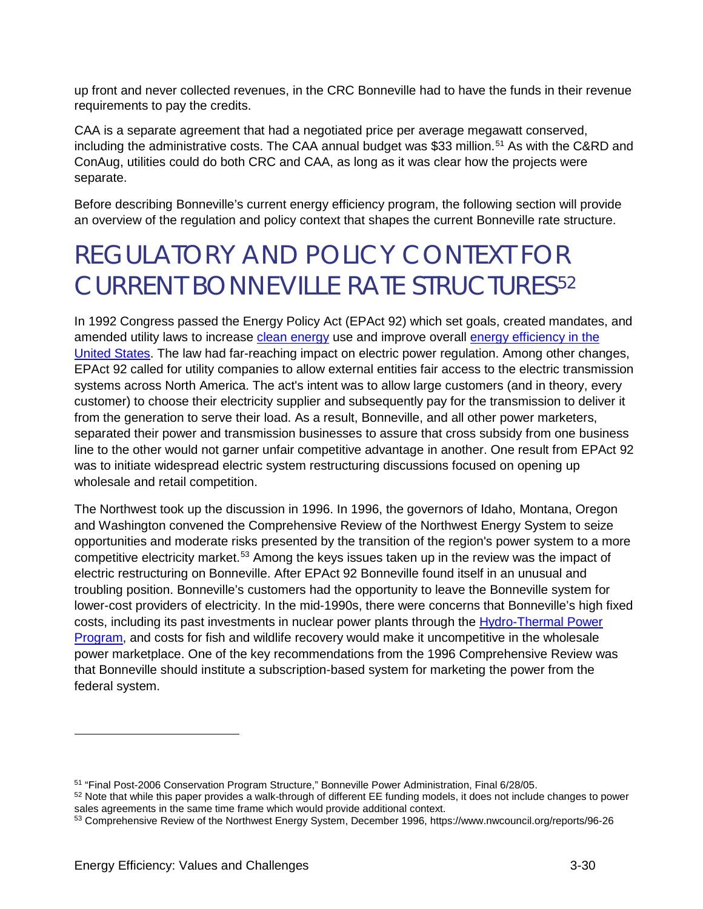up front and never collected revenues, in the CRC Bonneville had to have the funds in their revenue requirements to pay the credits.

CAA is a separate agreement that had a negotiated price per average megawatt conserved, including the administrative costs. The CAA annual budget was $33 million.[51] As with the C&RD and ConAug, utilities could do both CRC and CAA, as long as it was clear how the projects were separate.

Before describing Bonneville's current energy efficiency program, the following section will provide an overview of the regulation and policy context that shapes the current Bonneville rate structure.

# REGULATORY AND POLICY CONTEXT FOR CURRENT BONNEVILLE RATE STRUCTURES[52]

In 1992 Congress passed the Energy Policy Act (EPAct 92) which set goals, created mandates, and amended utility laws to increase clean energy use and improve overall energy efficiency in the United States. The law had far-reaching impact on electric power regulation. Among other changes, EPAct 92 called for utility companies to allow external entities fair access to the electric transmission systems across North America. The act's intent was to allow large customers (and in theory, every customer) to choose their electricity supplier and subsequently pay for the transmission to deliver it from the generation to serve their load. As a result, Bonneville, and all other power marketers, separated their power and transmission businesses to assure that cross subsidy from one business line to the other would not garner unfair competitive advantage in another. One result from EPAct 92 was to initiate widespread electric system restructuring discussions focused on opening up wholesale and retail competition.

The Northwest took up the discussion in 1996. In 1996, the governors of Idaho, Montana, Oregon and Washington convened the Comprehensive Review of the Northwest Energy System to seize opportunities and moderate risks presented by the transition of the region's power system to a more competitive electricity market.[53] Among the keys issues taken up in the review was the impact of electric restructuring on Bonneville. After EPAct 92 Bonneville found itself in an unusual and troubling position. Bonneville's customers had the opportunity to leave the Bonneville system for lower-cost providers of electricity. In the mid-1990s, there were concerns that Bonneville's high fixed costs, including its past investments in nuclear power plants through the Hydro-Thermal Power Program, and costs for fish and wildlife recovery would make it uncompetitive in the wholesale power marketplace. One of the key recommendations from the 1996 Comprehensive Review was that Bonneville should institute a subscription-based system for marketing the power from the federal system.

---

[51] "Final Post-2006 Conservation Program Structure," Bonneville Power Administration, Final 6/28/05.

[52] Note that while this paper provides a walk-through of different EE funding models, it does not include changes to power sales agreements in the same time frame which would provide additional context.

[53] Comprehensive Review of the Northwest Energy System, December 1996, https://www.nwcouncil.org/reports/96-26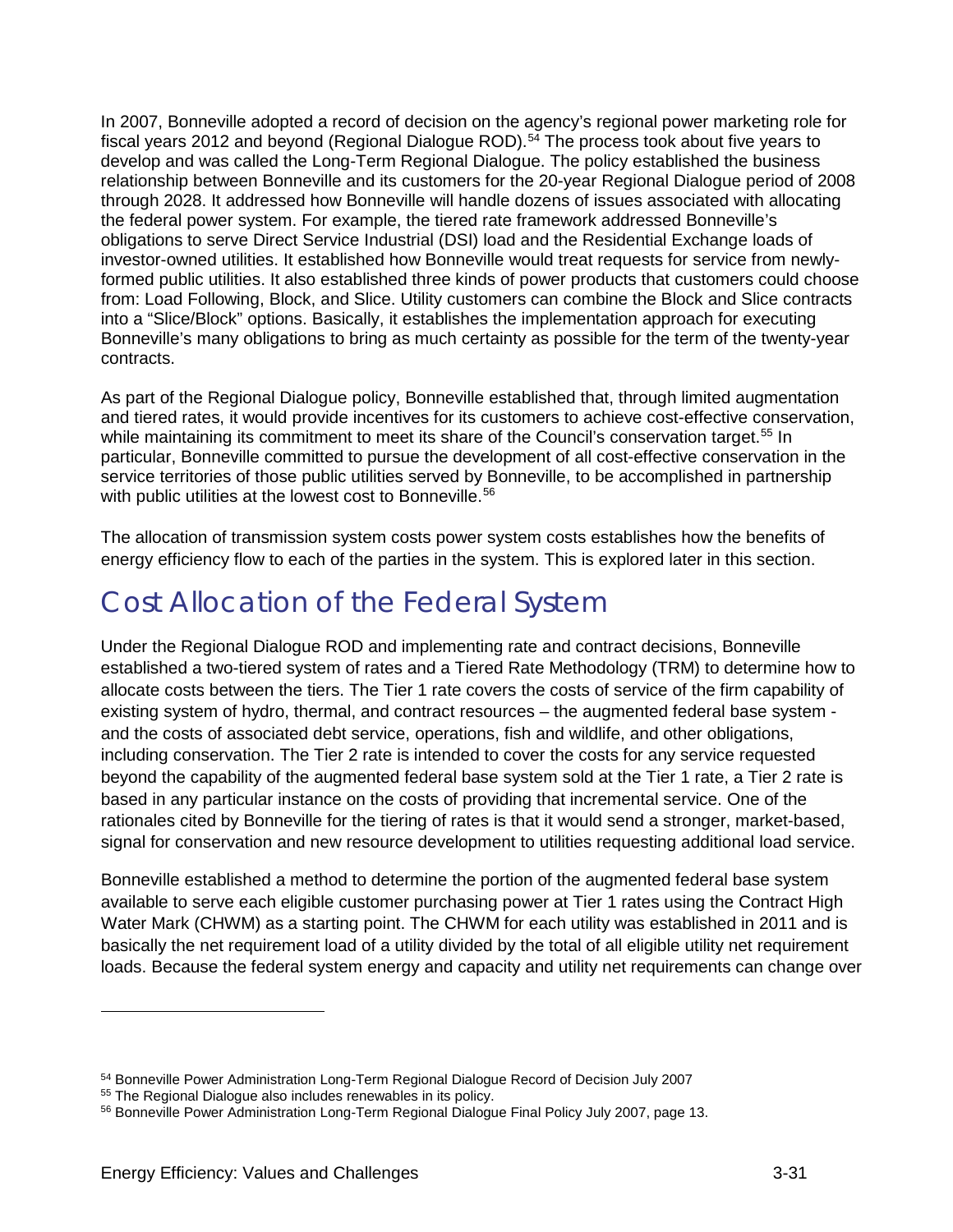In 2007, Bonneville adopted a record of decision on the agency's regional power marketing role for fiscal years 2012 and beyond (Regional Dialogue ROD).[54] The process took about five years to develop and was called the Long-Term Regional Dialogue. The policy established the business relationship between Bonneville and its customers for the 20-year Regional Dialogue period of 2008 through 2028. It addressed how Bonneville will handle dozens of issues associated with allocating the federal power system. For example, the tiered rate framework addressed Bonneville's obligations to serve Direct Service Industrial (DSI) load and the Residential Exchange loads of investor-owned utilities. It established how Bonneville would treat requests for service from newly-formed public utilities. It also established three kinds of power products that customers could choose from: Load Following, Block, and Slice. Utility customers can combine the Block and Slice contracts into a "Slice/Block" options. Basically, it establishes the implementation approach for executing Bonneville's many obligations to bring as much certainty as possible for the term of the twenty-year contracts.

As part of the Regional Dialogue policy, Bonneville established that, through limited augmentation and tiered rates, it would provide incentives for its customers to achieve cost-effective conservation, while maintaining its commitment to meet its share of the Council's conservation target.[55] In particular, Bonneville committed to pursue the development of all cost-effective conservation in the service territories of those public utilities served by Bonneville, to be accomplished in partnership with public utilities at the lowest cost to Bonneville.[56]

The allocation of transmission system costs power system costs establishes how the benefits of energy efficiency flow to each of the parties in the system. This is explored later in this section.

## Cost Allocation of the Federal System

Under the Regional Dialogue ROD and implementing rate and contract decisions, Bonneville established a two-tiered system of rates and a Tiered Rate Methodology (TRM) to determine how to allocate costs between the tiers. The Tier 1 rate covers the costs of service of the firm capability of existing system of hydro, thermal, and contract resources – the augmented federal base system - and the costs of associated debt service, operations, fish and wildlife, and other obligations, including conservation. The Tier 2 rate is intended to cover the costs for any service requested beyond the capability of the augmented federal base system sold at the Tier 1 rate, a Tier 2 rate is based in any particular instance on the costs of providing that incremental service. One of the rationales cited by Bonneville for the tiering of rates is that it would send a stronger, market-based, signal for conservation and new resource development to utilities requesting additional load service.

Bonneville established a method to determine the portion of the augmented federal base system available to serve each eligible customer purchasing power at Tier 1 rates using the Contract High Water Mark (CHWM) as a starting point. The CHWM for each utility was established in 2011 and is basically the net requirement load of a utility divided by the total of all eligible utility net requirement loads. Because the federal system energy and capacity and utility net requirements can change over

---

[54] Bonneville Power Administration Long-Term Regional Dialogue Record of Decision July 2007

[55] The Regional Dialogue also includes renewables in its policy.

[56] Bonneville Power Administration Long-Term Regional Dialogue Final Policy July 2007, page 13.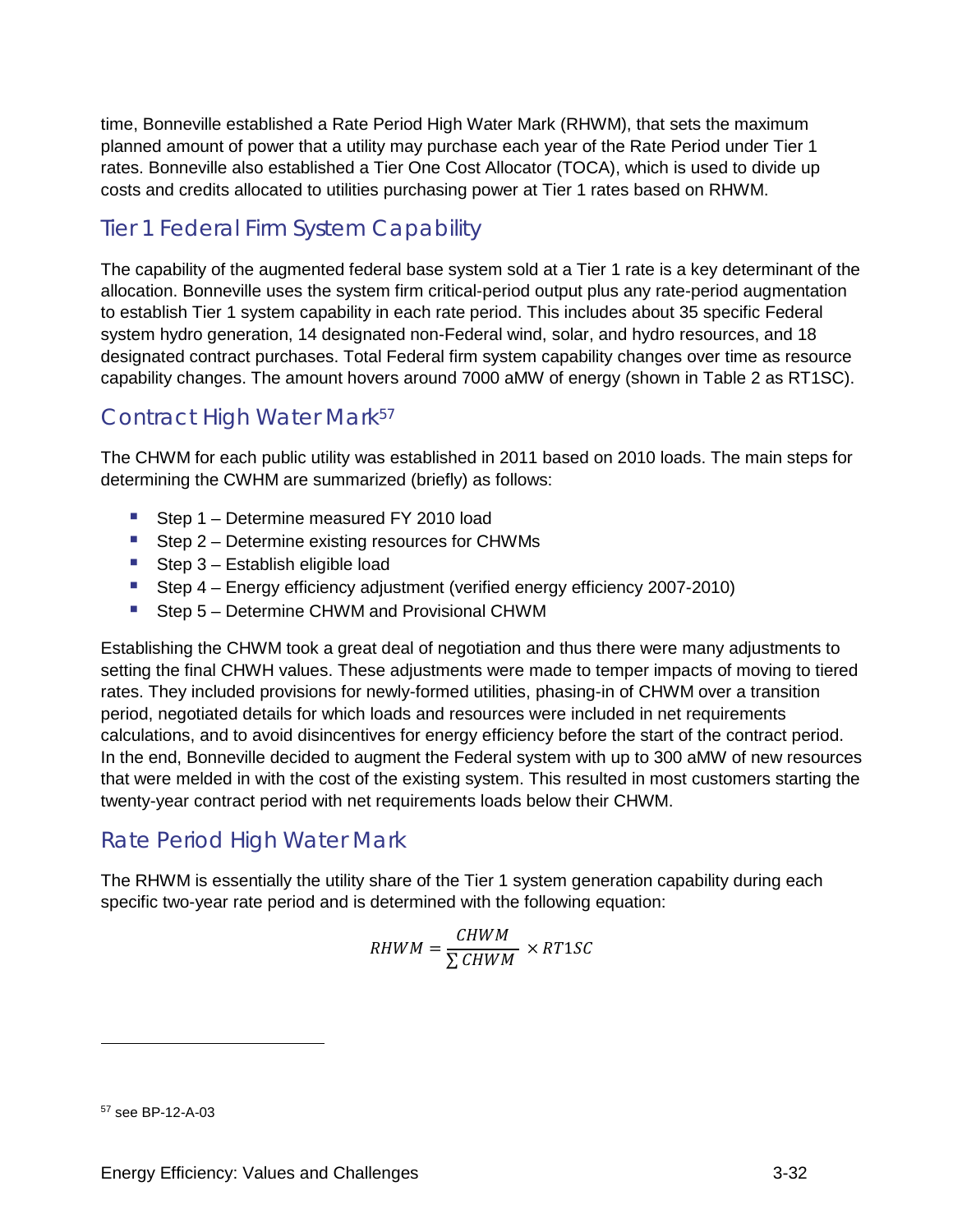time, Bonneville established a Rate Period High Water Mark (RHWM), that sets the maximum planned amount of power that a utility may purchase each year of the Rate Period under Tier 1 rates. Bonneville also established a Tier One Cost Allocator (TOCA), which is used to divide up costs and credits allocated to utilities purchasing power at Tier 1 rates based on RHWM.

## Tier 1 Federal Firm System Capability

The capability of the augmented federal base system sold at a Tier 1 rate is a key determinant of the allocation. Bonneville uses the system firm critical-period output plus any rate-period augmentation to establish Tier 1 system capability in each rate period. This includes about 35 specific Federal system hydro generation, 14 designated non-Federal wind, solar, and hydro resources, and 18 designated contract purchases. Total Federal firm system capability changes over time as resource capability changes. The amount hovers around 7000 aMW of energy (shown in Table 2 as RT1SC).

## Contract High Water Mark[57]

The CHWM for each public utility was established in 2011 based on 2010 loads. The main steps for determining the CWHM are summarized (briefly) as follows:

- Step 1 – Determine measured FY 2010 load
- Step 2 – Determine existing resources for CHWMs
- Step 3 – Establish eligible load
- Step 4 – Energy efficiency adjustment (verified energy efficiency 2007-2010)
- Step 5 – Determine CHWM and Provisional CHWM

Establishing the CHWM took a great deal of negotiation and thus there were many adjustments to setting the final CHWH values. These adjustments were made to temper impacts of moving to tiered rates. They included provisions for newly-formed utilities, phasing-in of CHWM over a transition period, negotiated details for which loads and resources were included in net requirements calculations, and to avoid disincentives for energy efficiency before the start of the contract period. In the end, Bonneville decided to augment the Federal system with up to 300 aMW of new resources that were melded in with the cost of the existing system. This resulted in most customers starting the twenty-year contract period with net requirements loads below their CHWM.

## Rate Period High Water Mark

The RHWM is essentially the utility share of the Tier 1 system generation capability during each specific two-year rate period and is determined with the following equation:

$$RHWM = \frac{CHWM}{\sum CHWM} \times RT1SC$$

[57] see BP-12-A-03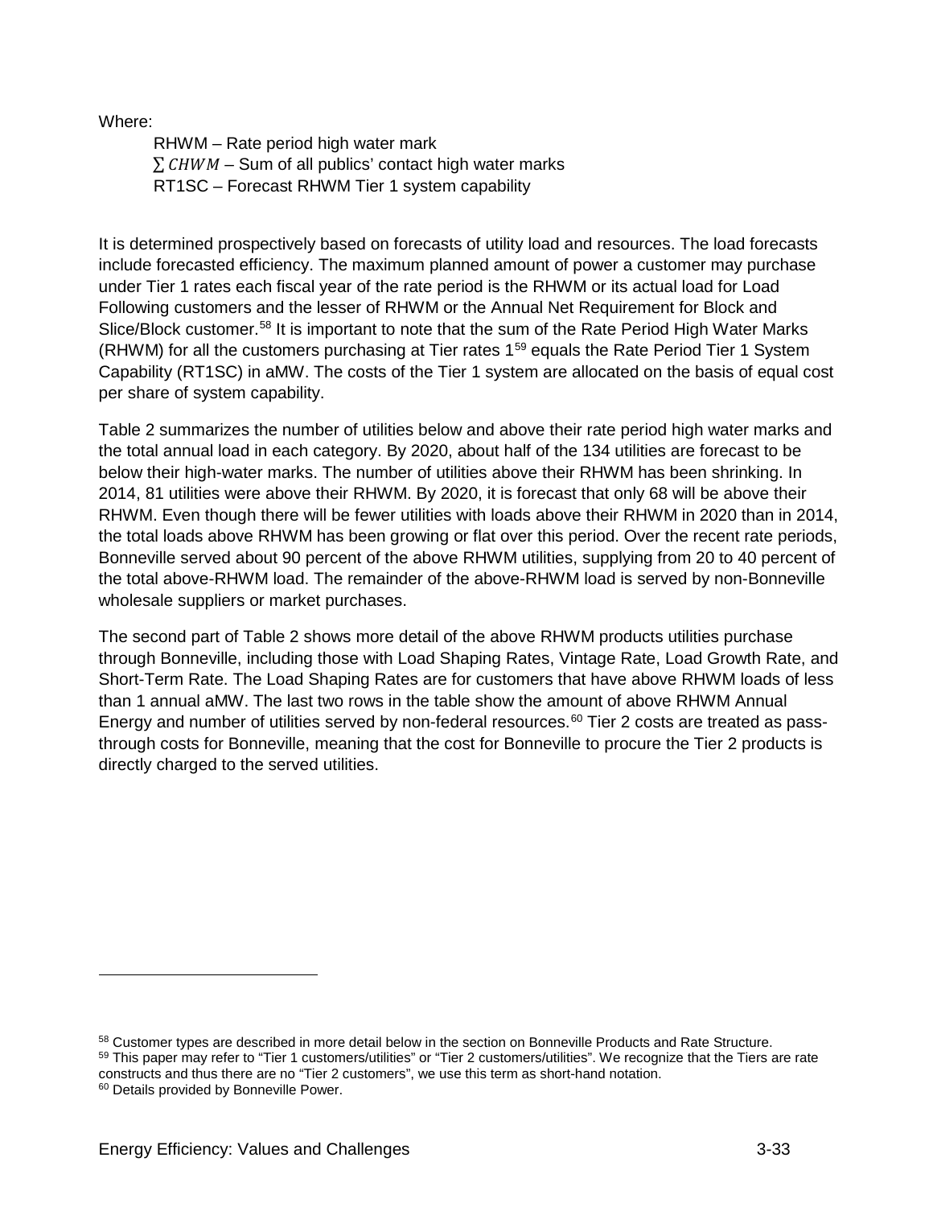Where:

RHWM – Rate period high water mark
$\sum CHWM$ – Sum of all publics' contact high water marks
RT1SC – Forecast RHWM Tier 1 system capability

It is determined prospectively based on forecasts of utility load and resources. The load forecasts include forecasted efficiency. The maximum planned amount of power a customer may purchase under Tier 1 rates each fiscal year of the rate period is the RHWM or its actual load for Load Following customers and the lesser of RHWM or the Annual Net Requirement for Block and Slice/Block customer.[58] It is important to note that the sum of the Rate Period High Water Marks (RHWM) for all the customers purchasing at Tier rates 1[59] equals the Rate Period Tier 1 System Capability (RT1SC) in aMW. The costs of the Tier 1 system are allocated on the basis of equal cost per share of system capability.

Table 2 summarizes the number of utilities below and above their rate period high water marks and the total annual load in each category. By 2020, about half of the 134 utilities are forecast to be below their high-water marks. The number of utilities above their RHWM has been shrinking. In 2014, 81 utilities were above their RHWM. By 2020, it is forecast that only 68 will be above their RHWM. Even though there will be fewer utilities with loads above their RHWM in 2020 than in 2014, the total loads above RHWM has been growing or flat over this period. Over the recent rate periods, Bonneville served about 90 percent of the above RHWM utilities, supplying from 20 to 40 percent of the total above-RHWM load. The remainder of the above-RHWM load is served by non-Bonneville wholesale suppliers or market purchases.

The second part of Table 2 shows more detail of the above RHWM products utilities purchase through Bonneville, including those with Load Shaping Rates, Vintage Rate, Load Growth Rate, and Short-Term Rate. The Load Shaping Rates are for customers that have above RHWM loads of less than 1 annual aMW. The last two rows in the table show the amount of above RHWM Annual Energy and number of utilities served by non-federal resources.[60] Tier 2 costs are treated as pass-through costs for Bonneville, meaning that the cost for Bonneville to procure the Tier 2 products is directly charged to the served utilities.

[58] Customer types are described in more detail below in the section on Bonneville Products and Rate Structure.

[59] This paper may refer to "Tier 1 customers/utilities" or "Tier 2 customers/utilities". We recognize that the Tiers are rate constructs and thus there are no "Tier 2 customers", we use this term as short-hand notation.

[60] Details provided by Bonneville Power.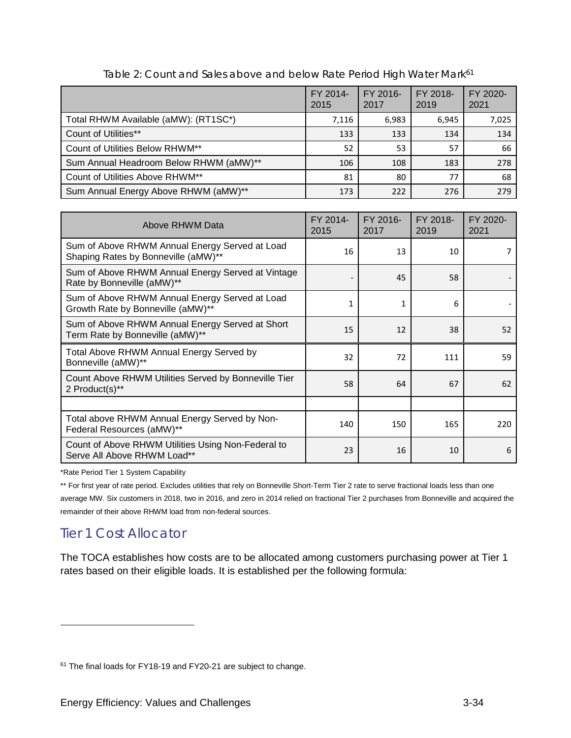Table 2: Count and Sales above and below Rate Period High Water Mark[61]

| | FY 2014-2015 | FY 2016-2017 | FY 2018-2019 | FY 2020-2021 |
|---|---|---|---|---|
| Total RHWM Available (aMW): (RT1SC*) | 7,116 | 6,983 | 6,945 | 7,025 |
| Count of Utilities** | 133 | 133 | 134 | 134 |
| Count of Utilities Below RHWM** | 52 | 53 | 57 | 66 |
| Sum Annual Headroom Below RHWM (aMW)** | 106 | 108 | 183 | 278 |
| Count of Utilities Above RHWM** | 81 | 80 | 77 | 68 |
| Sum Annual Energy Above RHWM (aMW)** | 173 | 222 | 276 | 279 |

| Above RHWM Data | FY 2014-2015 | FY 2016-2017 | FY 2018-2019 | FY 2020-2021 |
|---|---|---|---|---|
| Sum of Above RHWM Annual Energy Served at Load Shaping Rates by Bonneville (aMW)** | 16 | 13 | 10 | 7 |
| Sum of Above RHWM Annual Energy Served at Vintage Rate by Bonneville (aMW)** | - | 45 | 58 | - |
| Sum of Above RHWM Annual Energy Served at Load Growth Rate by Bonneville (aMW)** | 1 | 1 | 6 | - |
| Sum of Above RHWM Annual Energy Served at Short Term Rate by Bonneville (aMW)** | 15 | 12 | 38 | 52 |
| Total Above RHWM Annual Energy Served by Bonneville (aMW)** | 32 | 72 | 111 | 59 |
| Count Above RHWM Utilities Served by Bonneville Tier 2 Product(s)** | 58 | 64 | 67 | 62 |
| | | | | |
| Total above RHWM Annual Energy Served by Non-Federal Resources (aMW)** | 140 | 150 | 165 | 220 |
| Count of Above RHWM Utilities Using Non-Federal to Serve All Above RHWM Load** | 23 | 16 | 10 | 6 |

*Rate Period Tier 1 System Capability

** For first year of rate period. Excludes utilities that rely on Bonneville Short-Term Tier 2 rate to serve fractional loads less than one average MW. Six customers in 2018, two in 2016, and zero in 2014 relied on fractional Tier 2 purchases from Bonneville and acquired the remainder of their above RHWM load from non-federal sources.

## Tier 1 Cost Allocator

The TOCA establishes how costs are to be allocated among customers purchasing power at Tier 1 rates based on their eligible loads. It is established per the following formula:

[61] The final loads for FY18-19 and FY20-21 are subject to change.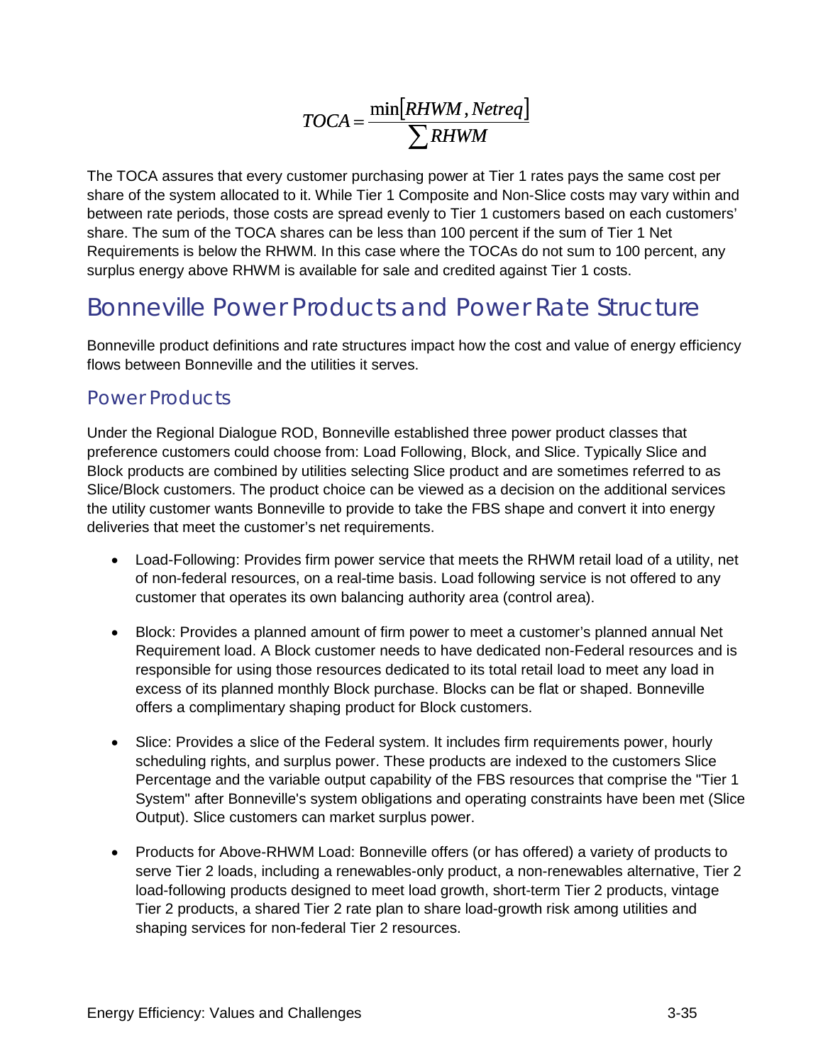$$TOCA = \frac{\min[RHWM, Netreq]}{\sum RHWM}$$

The TOCA assures that every customer purchasing power at Tier 1 rates pays the same cost per share of the system allocated to it. While Tier 1 Composite and Non-Slice costs may vary within and between rate periods, those costs are spread evenly to Tier 1 customers based on each customers' share. The sum of the TOCA shares can be less than 100 percent if the sum of Tier 1 Net Requirements is below the RHWM. In this case where the TOCAs do not sum to 100 percent, any surplus energy above RHWM is available for sale and credited against Tier 1 costs.

## Bonneville Power Products and Power Rate Structure

Bonneville product definitions and rate structures impact how the cost and value of energy efficiency flows between Bonneville and the utilities it serves.

### Power Products

Under the Regional Dialogue ROD, Bonneville established three power product classes that preference customers could choose from: Load Following, Block, and Slice. Typically Slice and Block products are combined by utilities selecting Slice product and are sometimes referred to as Slice/Block customers. The product choice can be viewed as a decision on the additional services the utility customer wants Bonneville to provide to take the FBS shape and convert it into energy deliveries that meet the customer's net requirements.

- Load-Following: Provides firm power service that meets the RHWM retail load of a utility, net of non-federal resources, on a real-time basis. Load following service is not offered to any customer that operates its own balancing authority area (control area).

- Block: Provides a planned amount of firm power to meet a customer's planned annual Net Requirement load. A Block customer needs to have dedicated non-Federal resources and is responsible for using those resources dedicated to its total retail load to meet any load in excess of its planned monthly Block purchase. Blocks can be flat or shaped. Bonneville offers a complimentary shaping product for Block customers.

- Slice: Provides a slice of the Federal system. It includes firm requirements power, hourly scheduling rights, and surplus power. These products are indexed to the customers Slice Percentage and the variable output capability of the FBS resources that comprise the "Tier 1 System" after Bonneville's system obligations and operating constraints have been met (Slice Output). Slice customers can market surplus power.

- Products for Above-RHWM Load: Bonneville offers (or has offered) a variety of products to serve Tier 2 loads, including a renewables-only product, a non-renewables alternative, Tier 2 load-following products designed to meet load growth, short-term Tier 2 products, vintage Tier 2 products, a shared Tier 2 rate plan to share load-growth risk among utilities and shaping services for non-federal Tier 2 resources.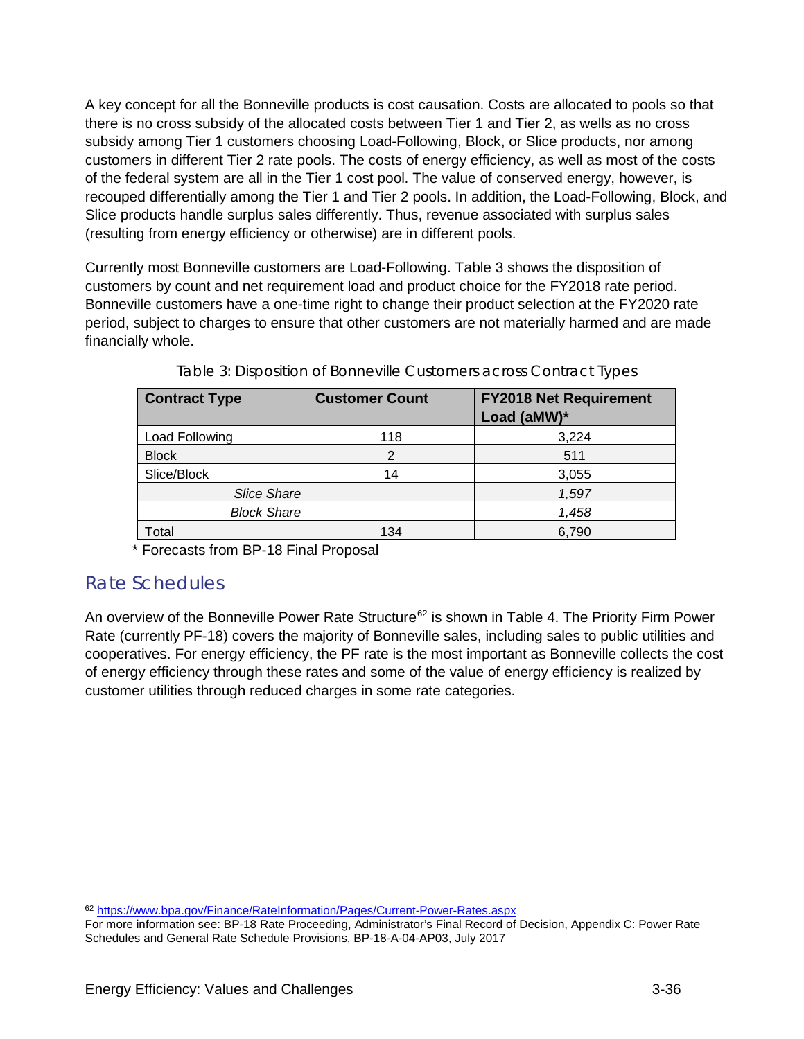A key concept for all the Bonneville products is cost causation. Costs are allocated to pools so that there is no cross subsidy of the allocated costs between Tier 1 and Tier 2, as wells as no cross subsidy among Tier 1 customers choosing Load-Following, Block, or Slice products, nor among customers in different Tier 2 rate pools. The costs of energy efficiency, as well as most of the costs of the federal system are all in the Tier 1 cost pool. The value of conserved energy, however, is recouped differentially among the Tier 1 and Tier 2 pools. In addition, the Load-Following, Block, and Slice products handle surplus sales differently. Thus, revenue associated with surplus sales (resulting from energy efficiency or otherwise) are in different pools.

Currently most Bonneville customers are Load-Following. Table 3 shows the disposition of customers by count and net requirement load and product choice for the FY2018 rate period. Bonneville customers have a one-time right to change their product selection at the FY2020 rate period, subject to charges to ensure that other customers are not materially harmed and are made financially whole.

Table 3: Disposition of Bonneville Customers across Contract Types

| Contract Type | Customer Count | FY2018 Net Requirement Load (aMW)* |
|---|---|---|
| Load Following | 118 | 3,224 |
| Block | 2 | 511 |
| Slice/Block | 14 | 3,055 |
| *Slice Share* | | *1,597* |
| *Block Share* | | *1,458* |
| Total | 134 | 6,790 |

\* Forecasts from BP-18 Final Proposal

## Rate Schedules

An overview of the Bonneville Power Rate Structure[62] is shown in Table 4. The Priority Firm Power Rate (currently PF-18) covers the majority of Bonneville sales, including sales to public utilities and cooperatives. For energy efficiency, the PF rate is the most important as Bonneville collects the cost of energy efficiency through these rates and some of the value of energy efficiency is realized by customer utilities through reduced charges in some rate categories.

[62] https://www.bpa.gov/Finance/RateInformation/Pages/Current-Power-Rates.aspx
For more information see: BP-18 Rate Proceeding, Administrator's Final Record of Decision, Appendix C: Power Rate Schedules and General Rate Schedule Provisions, BP-18-A-04-AP03, July 2017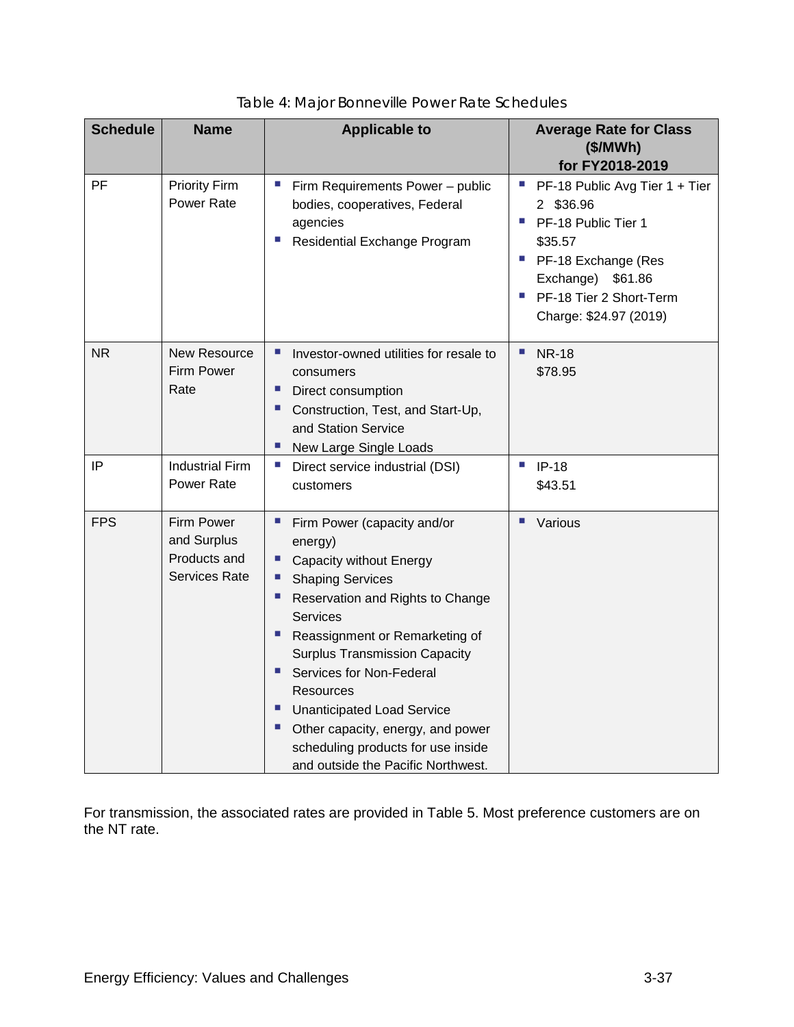Table 4: Major Bonneville Power Rate Schedules

| Schedule | Name | Applicable to | Average Rate for Class ($/MWh) for FY2018-2019 |
|---|---|---|---|
| PF | Priority Firm Power Rate | ▪ Firm Requirements Power – public bodies, cooperatives, Federal agencies<br>▪ Residential Exchange Program | ▪ PF-18 Public Avg Tier 1 + Tier 2 $36.96<br>▪ PF-18 Public Tier 1 $35.57<br>▪ PF-18 Exchange (Res Exchange) $61.86<br>▪ PF-18 Tier 2 Short-Term Charge: $24.97 (2019) |
| NR | New Resource Firm Power Rate | ▪ Investor-owned utilities for resale to consumers<br>▪ Direct consumption<br>▪ Construction, Test, and Start-Up, and Station Service<br>▪ New Large Single Loads | ▪ NR-18 $78.95 |
| IP | Industrial Firm Power Rate | ▪ Direct service industrial (DSI) customers | ▪ IP-18 $43.51 |
| FPS | Firm Power and Surplus Products and Services Rate | ▪ Firm Power (capacity and/or energy)<br>▪ Capacity without Energy<br>▪ Shaping Services<br>▪ Reservation and Rights to Change Services<br>▪ Reassignment or Remarketing of Surplus Transmission Capacity<br>▪ Services for Non-Federal Resources<br>▪ Unanticipated Load Service<br>▪ Other capacity, energy, and power scheduling products for use inside and outside the Pacific Northwest. | ▪ Various |

For transmission, the associated rates are provided in Table 5. Most preference customers are on the NT rate.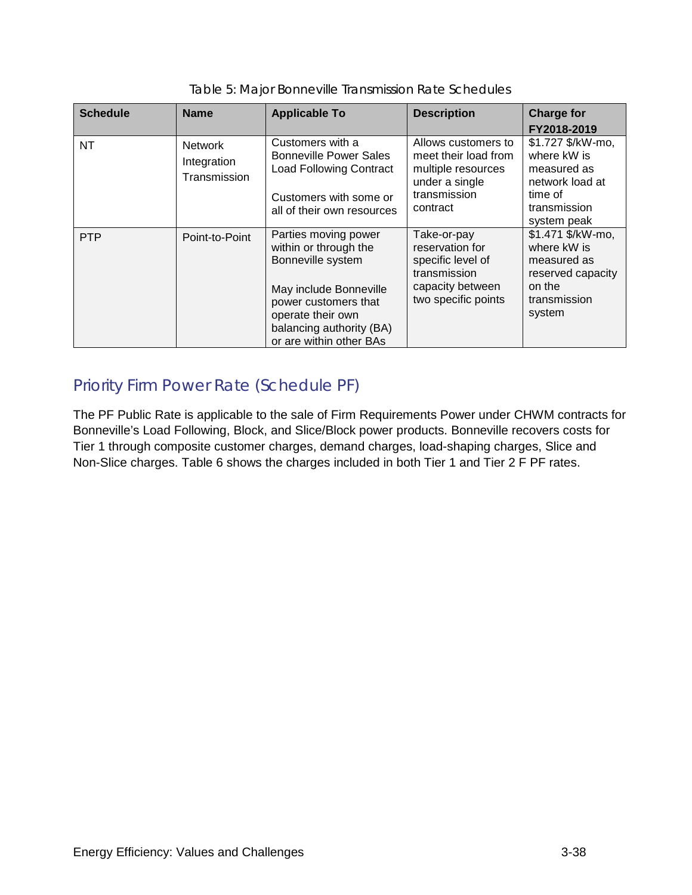Table 5: Major Bonneville Transmission Rate Schedules

| Schedule | Name | Applicable To | Description | Charge for FY2018-2019 |
|---|---|---|---|---|
| NT | Network Integration Transmission | Customers with a Bonneville Power Sales Load Following Contract<br><br>Customers with some or all of their own resources | Allows customers to meet their load from multiple resources under a single transmission contract | $1.727 $/kW-mo, where kW is measured as network load at time of transmission system peak |
| PTP | Point-to-Point | Parties moving power within or through the Bonneville system<br><br>May include Bonneville power customers that operate their own balancing authority (BA) or are within other BAs | Take-or-pay reservation for specific level of transmission capacity between two specific points | $1.471 $/kW-mo, where kW is measured as reserved capacity on the transmission system |

## Priority Firm Power Rate (Schedule PF)

The PF Public Rate is applicable to the sale of Firm Requirements Power under CHWM contracts for Bonneville's Load Following, Block, and Slice/Block power products. Bonneville recovers costs for Tier 1 through composite customer charges, demand charges, load-shaping charges, Slice and Non-Slice charges. Table 6 shows the charges included in both Tier 1 and Tier 2 F PF rates.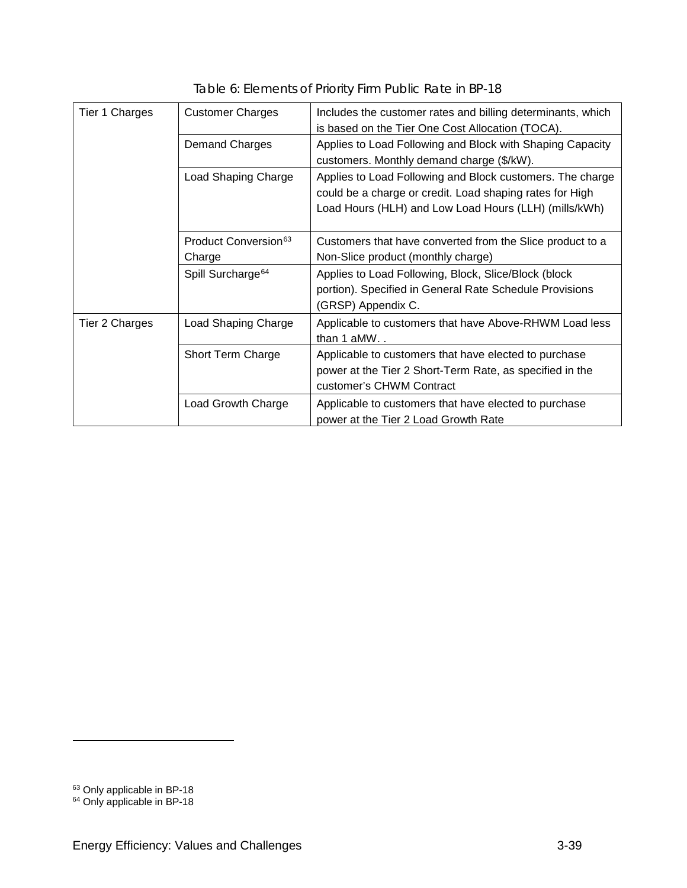Table 6: Elements of Priority Firm Public Rate in BP-18

| | | |
|---|---|---|
| Tier 1 Charges | Customer Charges | Includes the customer rates and billing determinants, which is based on the Tier One Cost Allocation (TOCA). |
| | Demand Charges | Applies to Load Following and Block with Shaping Capacity customers. Monthly demand charge ($/kW). |
| | Load Shaping Charge | Applies to Load Following and Block customers. The charge could be a charge or credit. Load shaping rates for High Load Hours (HLH) and Low Load Hours (LLH) (mills/kWh) |
| | Product Conversion[63] Charge | Customers that have converted from the Slice product to a Non-Slice product (monthly charge) |
| | Spill Surcharge[64] | Applies to Load Following, Block, Slice/Block (block portion). Specified in General Rate Schedule Provisions (GRSP) Appendix C. |
| Tier 2 Charges | Load Shaping Charge | Applicable to customers that have Above-RHWM Load less than 1 aMW. . |
| | Short Term Charge | Applicable to customers that have elected to purchase power at the Tier 2 Short-Term Rate, as specified in the customer's CHWM Contract |
| | Load Growth Charge | Applicable to customers that have elected to purchase power at the Tier 2 Load Growth Rate |

[63] Only applicable in BP-18

[64] Only applicable in BP-18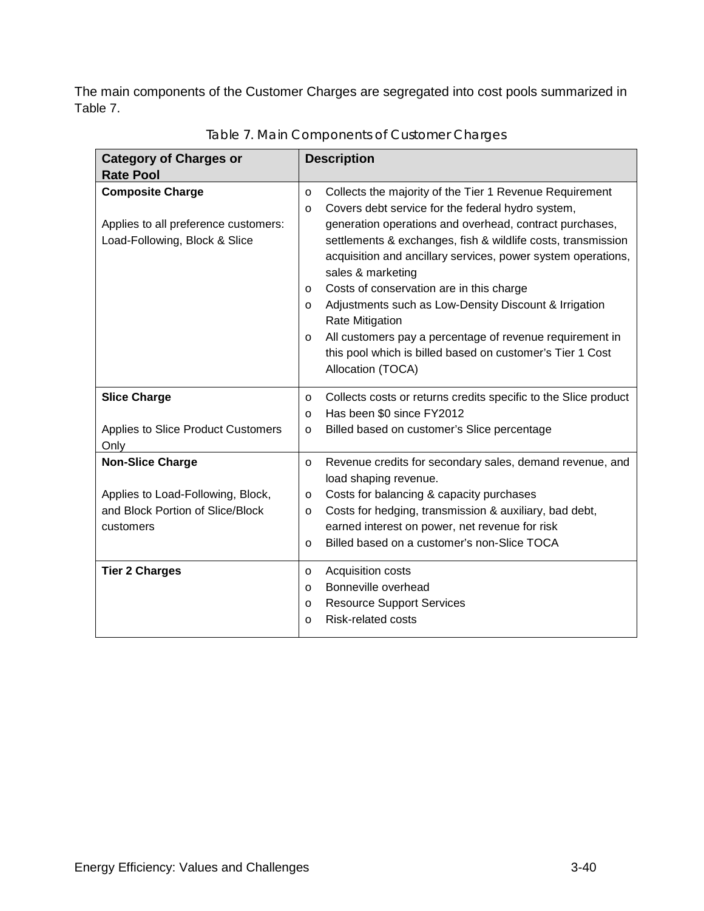The main components of the Customer Charges are segregated into cost pools summarized in Table 7.

Table 7. Main Components of Customer Charges

| Category of Charges or Rate Pool | Description |
|---|---|
| **Composite Charge**<br><br>Applies to all preference customers: Load-Following, Block & Slice | o Collects the majority of the Tier 1 Revenue Requirement<br>o Covers debt service for the federal hydro system, generation operations and overhead, contract purchases, settlements & exchanges, fish & wildlife costs, transmission acquisition and ancillary services, power system operations, sales & marketing<br>o Costs of conservation are in this charge<br>o Adjustments such as Low-Density Discount & Irrigation Rate Mitigation<br>o All customers pay a percentage of revenue requirement in this pool which is billed based on customer's Tier 1 Cost Allocation (TOCA) |
| **Slice Charge**<br><br>Applies to Slice Product Customers Only | o Collects costs or returns credits specific to the Slice product<br>o Has been $0 since FY2012<br>o Billed based on customer's Slice percentage |
| **Non-Slice Charge**<br><br>Applies to Load-Following, Block, and Block Portion of Slice/Block customers | o Revenue credits for secondary sales, demand revenue, and load shaping revenue.<br>o Costs for balancing & capacity purchases<br>o Costs for hedging, transmission & auxiliary, bad debt, earned interest on power, net revenue for risk<br>o Billed based on a customer's non-Slice TOCA |
| **Tier 2 Charges** | o Acquisition costs<br>o Bonneville overhead<br>o Resource Support Services<br>o Risk-related costs |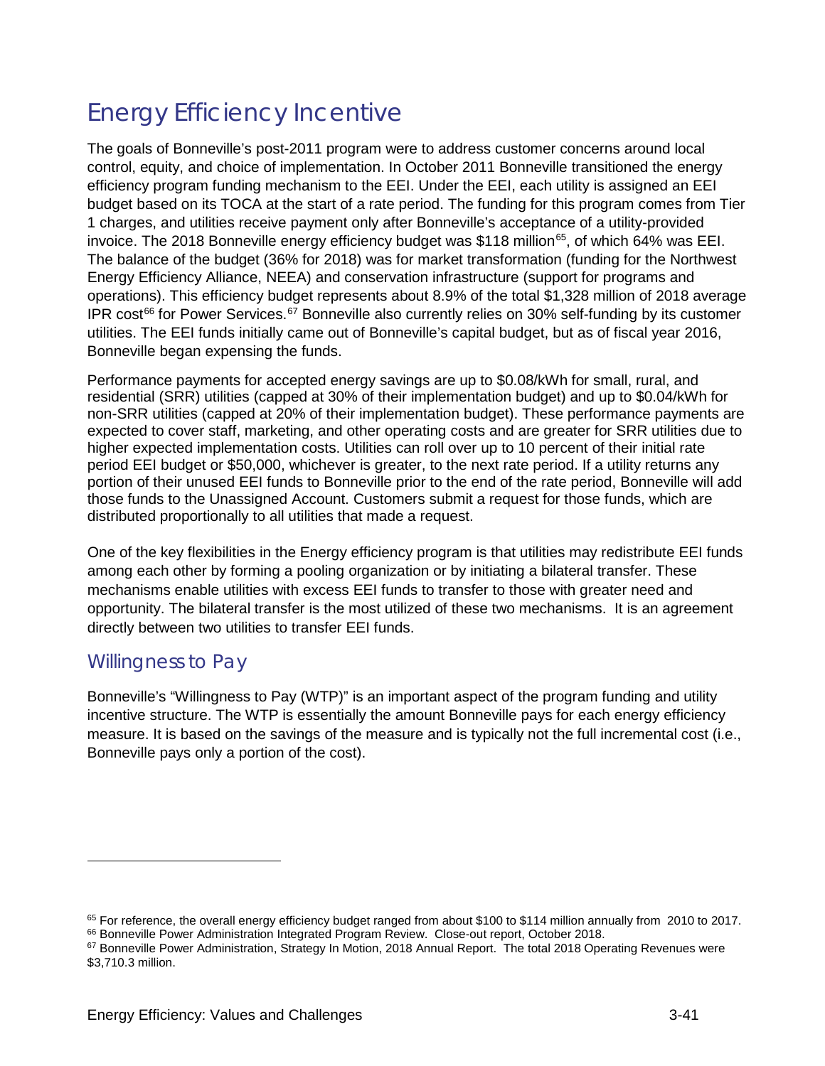# Energy Efficiency Incentive

The goals of Bonneville's post-2011 program were to address customer concerns around local control, equity, and choice of implementation. In October 2011 Bonneville transitioned the energy efficiency program funding mechanism to the EEI. Under the EEI, each utility is assigned an EEI budget based on its TOCA at the start of a rate period. The funding for this program comes from Tier 1 charges, and utilities receive payment only after Bonneville's acceptance of a utility-provided invoice. The 2018 Bonneville energy efficiency budget was $118 million[65], of which 64% was EEI. The balance of the budget (36% for 2018) was for market transformation (funding for the Northwest Energy Efficiency Alliance, NEEA) and conservation infrastructure (support for programs and operations). This efficiency budget represents about 8.9% of the total $1,328 million of 2018 average IPR cost[66] for Power Services.[67] Bonneville also currently relies on 30% self-funding by its customer utilities. The EEI funds initially came out of Bonneville's capital budget, but as of fiscal year 2016, Bonneville began expensing the funds.

Performance payments for accepted energy savings are up to $0.08/kWh for small, rural, and residential (SRR) utilities (capped at 30% of their implementation budget) and up to $0.04/kWh for non-SRR utilities (capped at 20% of their implementation budget). These performance payments are expected to cover staff, marketing, and other operating costs and are greater for SRR utilities due to higher expected implementation costs. Utilities can roll over up to 10 percent of their initial rate period EEI budget or $50,000, whichever is greater, to the next rate period. If a utility returns any portion of their unused EEI funds to Bonneville prior to the end of the rate period, Bonneville will add those funds to the Unassigned Account. Customers submit a request for those funds, which are distributed proportionally to all utilities that made a request.

One of the key flexibilities in the Energy efficiency program is that utilities may redistribute EEI funds among each other by forming a pooling organization or by initiating a bilateral transfer. These mechanisms enable utilities with excess EEI funds to transfer to those with greater need and opportunity. The bilateral transfer is the most utilized of these two mechanisms. It is an agreement directly between two utilities to transfer EEI funds.

## Willingness to Pay

Bonneville's "Willingness to Pay (WTP)" is an important aspect of the program funding and utility incentive structure. The WTP is essentially the amount Bonneville pays for each energy efficiency measure. It is based on the savings of the measure and is typically not the full incremental cost (i.e., Bonneville pays only a portion of the cost).

---

[65] For reference, the overall energy efficiency budget ranged from about $100 to $114 million annually from 2010 to 2017.

[66] Bonneville Power Administration Integrated Program Review. Close-out report, October 2018.

[67] Bonneville Power Administration, Strategy In Motion, 2018 Annual Report. The total 2018 Operating Revenues were $3,710.3 million.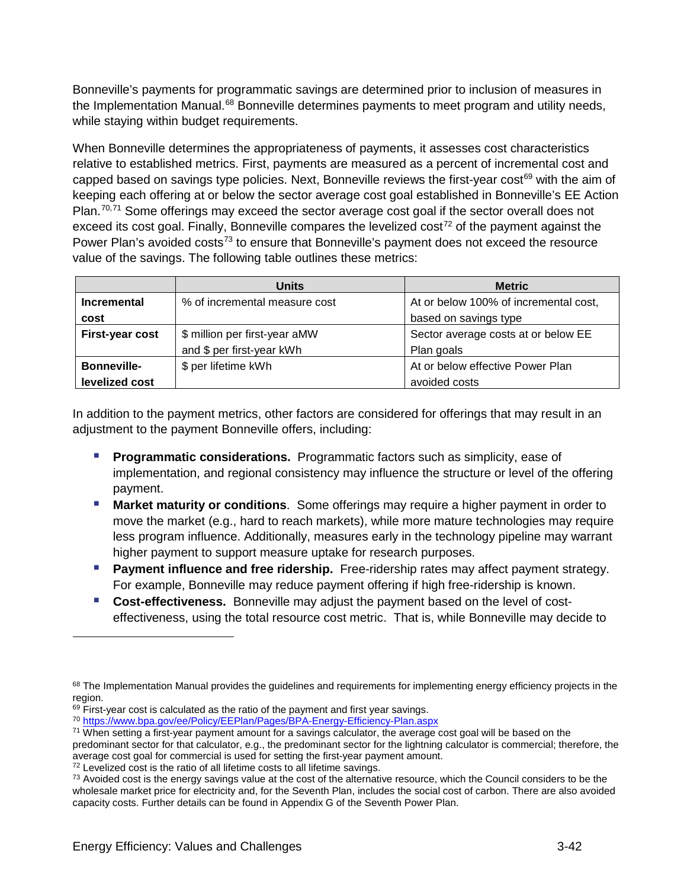Bonneville's payments for programmatic savings are determined prior to inclusion of measures in the Implementation Manual.[68] Bonneville determines payments to meet program and utility needs, while staying within budget requirements.

When Bonneville determines the appropriateness of payments, it assesses cost characteristics relative to established metrics. First, payments are measured as a percent of incremental cost and capped based on savings type policies. Next, Bonneville reviews the first-year cost[69] with the aim of keeping each offering at or below the sector average cost goal established in Bonneville's EE Action Plan.[70,71] Some offerings may exceed the sector average cost goal if the sector overall does not exceed its cost goal. Finally, Bonneville compares the levelized cost[72] of the payment against the Power Plan's avoided costs[73] to ensure that Bonneville's payment does not exceed the resource value of the savings. The following table outlines these metrics:

| | Units | Metric |
|---|---|---|
| **Incremental cost** | % of incremental measure cost | At or below 100% of incremental cost, based on savings type |
| **First-year cost** | $ million per first-year aMW and $ per first-year kWh | Sector average costs at or below EE Plan goals |
| **Bonneville-levelized cost** | $ per lifetime kWh | At or below effective Power Plan avoided costs |

In addition to the payment metrics, other factors are considered for offerings that may result in an adjustment to the payment Bonneville offers, including:

- **Programmatic considerations.** Programmatic factors such as simplicity, ease of implementation, and regional consistency may influence the structure or level of the offering payment.
- **Market maturity or conditions**. Some offerings may require a higher payment in order to move the market (e.g., hard to reach markets), while more mature technologies may require less program influence. Additionally, measures early in the technology pipeline may warrant higher payment to support measure uptake for research purposes.
- **Payment influence and free ridership.** Free-ridership rates may affect payment strategy. For example, Bonneville may reduce payment offering if high free-ridership is known.
- **Cost-effectiveness.** Bonneville may adjust the payment based on the level of cost-effectiveness, using the total resource cost metric. That is, while Bonneville may decide to

---

[68] The Implementation Manual provides the guidelines and requirements for implementing energy efficiency projects in the region.

[69] First-year cost is calculated as the ratio of the payment and first year savings.

[70] https://www.bpa.gov/ee/Policy/EEPlan/Pages/BPA-Energy-Efficiency-Plan.aspx

[71] When setting a first-year payment amount for a savings calculator, the average cost goal will be based on the predominant sector for that calculator, e.g., the predominant sector for the lightning calculator is commercial; therefore, the average cost goal for commercial is used for setting the first-year payment amount.

[72] Levelized cost is the ratio of all lifetime costs to all lifetime savings.

[73] Avoided cost is the energy savings value at the cost of the alternative resource, which the Council considers to be the wholesale market price for electricity and, for the Seventh Plan, includes the social cost of carbon. There are also avoided capacity costs. Further details can be found in Appendix G of the Seventh Power Plan.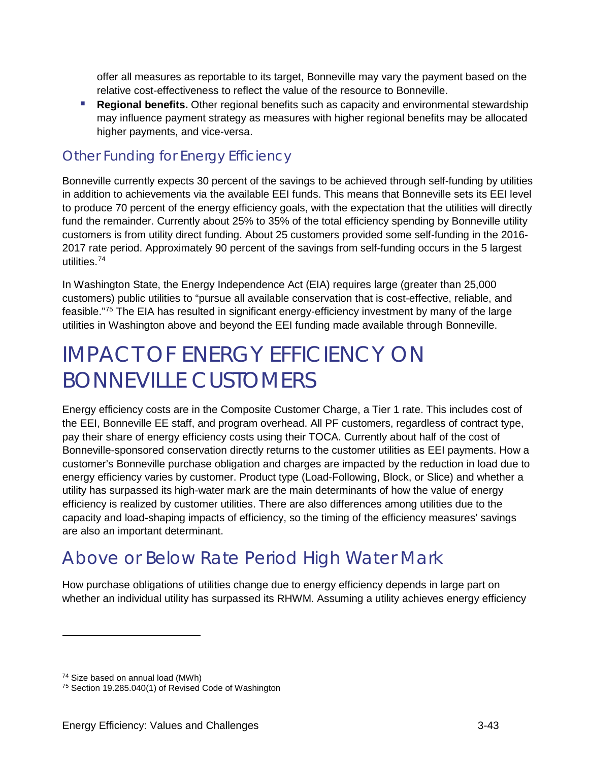offer all measures as reportable to its target, Bonneville may vary the payment based on the relative cost-effectiveness to reflect the value of the resource to Bonneville.

- **Regional benefits.** Other regional benefits such as capacity and environmental stewardship may influence payment strategy as measures with higher regional benefits may be allocated higher payments, and vice-versa.

## Other Funding for Energy Efficiency

Bonneville currently expects 30 percent of the savings to be achieved through self-funding by utilities in addition to achievements via the available EEI funds. This means that Bonneville sets its EEI level to produce 70 percent of the energy efficiency goals, with the expectation that the utilities will directly fund the remainder. Currently about 25% to 35% of the total efficiency spending by Bonneville utility customers is from utility direct funding. About 25 customers provided some self-funding in the 2016-2017 rate period. Approximately 90 percent of the savings from self-funding occurs in the 5 largest utilities.[74]

In Washington State, the Energy Independence Act (EIA) requires large (greater than 25,000 customers) public utilities to "pursue all available conservation that is cost-effective, reliable, and feasible."[75] The EIA has resulted in significant energy-efficiency investment by many of the large utilities in Washington above and beyond the EEI funding made available through Bonneville.

# IMPACT OF ENERGY EFFICIENCY ON BONNEVILLE CUSTOMERS

Energy efficiency costs are in the Composite Customer Charge, a Tier 1 rate. This includes cost of the EEI, Bonneville EE staff, and program overhead. All PF customers, regardless of contract type, pay their share of energy efficiency costs using their TOCA. Currently about half of the cost of Bonneville-sponsored conservation directly returns to the customer utilities as EEI payments. How a customer's Bonneville purchase obligation and charges are impacted by the reduction in load due to energy efficiency varies by customer. Product type (Load-Following, Block, or Slice) and whether a utility has surpassed its high-water mark are the main determinants of how the value of energy efficiency is realized by customer utilities. There are also differences among utilities due to the capacity and load-shaping impacts of efficiency, so the timing of the efficiency measures' savings are also an important determinant.

## Above or Below Rate Period High Water Mark

How purchase obligations of utilities change due to energy efficiency depends in large part on whether an individual utility has surpassed its RHWM. Assuming a utility achieves energy efficiency

[74] Size based on annual load (MWh)

[75] Section 19.285.040(1) of Revised Code of Washington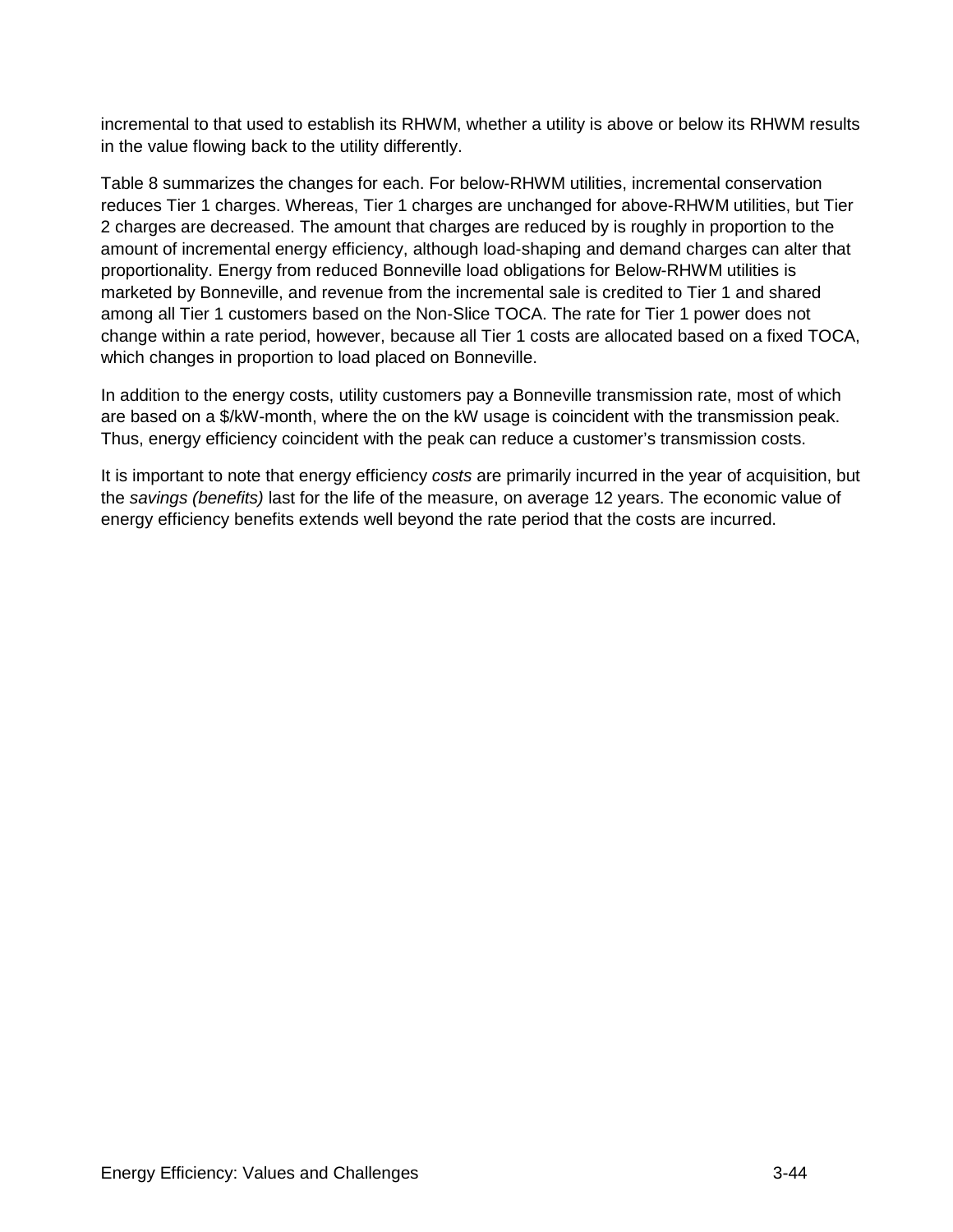incremental to that used to establish its RHWM, whether a utility is above or below its RHWM results in the value flowing back to the utility differently.

Table 8 summarizes the changes for each. For below-RHWM utilities, incremental conservation reduces Tier 1 charges. Whereas, Tier 1 charges are unchanged for above-RHWM utilities, but Tier 2 charges are decreased. The amount that charges are reduced by is roughly in proportion to the amount of incremental energy efficiency, although load-shaping and demand charges can alter that proportionality. Energy from reduced Bonneville load obligations for Below-RHWM utilities is marketed by Bonneville, and revenue from the incremental sale is credited to Tier 1 and shared among all Tier 1 customers based on the Non-Slice TOCA. The rate for Tier 1 power does not change within a rate period, however, because all Tier 1 costs are allocated based on a fixed TOCA, which changes in proportion to load placed on Bonneville.

In addition to the energy costs, utility customers pay a Bonneville transmission rate, most of which are based on a $/kW-month, where the on the kW usage is coincident with the transmission peak. Thus, energy efficiency coincident with the peak can reduce a customer's transmission costs.

It is important to note that energy efficiency *costs* are primarily incurred in the year of acquisition, but the *savings (benefits)* last for the life of the measure, on average 12 years. The economic value of energy efficiency benefits extends well beyond the rate period that the costs are incurred.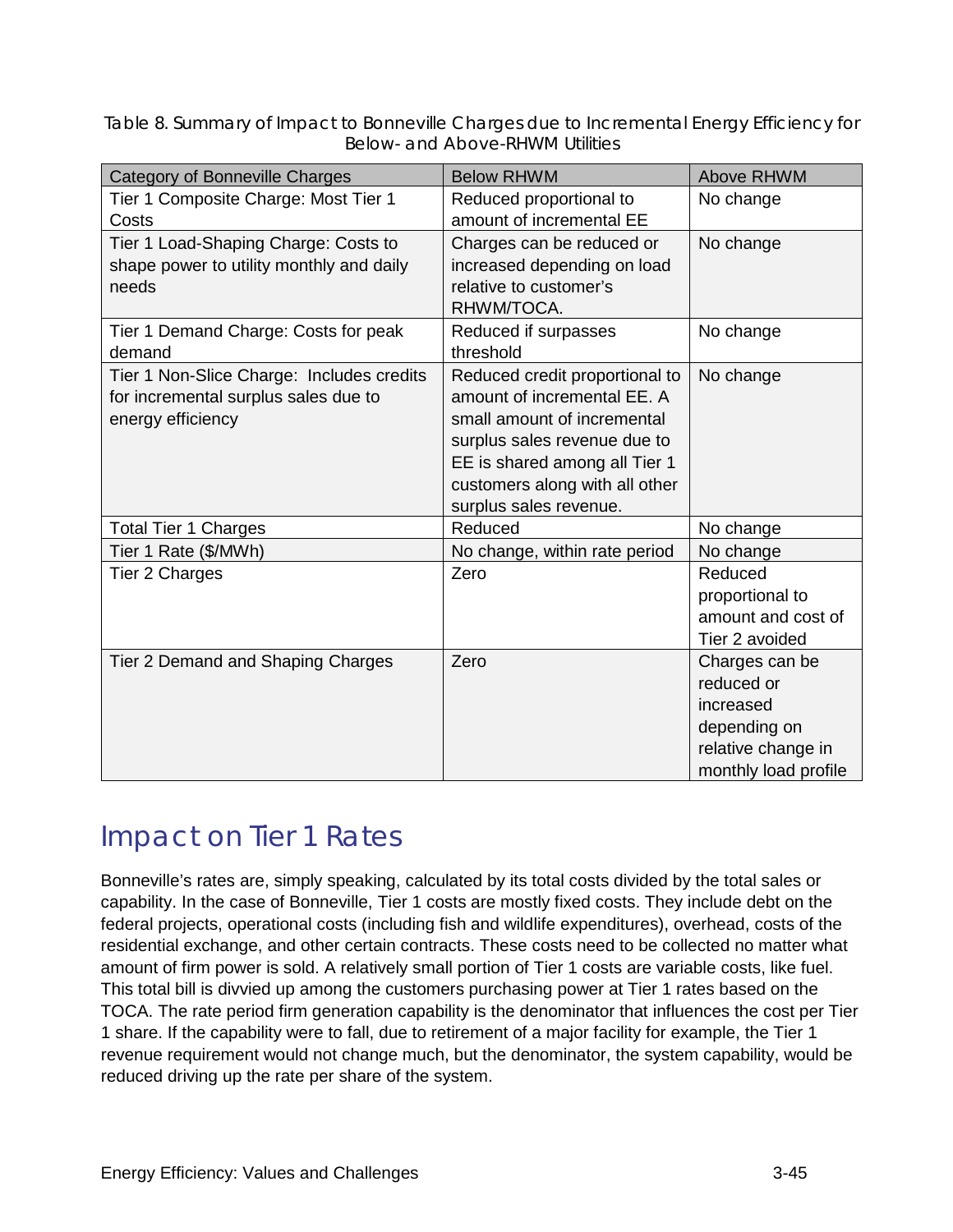Table 8. Summary of Impact to Bonneville Charges due to Incremental Energy Efficiency for Below- and Above-RHWM Utilities

| Category of Bonneville Charges | Below RHWM | Above RHWM |
|---|---|---|
| Tier 1 Composite Charge: Most Tier 1 Costs | Reduced proportional to amount of incremental EE | No change |
| Tier 1 Load-Shaping Charge: Costs to shape power to utility monthly and daily needs | Charges can be reduced or increased depending on load relative to customer's RHWM/TOCA. | No change |
| Tier 1 Demand Charge: Costs for peak demand | Reduced if surpasses threshold | No change |
| Tier 1 Non-Slice Charge: Includes credits for incremental surplus sales due to energy efficiency | Reduced credit proportional to amount of incremental EE. A small amount of incremental surplus sales revenue due to EE is shared among all Tier 1 customers along with all other surplus sales revenue. | No change |
| Total Tier 1 Charges | Reduced | No change |
| Tier 1 Rate ($/MWh) | No change, within rate period | No change |
| Tier 2 Charges | Zero | Reduced proportional to amount and cost of Tier 2 avoided |
| Tier 2 Demand and Shaping Charges | Zero | Charges can be reduced or increased depending on relative change in monthly load profile |

## Impact on Tier 1 Rates

Bonneville's rates are, simply speaking, calculated by its total costs divided by the total sales or capability. In the case of Bonneville, Tier 1 costs are mostly fixed costs. They include debt on the federal projects, operational costs (including fish and wildlife expenditures), overhead, costs of the residential exchange, and other certain contracts. These costs need to be collected no matter what amount of firm power is sold. A relatively small portion of Tier 1 costs are variable costs, like fuel. This total bill is divvied up among the customers purchasing power at Tier 1 rates based on the TOCA. The rate period firm generation capability is the denominator that influences the cost per Tier 1 share. If the capability were to fall, due to retirement of a major facility for example, the Tier 1 revenue requirement would not change much, but the denominator, the system capability, would be reduced driving up the rate per share of the system.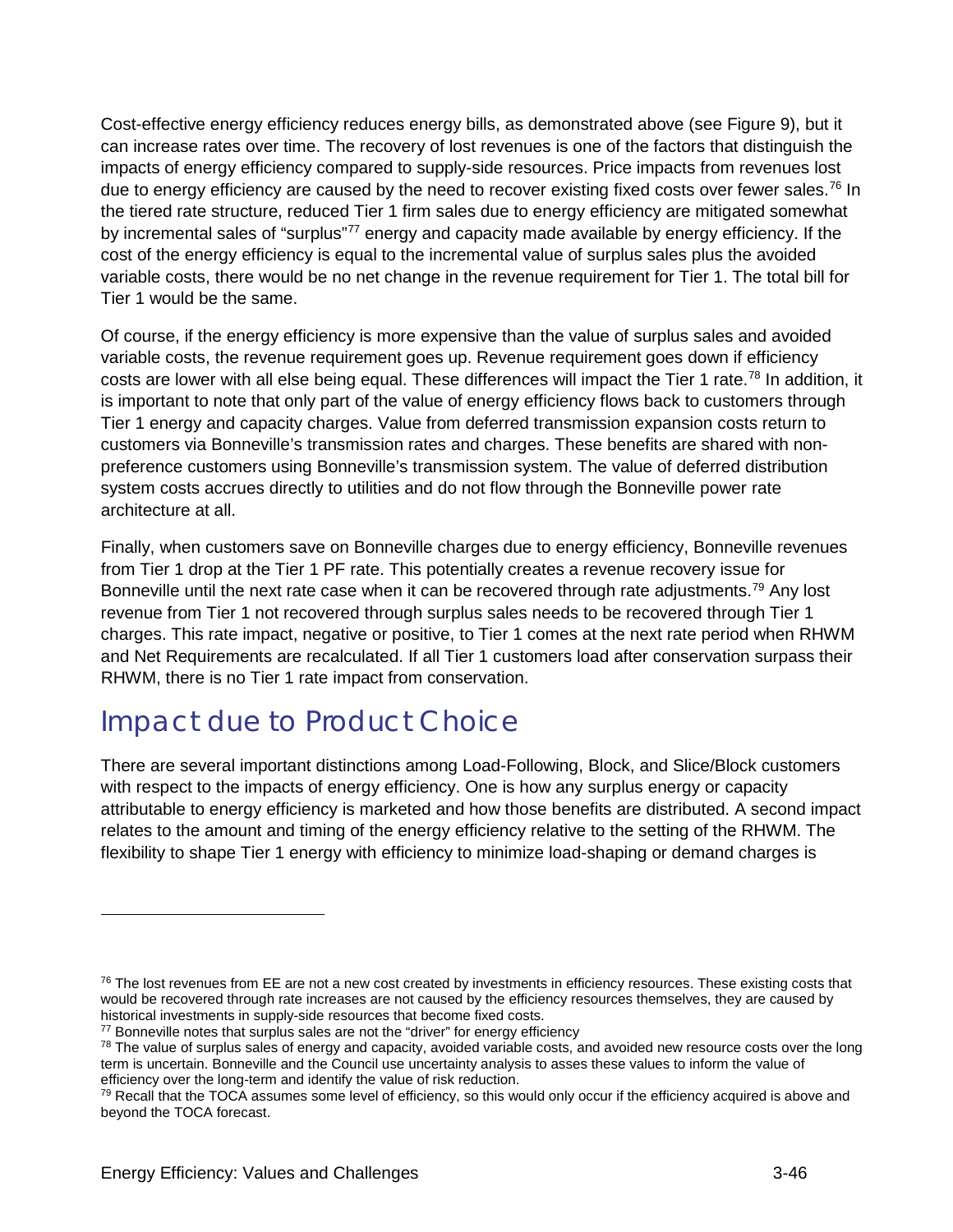Cost-effective energy efficiency reduces energy bills, as demonstrated above (see Figure 9), but it can increase rates over time. The recovery of lost revenues is one of the factors that distinguish the impacts of energy efficiency compared to supply-side resources. Price impacts from revenues lost due to energy efficiency are caused by the need to recover existing fixed costs over fewer sales.[76] In the tiered rate structure, reduced Tier 1 firm sales due to energy efficiency are mitigated somewhat by incremental sales of "surplus"[77] energy and capacity made available by energy efficiency. If the cost of the energy efficiency is equal to the incremental value of surplus sales plus the avoided variable costs, there would be no net change in the revenue requirement for Tier 1. The total bill for Tier 1 would be the same.

Of course, if the energy efficiency is more expensive than the value of surplus sales and avoided variable costs, the revenue requirement goes up. Revenue requirement goes down if efficiency costs are lower with all else being equal. These differences will impact the Tier 1 rate.[78] In addition, it is important to note that only part of the value of energy efficiency flows back to customers through Tier 1 energy and capacity charges. Value from deferred transmission expansion costs return to customers via Bonneville's transmission rates and charges. These benefits are shared with non-preference customers using Bonneville's transmission system. The value of deferred distribution system costs accrues directly to utilities and do not flow through the Bonneville power rate architecture at all.

Finally, when customers save on Bonneville charges due to energy efficiency, Bonneville revenues from Tier 1 drop at the Tier 1 PF rate. This potentially creates a revenue recovery issue for Bonneville until the next rate case when it can be recovered through rate adjustments.[79] Any lost revenue from Tier 1 not recovered through surplus sales needs to be recovered through Tier 1 charges. This rate impact, negative or positive, to Tier 1 comes at the next rate period when RHWM and Net Requirements are recalculated. If all Tier 1 customers load after conservation surpass their RHWM, there is no Tier 1 rate impact from conservation.

## Impact due to Product Choice

There are several important distinctions among Load-Following, Block, and Slice/Block customers with respect to the impacts of energy efficiency. One is how any surplus energy or capacity attributable to energy efficiency is marketed and how those benefits are distributed. A second impact relates to the amount and timing of the energy efficiency relative to the setting of the RHWM. The flexibility to shape Tier 1 energy with efficiency to minimize load-shaping or demand charges is

---

[76] The lost revenues from EE are not a new cost created by investments in efficiency resources. These existing costs that would be recovered through rate increases are not caused by the efficiency resources themselves, they are caused by historical investments in supply-side resources that become fixed costs.

[77] Bonneville notes that surplus sales are not the "driver" for energy efficiency

[78] The value of surplus sales of energy and capacity, avoided variable costs, and avoided new resource costs over the long term is uncertain. Bonneville and the Council use uncertainty analysis to asses these values to inform the value of efficiency over the long-term and identify the value of risk reduction.

[79] Recall that the TOCA assumes some level of efficiency, so this would only occur if the efficiency acquired is above and beyond the TOCA forecast.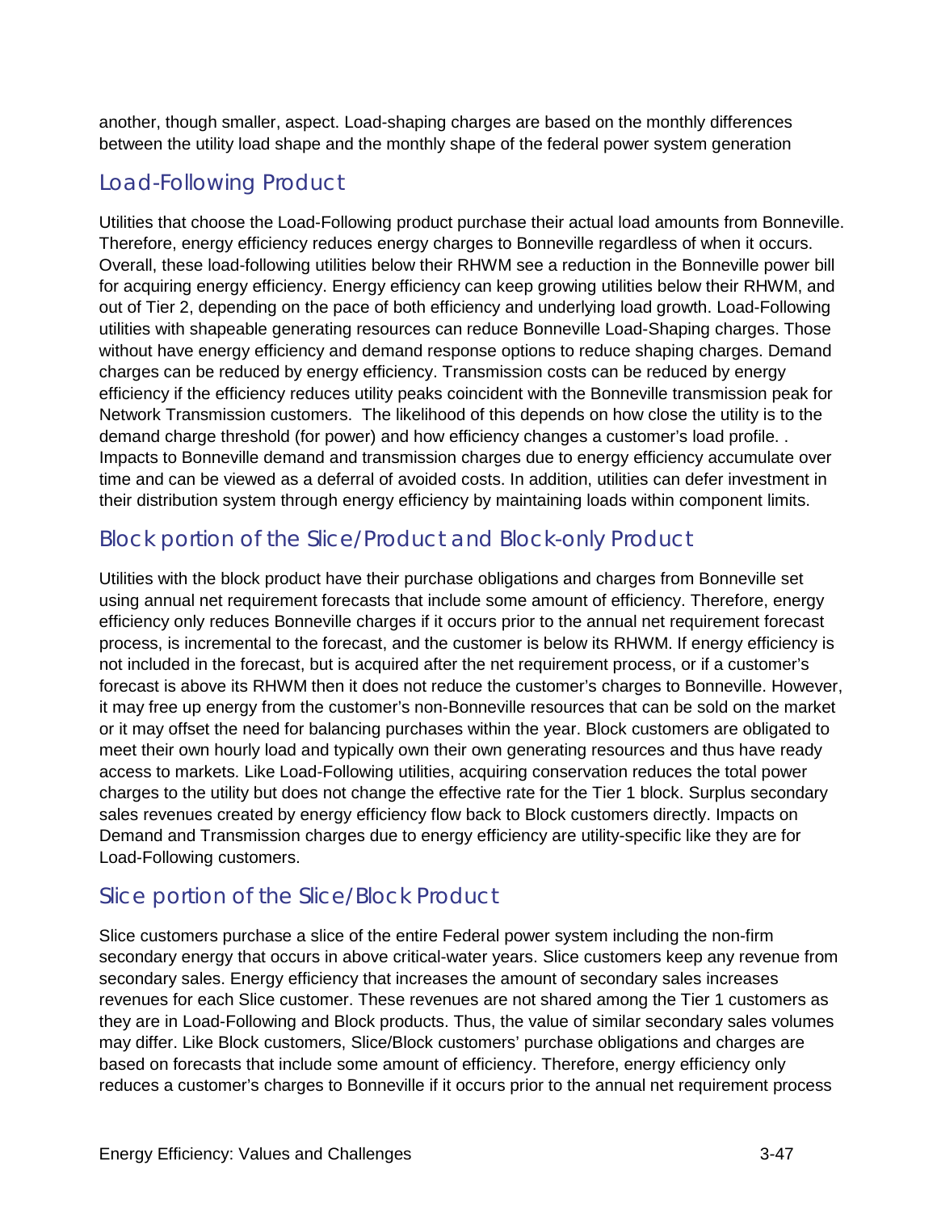another, though smaller, aspect. Load-shaping charges are based on the monthly differences between the utility load shape and the monthly shape of the federal power system generation

## Load-Following Product

Utilities that choose the Load-Following product purchase their actual load amounts from Bonneville. Therefore, energy efficiency reduces energy charges to Bonneville regardless of when it occurs. Overall, these load-following utilities below their RHWM see a reduction in the Bonneville power bill for acquiring energy efficiency. Energy efficiency can keep growing utilities below their RHWM, and out of Tier 2, depending on the pace of both efficiency and underlying load growth. Load-Following utilities with shapeable generating resources can reduce Bonneville Load-Shaping charges. Those without have energy efficiency and demand response options to reduce shaping charges. Demand charges can be reduced by energy efficiency. Transmission costs can be reduced by energy efficiency if the efficiency reduces utility peaks coincident with the Bonneville transmission peak for Network Transmission customers. The likelihood of this depends on how close the utility is to the demand charge threshold (for power) and how efficiency changes a customer's load profile. . Impacts to Bonneville demand and transmission charges due to energy efficiency accumulate over time and can be viewed as a deferral of avoided costs. In addition, utilities can defer investment in their distribution system through energy efficiency by maintaining loads within component limits.

## Block portion of the Slice/Product and Block-only Product

Utilities with the block product have their purchase obligations and charges from Bonneville set using annual net requirement forecasts that include some amount of efficiency. Therefore, energy efficiency only reduces Bonneville charges if it occurs prior to the annual net requirement forecast process, is incremental to the forecast, and the customer is below its RHWM. If energy efficiency is not included in the forecast, but is acquired after the net requirement process, or if a customer's forecast is above its RHWM then it does not reduce the customer's charges to Bonneville. However, it may free up energy from the customer's non-Bonneville resources that can be sold on the market or it may offset the need for balancing purchases within the year. Block customers are obligated to meet their own hourly load and typically own their own generating resources and thus have ready access to markets. Like Load-Following utilities, acquiring conservation reduces the total power charges to the utility but does not change the effective rate for the Tier 1 block. Surplus secondary sales revenues created by energy efficiency flow back to Block customers directly. Impacts on Demand and Transmission charges due to energy efficiency are utility-specific like they are for Load-Following customers.

## Slice portion of the Slice/Block Product

Slice customers purchase a slice of the entire Federal power system including the non-firm secondary energy that occurs in above critical-water years. Slice customers keep any revenue from secondary sales. Energy efficiency that increases the amount of secondary sales increases revenues for each Slice customer. These revenues are not shared among the Tier 1 customers as they are in Load-Following and Block products. Thus, the value of similar secondary sales volumes may differ. Like Block customers, Slice/Block customers' purchase obligations and charges are based on forecasts that include some amount of efficiency. Therefore, energy efficiency only reduces a customer's charges to Bonneville if it occurs prior to the annual net requirement process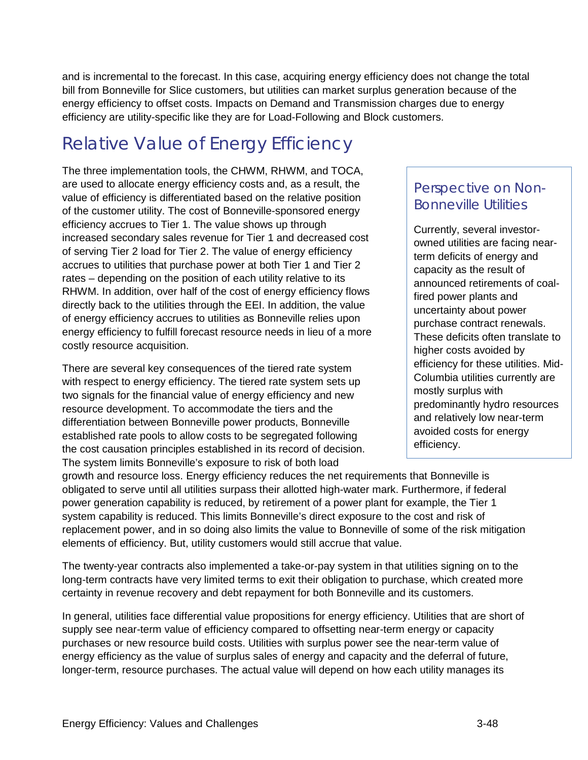and is incremental to the forecast. In this case, acquiring energy efficiency does not change the total bill from Bonneville for Slice customers, but utilities can market surplus generation because of the energy efficiency to offset costs. Impacts on Demand and Transmission charges due to energy efficiency are utility-specific like they are for Load-Following and Block customers.

## Relative Value of Energy Efficiency

The three implementation tools, the CHWM, RHWM, and TOCA, are used to allocate energy efficiency costs and, as a result, the value of efficiency is differentiated based on the relative position of the customer utility. The cost of Bonneville-sponsored energy efficiency accrues to Tier 1. The value shows up through increased secondary sales revenue for Tier 1 and decreased cost of serving Tier 2 load for Tier 2. The value of energy efficiency accrues to utilities that purchase power at both Tier 1 and Tier 2 rates – depending on the position of each utility relative to its RHWM. In addition, over half of the cost of energy efficiency flows directly back to the utilities through the EEI. In addition, the value of energy efficiency accrues to utilities as Bonneville relies upon energy efficiency to fulfill forecast resource needs in lieu of a more costly resource acquisition.

There are several key consequences of the tiered rate system with respect to energy efficiency. The tiered rate system sets up two signals for the financial value of energy efficiency and new resource development. To accommodate the tiers and the differentiation between Bonneville power products, Bonneville established rate pools to allow costs to be segregated following the cost causation principles established in its record of decision. The system limits Bonneville's exposure to risk of both load growth and resource loss. Energy efficiency reduces the net requirements that Bonneville is obligated to serve until all utilities surpass their allotted high-water mark. Furthermore, if federal power generation capability is reduced, by retirement of a power plant for example, the Tier 1 system capability is reduced. This limits Bonneville's direct exposure to the cost and risk of replacement power, and in so doing also limits the value to Bonneville of some of the risk mitigation elements of efficiency. But, utility customers would still accrue that value.

> ### Perspective on Non-Bonneville Utilities
>
> Currently, several investor-owned utilities are facing near-term deficits of energy and capacity as the result of announced retirements of coal-fired power plants and uncertainty about power purchase contract renewals. These deficits often translate to higher costs avoided by efficiency for these utilities. Mid-Columbia utilities currently are mostly surplus with predominantly hydro resources and relatively low near-term avoided costs for energy efficiency.

The twenty-year contracts also implemented a take-or-pay system in that utilities signing on to the long-term contracts have very limited terms to exit their obligation to purchase, which created more certainty in revenue recovery and debt repayment for both Bonneville and its customers.

In general, utilities face differential value propositions for energy efficiency. Utilities that are short of supply see near-term value of efficiency compared to offsetting near-term energy or capacity purchases or new resource build costs. Utilities with surplus power see the near-term value of energy efficiency as the value of surplus sales of energy and capacity and the deferral of future, longer-term, resource purchases. The actual value will depend on how each utility manages its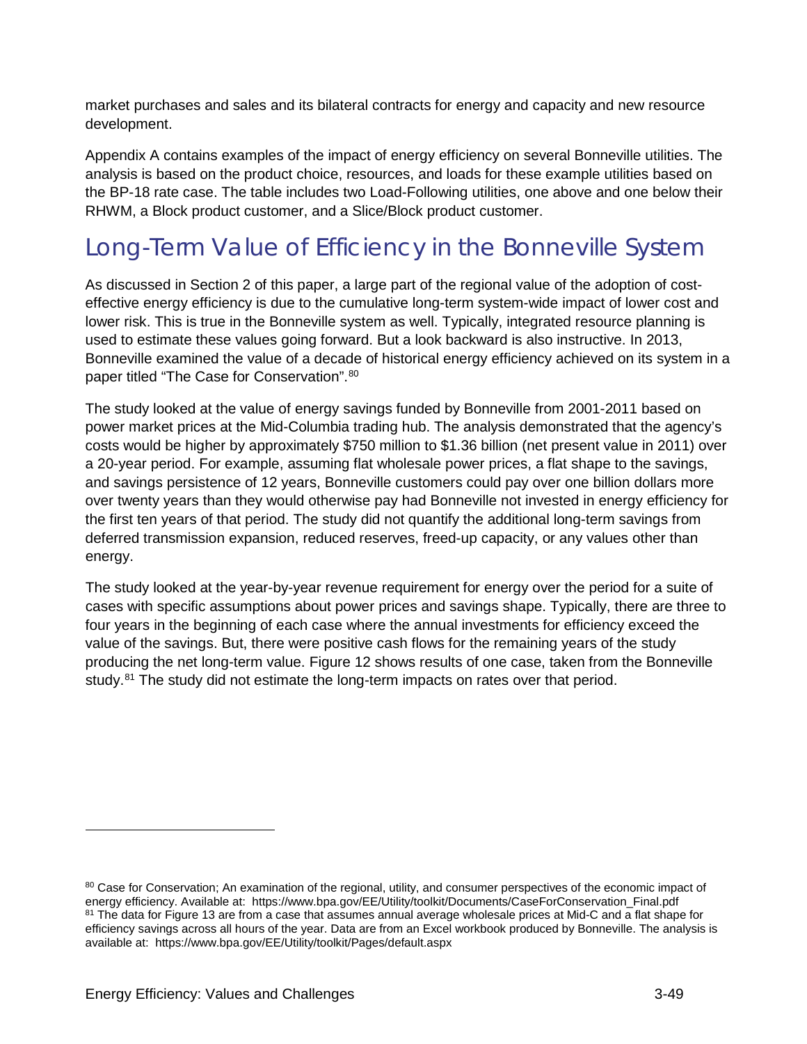market purchases and sales and its bilateral contracts for energy and capacity and new resource development.

Appendix A contains examples of the impact of energy efficiency on several Bonneville utilities. The analysis is based on the product choice, resources, and loads for these example utilities based on the BP-18 rate case. The table includes two Load-Following utilities, one above and one below their RHWM, a Block product customer, and a Slice/Block product customer.

## Long-Term Value of Efficiency in the Bonneville System

As discussed in Section 2 of this paper, a large part of the regional value of the adoption of cost-effective energy efficiency is due to the cumulative long-term system-wide impact of lower cost and lower risk. This is true in the Bonneville system as well. Typically, integrated resource planning is used to estimate these values going forward. But a look backward is also instructive. In 2013, Bonneville examined the value of a decade of historical energy efficiency achieved on its system in a paper titled "The Case for Conservation".[80]

The study looked at the value of energy savings funded by Bonneville from 2001-2011 based on power market prices at the Mid-Columbia trading hub. The analysis demonstrated that the agency's costs would be higher by approximately $750 million to $1.36 billion (net present value in 2011) over a 20-year period. For example, assuming flat wholesale power prices, a flat shape to the savings, and savings persistence of 12 years, Bonneville customers could pay over one billion dollars more over twenty years than they would otherwise pay had Bonneville not invested in energy efficiency for the first ten years of that period. The study did not quantify the additional long-term savings from deferred transmission expansion, reduced reserves, freed-up capacity, or any values other than energy.

The study looked at the year-by-year revenue requirement for energy over the period for a suite of cases with specific assumptions about power prices and savings shape. Typically, there are three to four years in the beginning of each case where the annual investments for efficiency exceed the value of the savings. But, there were positive cash flows for the remaining years of the study producing the net long-term value. Figure 12 shows results of one case, taken from the Bonneville study.[81] The study did not estimate the long-term impacts on rates over that period.

---

[80] Case for Conservation; An examination of the regional, utility, and consumer perspectives of the economic impact of energy efficiency. Available at: https://www.bpa.gov/EE/Utility/toolkit/Documents/CaseForConservation_Final.pdf

[81] The data for Figure 13 are from a case that assumes annual average wholesale prices at Mid-C and a flat shape for efficiency savings across all hours of the year. Data are from an Excel workbook produced by Bonneville. The analysis is available at: https://www.bpa.gov/EE/Utility/toolkit/Pages/default.aspx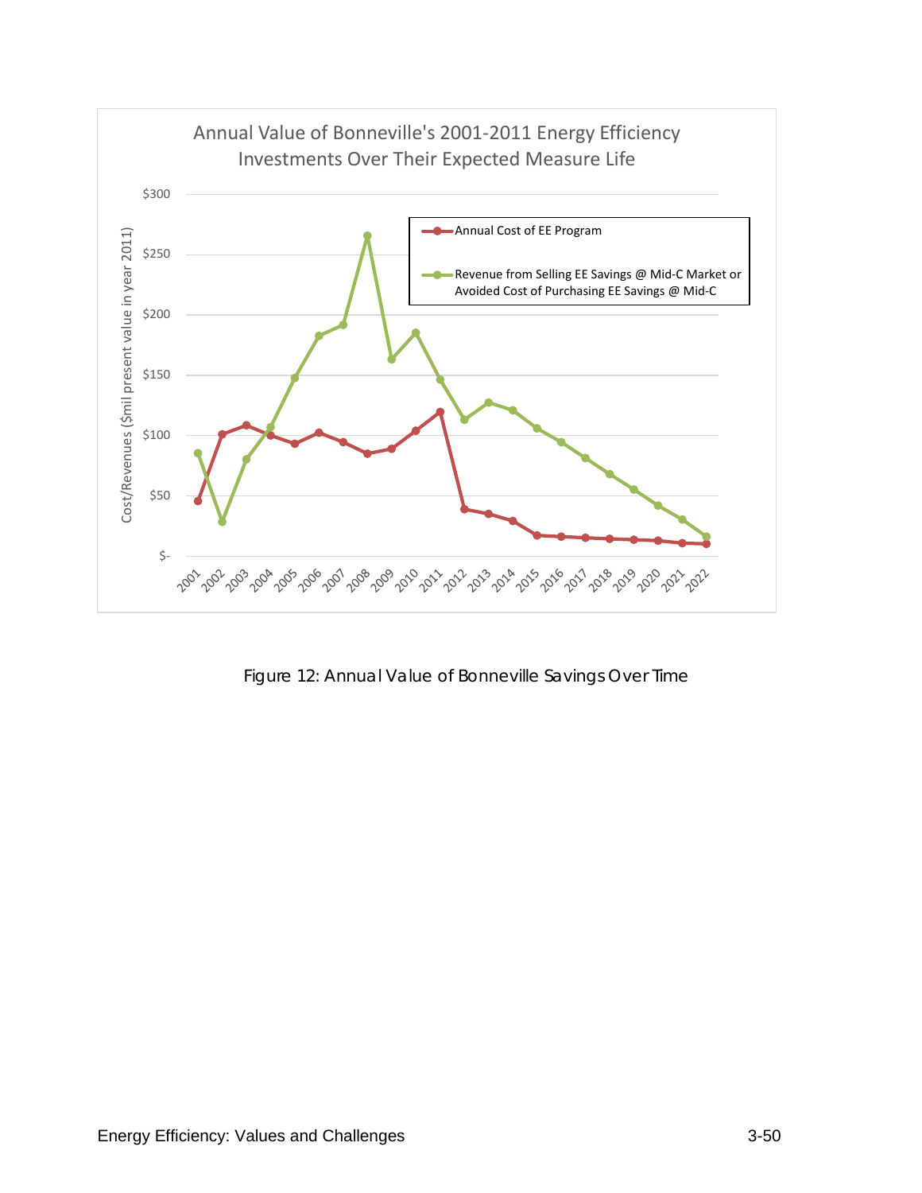Figure 12: Annual Value of Bonneville Savings Over Time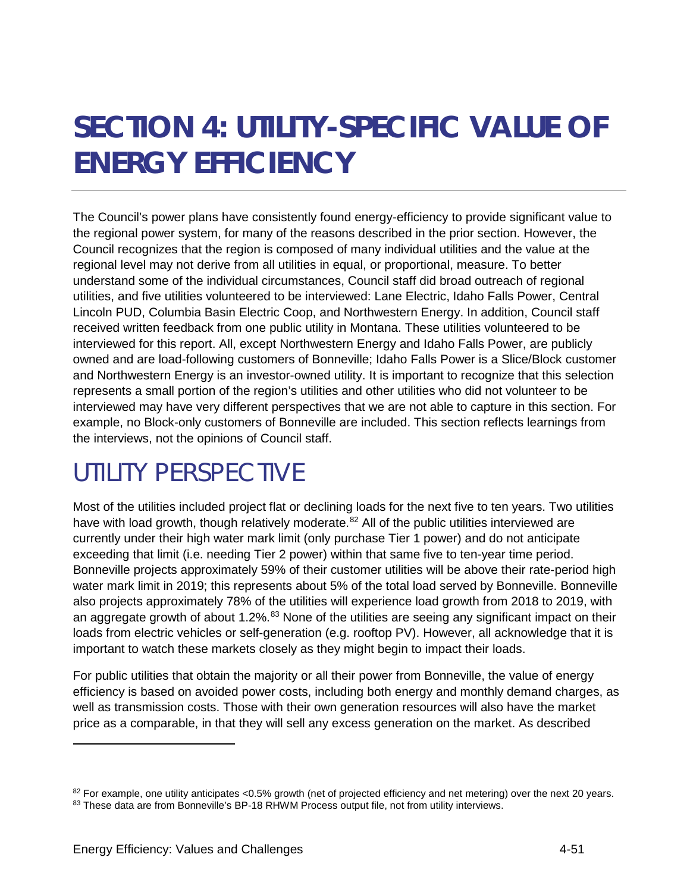# SECTION 4: UTILITY-SPECIFIC VALUE OF ENERGY EFFICIENCY

The Council's power plans have consistently found energy-efficiency to provide significant value to the regional power system, for many of the reasons described in the prior section. However, the Council recognizes that the region is composed of many individual utilities and the value at the regional level may not derive from all utilities in equal, or proportional, measure. To better understand some of the individual circumstances, Council staff did broad outreach of regional utilities, and five utilities volunteered to be interviewed: Lane Electric, Idaho Falls Power, Central Lincoln PUD, Columbia Basin Electric Coop, and Northwestern Energy. In addition, Council staff received written feedback from one public utility in Montana. These utilities volunteered to be interviewed for this report. All, except Northwestern Energy and Idaho Falls Power, are publicly owned and are load-following customers of Bonneville; Idaho Falls Power is a Slice/Block customer and Northwestern Energy is an investor-owned utility. It is important to recognize that this selection represents a small portion of the region's utilities and other utilities who did not volunteer to be interviewed may have very different perspectives that we are not able to capture in this section. For example, no Block-only customers of Bonneville are included. This section reflects learnings from the interviews, not the opinions of Council staff.

## UTILITY PERSPECTIVE

Most of the utilities included project flat or declining loads for the next five to ten years. Two utilities have with load growth, though relatively moderate.[82] All of the public utilities interviewed are currently under their high water mark limit (only purchase Tier 1 power) and do not anticipate exceeding that limit (i.e. needing Tier 2 power) within that same five to ten-year time period. Bonneville projects approximately 59% of their customer utilities will be above their rate-period high water mark limit in 2019; this represents about 5% of the total load served by Bonneville. Bonneville also projects approximately 78% of the utilities will experience load growth from 2018 to 2019, with an aggregate growth of about 1.2%.[83] None of the utilities are seeing any significant impact on their loads from electric vehicles or self-generation (e.g. rooftop PV). However, all acknowledge that it is important to watch these markets closely as they might begin to impact their loads.

For public utilities that obtain the majority or all their power from Bonneville, the value of energy efficiency is based on avoided power costs, including both energy and monthly demand charges, as well as transmission costs. Those with their own generation resources will also have the market price as a comparable, in that they will sell any excess generation on the market. As described

---

[82] For example, one utility anticipates <0.5% growth (net of projected efficiency and net metering) over the next 20 years.

[83] These data are from Bonneville's BP-18 RHWM Process output file, not from utility interviews.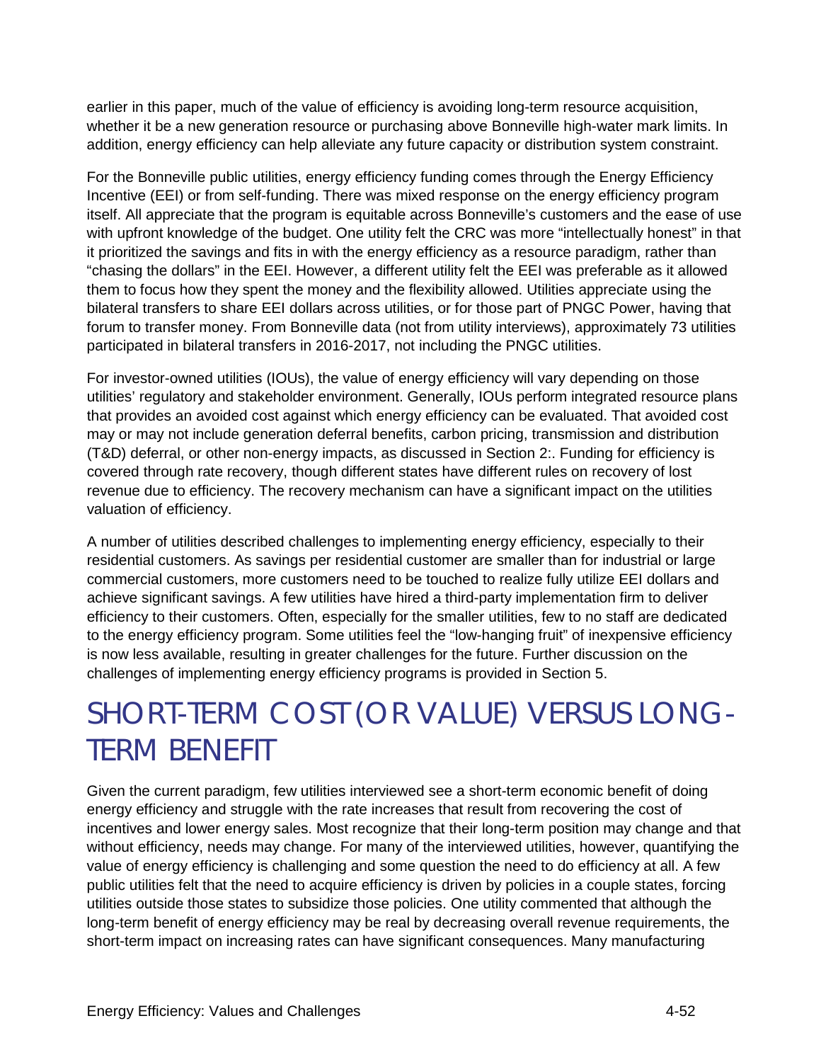earlier in this paper, much of the value of efficiency is avoiding long-term resource acquisition, whether it be a new generation resource or purchasing above Bonneville high-water mark limits. In addition, energy efficiency can help alleviate any future capacity or distribution system constraint.

For the Bonneville public utilities, energy efficiency funding comes through the Energy Efficiency Incentive (EEI) or from self-funding. There was mixed response on the energy efficiency program itself. All appreciate that the program is equitable across Bonneville's customers and the ease of use with upfront knowledge of the budget. One utility felt the CRC was more "intellectually honest" in that it prioritized the savings and fits in with the energy efficiency as a resource paradigm, rather than "chasing the dollars" in the EEI. However, a different utility felt the EEI was preferable as it allowed them to focus how they spent the money and the flexibility allowed. Utilities appreciate using the bilateral transfers to share EEI dollars across utilities, or for those part of PNGC Power, having that forum to transfer money. From Bonneville data (not from utility interviews), approximately 73 utilities participated in bilateral transfers in 2016-2017, not including the PNGC utilities.

For investor-owned utilities (IOUs), the value of energy efficiency will vary depending on those utilities' regulatory and stakeholder environment. Generally, IOUs perform integrated resource plans that provides an avoided cost against which energy efficiency can be evaluated. That avoided cost may or may not include generation deferral benefits, carbon pricing, transmission and distribution (T&D) deferral, or other non-energy impacts, as discussed in Section 2:. Funding for efficiency is covered through rate recovery, though different states have different rules on recovery of lost revenue due to efficiency. The recovery mechanism can have a significant impact on the utilities valuation of efficiency.

A number of utilities described challenges to implementing energy efficiency, especially to their residential customers. As savings per residential customer are smaller than for industrial or large commercial customers, more customers need to be touched to realize fully utilize EEI dollars and achieve significant savings. A few utilities have hired a third-party implementation firm to deliver efficiency to their customers. Often, especially for the smaller utilities, few to no staff are dedicated to the energy efficiency program. Some utilities feel the "low-hanging fruit" of inexpensive efficiency is now less available, resulting in greater challenges for the future. Further discussion on the challenges of implementing energy efficiency programs is provided in Section 5.

# SHORT-TERM COST (OR VALUE) VERSUS LONG-TERM BENEFIT

Given the current paradigm, few utilities interviewed see a short-term economic benefit of doing energy efficiency and struggle with the rate increases that result from recovering the cost of incentives and lower energy sales. Most recognize that their long-term position may change and that without efficiency, needs may change. For many of the interviewed utilities, however, quantifying the value of energy efficiency is challenging and some question the need to do efficiency at all. A few public utilities felt that the need to acquire efficiency is driven by policies in a couple states, forcing utilities outside those states to subsidize those policies. One utility commented that although the long-term benefit of energy efficiency may be real by decreasing overall revenue requirements, the short-term impact on increasing rates can have significant consequences. Many manufacturing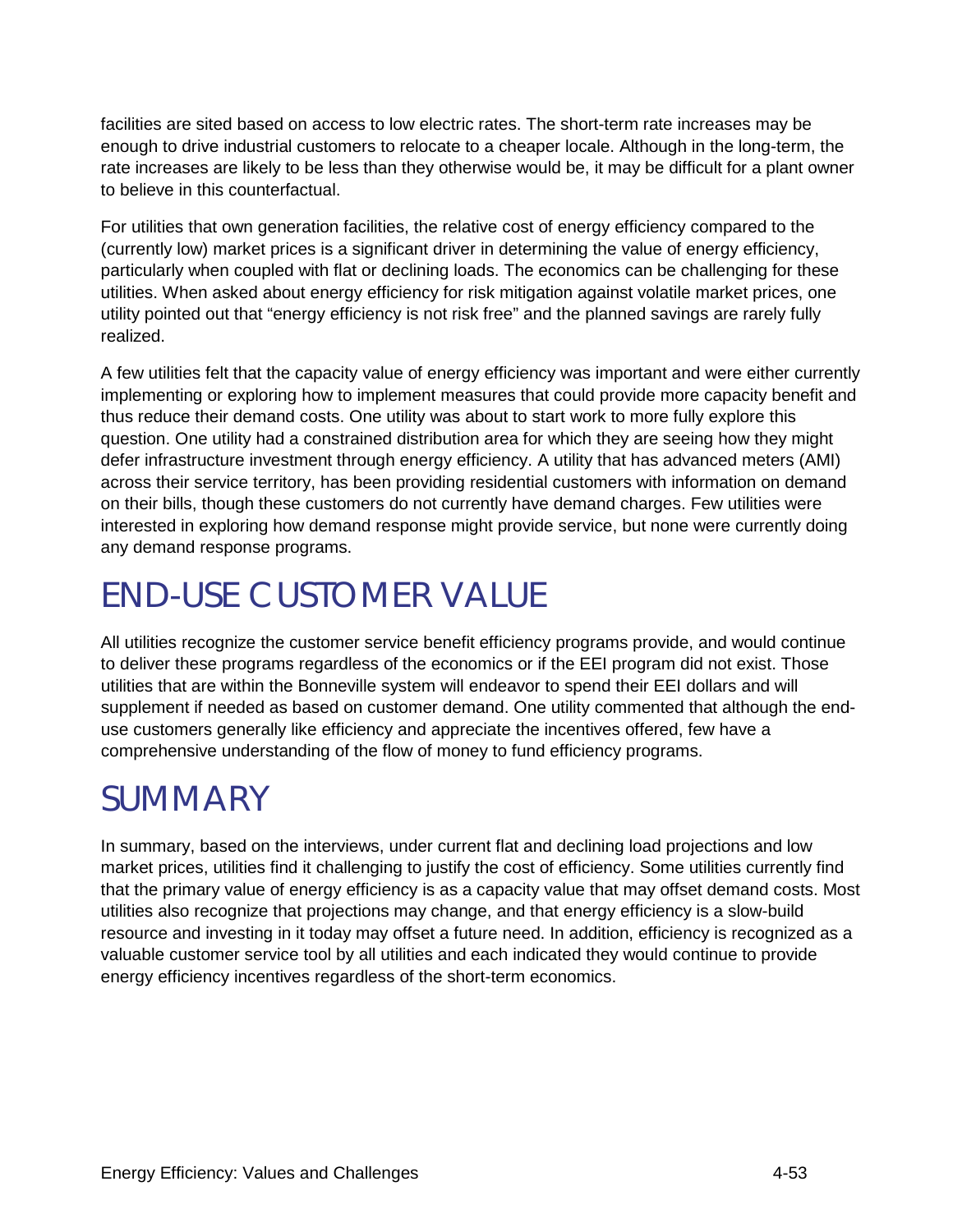facilities are sited based on access to low electric rates. The short-term rate increases may be enough to drive industrial customers to relocate to a cheaper locale. Although in the long-term, the rate increases are likely to be less than they otherwise would be, it may be difficult for a plant owner to believe in this counterfactual.

For utilities that own generation facilities, the relative cost of energy efficiency compared to the (currently low) market prices is a significant driver in determining the value of energy efficiency, particularly when coupled with flat or declining loads. The economics can be challenging for these utilities. When asked about energy efficiency for risk mitigation against volatile market prices, one utility pointed out that "energy efficiency is not risk free" and the planned savings are rarely fully realized.

A few utilities felt that the capacity value of energy efficiency was important and were either currently implementing or exploring how to implement measures that could provide more capacity benefit and thus reduce their demand costs. One utility was about to start work to more fully explore this question. One utility had a constrained distribution area for which they are seeing how they might defer infrastructure investment through energy efficiency. A utility that has advanced meters (AMI) across their service territory, has been providing residential customers with information on demand on their bills, though these customers do not currently have demand charges. Few utilities were interested in exploring how demand response might provide service, but none were currently doing any demand response programs.

# END-USE CUSTOMER VALUE

All utilities recognize the customer service benefit efficiency programs provide, and would continue to deliver these programs regardless of the economics or if the EEI program did not exist. Those utilities that are within the Bonneville system will endeavor to spend their EEI dollars and will supplement if needed as based on customer demand. One utility commented that although the end-use customers generally like efficiency and appreciate the incentives offered, few have a comprehensive understanding of the flow of money to fund efficiency programs.

# SUMMARY

In summary, based on the interviews, under current flat and declining load projections and low market prices, utilities find it challenging to justify the cost of efficiency. Some utilities currently find that the primary value of energy efficiency is as a capacity value that may offset demand costs. Most utilities also recognize that projections may change, and that energy efficiency is a slow-build resource and investing in it today may offset a future need. In addition, efficiency is recognized as a valuable customer service tool by all utilities and each indicated they would continue to provide energy efficiency incentives regardless of the short-term economics.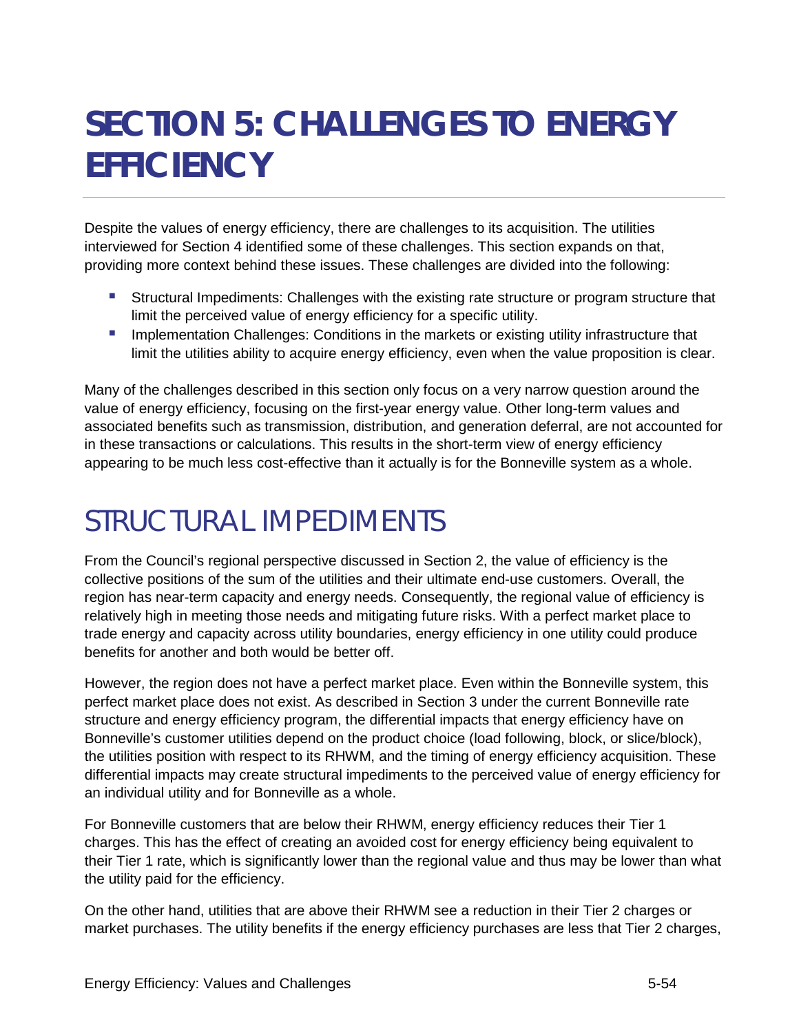# SECTION 5: CHALLENGES TO ENERGY EFFICIENCY

Despite the values of energy efficiency, there are challenges to its acquisition. The utilities interviewed for Section 4 identified some of these challenges. This section expands on that, providing more context behind these issues. These challenges are divided into the following:

- Structural Impediments: Challenges with the existing rate structure or program structure that limit the perceived value of energy efficiency for a specific utility.
- Implementation Challenges: Conditions in the markets or existing utility infrastructure that limit the utilities ability to acquire energy efficiency, even when the value proposition is clear.

Many of the challenges described in this section only focus on a very narrow question around the value of energy efficiency, focusing on the first-year energy value. Other long-term values and associated benefits such as transmission, distribution, and generation deferral, are not accounted for in these transactions or calculations. This results in the short-term view of energy efficiency appearing to be much less cost-effective than it actually is for the Bonneville system as a whole.

## STRUCTURAL IMPEDIMENTS

From the Council's regional perspective discussed in Section 2, the value of efficiency is the collective positions of the sum of the utilities and their ultimate end-use customers. Overall, the region has near-term capacity and energy needs. Consequently, the regional value of efficiency is relatively high in meeting those needs and mitigating future risks. With a perfect market place to trade energy and capacity across utility boundaries, energy efficiency in one utility could produce benefits for another and both would be better off.

However, the region does not have a perfect market place. Even within the Bonneville system, this perfect market place does not exist. As described in Section 3 under the current Bonneville rate structure and energy efficiency program, the differential impacts that energy efficiency have on Bonneville's customer utilities depend on the product choice (load following, block, or slice/block), the utilities position with respect to its RHWM, and the timing of energy efficiency acquisition. These differential impacts may create structural impediments to the perceived value of energy efficiency for an individual utility and for Bonneville as a whole.

For Bonneville customers that are below their RHWM, energy efficiency reduces their Tier 1 charges. This has the effect of creating an avoided cost for energy efficiency being equivalent to their Tier 1 rate, which is significantly lower than the regional value and thus may be lower than what the utility paid for the efficiency.

On the other hand, utilities that are above their RHWM see a reduction in their Tier 2 charges or market purchases. The utility benefits if the energy efficiency purchases are less that Tier 2 charges,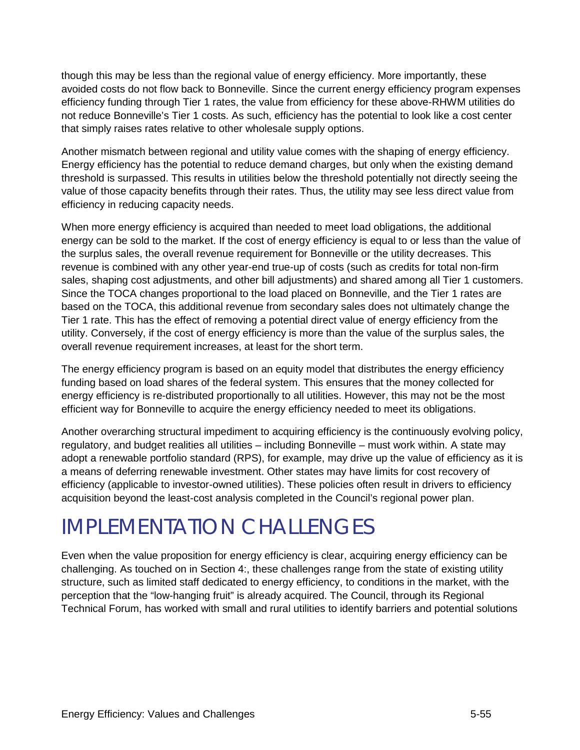though this may be less than the regional value of energy efficiency. More importantly, these avoided costs do not flow back to Bonneville. Since the current energy efficiency program expenses efficiency funding through Tier 1 rates, the value from efficiency for these above-RHWM utilities do not reduce Bonneville's Tier 1 costs. As such, efficiency has the potential to look like a cost center that simply raises rates relative to other wholesale supply options.

Another mismatch between regional and utility value comes with the shaping of energy efficiency. Energy efficiency has the potential to reduce demand charges, but only when the existing demand threshold is surpassed. This results in utilities below the threshold potentially not directly seeing the value of those capacity benefits through their rates. Thus, the utility may see less direct value from efficiency in reducing capacity needs.

When more energy efficiency is acquired than needed to meet load obligations, the additional energy can be sold to the market. If the cost of energy efficiency is equal to or less than the value of the surplus sales, the overall revenue requirement for Bonneville or the utility decreases. This revenue is combined with any other year-end true-up of costs (such as credits for total non-firm sales, shaping cost adjustments, and other bill adjustments) and shared among all Tier 1 customers. Since the TOCA changes proportional to the load placed on Bonneville, and the Tier 1 rates are based on the TOCA, this additional revenue from secondary sales does not ultimately change the Tier 1 rate. This has the effect of removing a potential direct value of energy efficiency from the utility. Conversely, if the cost of energy efficiency is more than the value of the surplus sales, the overall revenue requirement increases, at least for the short term.

The energy efficiency program is based on an equity model that distributes the energy efficiency funding based on load shares of the federal system. This ensures that the money collected for energy efficiency is re-distributed proportionally to all utilities. However, this may not be the most efficient way for Bonneville to acquire the energy efficiency needed to meet its obligations.

Another overarching structural impediment to acquiring efficiency is the continuously evolving policy, regulatory, and budget realities all utilities – including Bonneville – must work within. A state may adopt a renewable portfolio standard (RPS), for example, may drive up the value of efficiency as it is a means of deferring renewable investment. Other states may have limits for cost recovery of efficiency (applicable to investor-owned utilities). These policies often result in drivers to efficiency acquisition beyond the least-cost analysis completed in the Council's regional power plan.

# IMPLEMENTATION CHALLENGES

Even when the value proposition for energy efficiency is clear, acquiring energy efficiency can be challenging. As touched on in Section 4:, these challenges range from the state of existing utility structure, such as limited staff dedicated to energy efficiency, to conditions in the market, with the perception that the "low-hanging fruit" is already acquired. The Council, through its Regional Technical Forum, has worked with small and rural utilities to identify barriers and potential solutions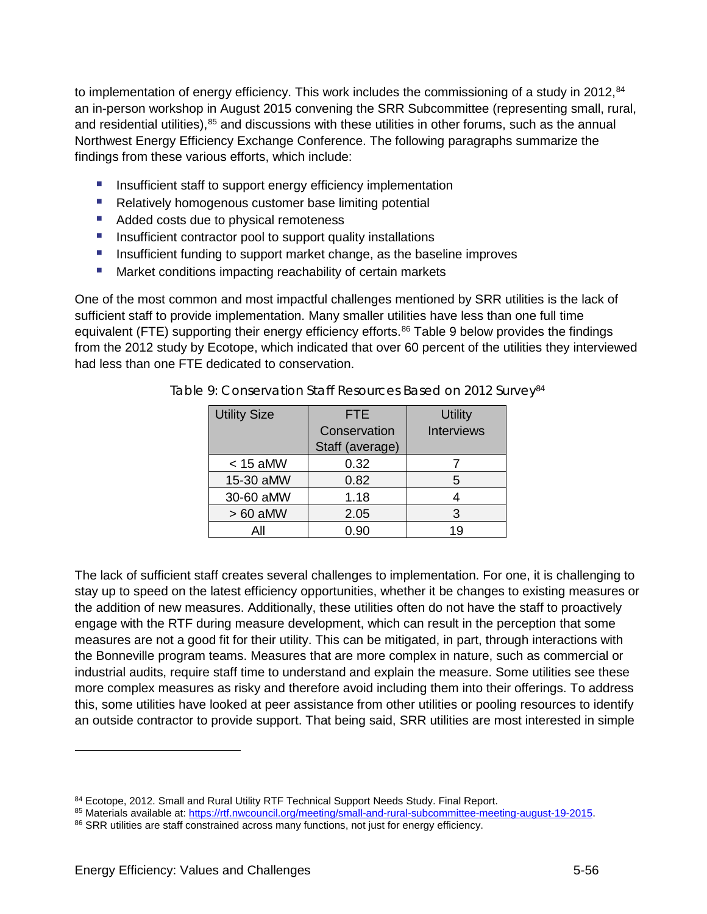to implementation of energy efficiency. This work includes the commissioning of a study in 2012,[84] an in-person workshop in August 2015 convening the SRR Subcommittee (representing small, rural, and residential utilities),[85] and discussions with these utilities in other forums, such as the annual Northwest Energy Efficiency Exchange Conference. The following paragraphs summarize the findings from these various efforts, which include:

- Insufficient staff to support energy efficiency implementation
- Relatively homogenous customer base limiting potential
- Added costs due to physical remoteness
- Insufficient contractor pool to support quality installations
- Insufficient funding to support market change, as the baseline improves
- Market conditions impacting reachability of certain markets

One of the most common and most impactful challenges mentioned by SRR utilities is the lack of sufficient staff to provide implementation. Many smaller utilities have less than one full time equivalent (FTE) supporting their energy efficiency efforts.[86] Table 9 below provides the findings from the 2012 study by Ecotope, which indicated that over 60 percent of the utilities they interviewed had less than one FTE dedicated to conservation.

Table 9: Conservation Staff Resources Based on 2012 Survey[84]

| Utility Size | FTE Conservation Staff (average) | Utility Interviews |
|---|---|---|
| < 15 aMW | 0.32 | 7 |
| 15-30 aMW | 0.82 | 5 |
| 30-60 aMW | 1.18 | 4 |
| > 60 aMW | 2.05 | 3 |
| All | 0.90 | 19 |

The lack of sufficient staff creates several challenges to implementation. For one, it is challenging to stay up to speed on the latest efficiency opportunities, whether it be changes to existing measures or the addition of new measures. Additionally, these utilities often do not have the staff to proactively engage with the RTF during measure development, which can result in the perception that some measures are not a good fit for their utility. This can be mitigated, in part, through interactions with the Bonneville program teams. Measures that are more complex in nature, such as commercial or industrial audits, require staff time to understand and explain the measure. Some utilities see these more complex measures as risky and therefore avoid including them into their offerings. To address this, some utilities have looked at peer assistance from other utilities or pooling resources to identify an outside contractor to provide support. That being said, SRR utilities are most interested in simple

[84] Ecotope, 2012. Small and Rural Utility RTF Technical Support Needs Study. Final Report.

[85] Materials available at: https://rtf.nwcouncil.org/meeting/small-and-rural-subcommittee-meeting-august-19-2015.

[86] SRR utilities are staff constrained across many functions, not just for energy efficiency.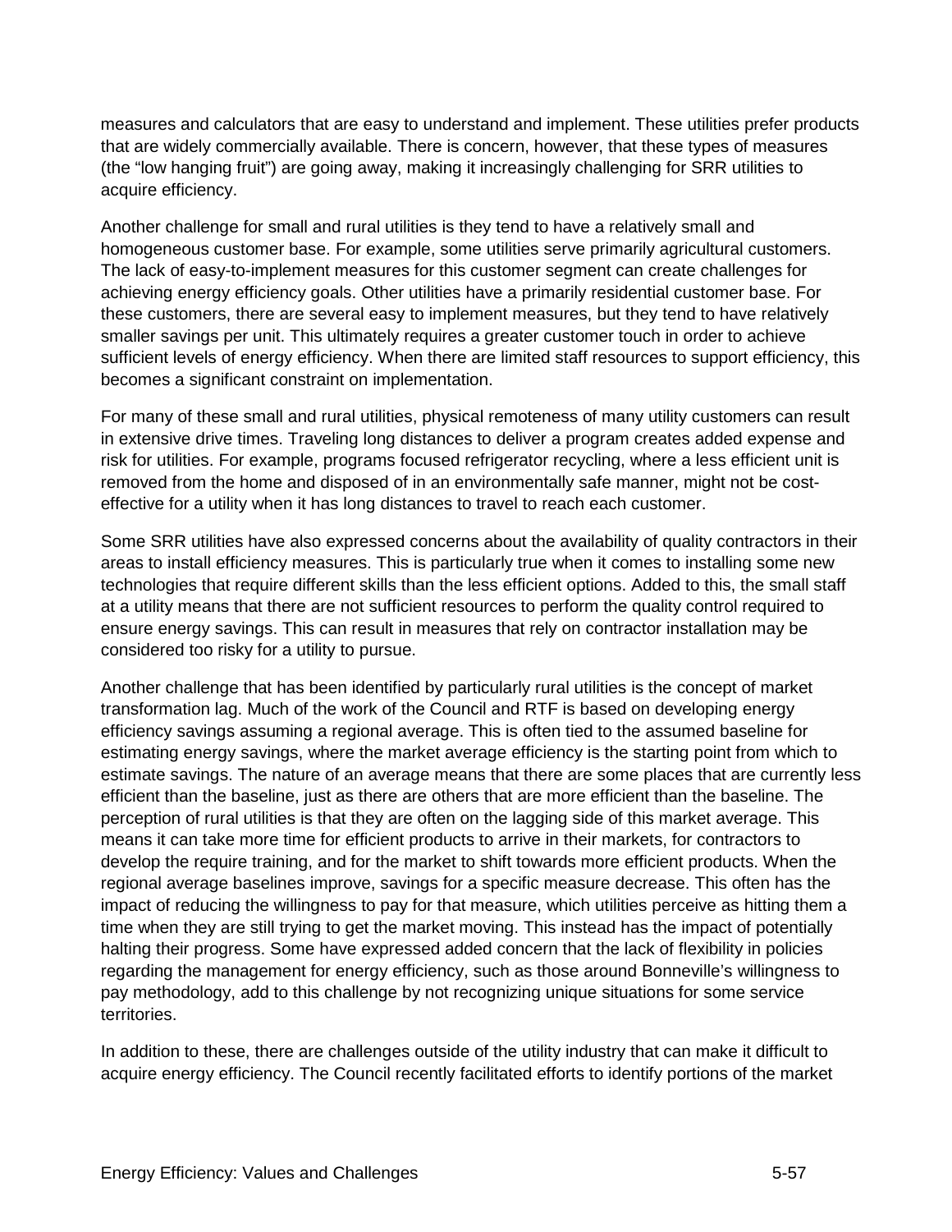measures and calculators that are easy to understand and implement. These utilities prefer products that are widely commercially available. There is concern, however, that these types of measures (the "low hanging fruit") are going away, making it increasingly challenging for SRR utilities to acquire efficiency.

Another challenge for small and rural utilities is they tend to have a relatively small and homogeneous customer base. For example, some utilities serve primarily agricultural customers. The lack of easy-to-implement measures for this customer segment can create challenges for achieving energy efficiency goals. Other utilities have a primarily residential customer base. For these customers, there are several easy to implement measures, but they tend to have relatively smaller savings per unit. This ultimately requires a greater customer touch in order to achieve sufficient levels of energy efficiency. When there are limited staff resources to support efficiency, this becomes a significant constraint on implementation.

For many of these small and rural utilities, physical remoteness of many utility customers can result in extensive drive times. Traveling long distances to deliver a program creates added expense and risk for utilities. For example, programs focused refrigerator recycling, where a less efficient unit is removed from the home and disposed of in an environmentally safe manner, might not be cost-effective for a utility when it has long distances to travel to reach each customer.

Some SRR utilities have also expressed concerns about the availability of quality contractors in their areas to install efficiency measures. This is particularly true when it comes to installing some new technologies that require different skills than the less efficient options. Added to this, the small staff at a utility means that there are not sufficient resources to perform the quality control required to ensure energy savings. This can result in measures that rely on contractor installation may be considered too risky for a utility to pursue.

Another challenge that has been identified by particularly rural utilities is the concept of market transformation lag. Much of the work of the Council and RTF is based on developing energy efficiency savings assuming a regional average. This is often tied to the assumed baseline for estimating energy savings, where the market average efficiency is the starting point from which to estimate savings. The nature of an average means that there are some places that are currently less efficient than the baseline, just as there are others that are more efficient than the baseline. The perception of rural utilities is that they are often on the lagging side of this market average. This means it can take more time for efficient products to arrive in their markets, for contractors to develop the require training, and for the market to shift towards more efficient products. When the regional average baselines improve, savings for a specific measure decrease. This often has the impact of reducing the willingness to pay for that measure, which utilities perceive as hitting them a time when they are still trying to get the market moving. This instead has the impact of potentially halting their progress. Some have expressed added concern that the lack of flexibility in policies regarding the management for energy efficiency, such as those around Bonneville's willingness to pay methodology, add to this challenge by not recognizing unique situations for some service territories.

In addition to these, there are challenges outside of the utility industry that can make it difficult to acquire energy efficiency. The Council recently facilitated efforts to identify portions of the market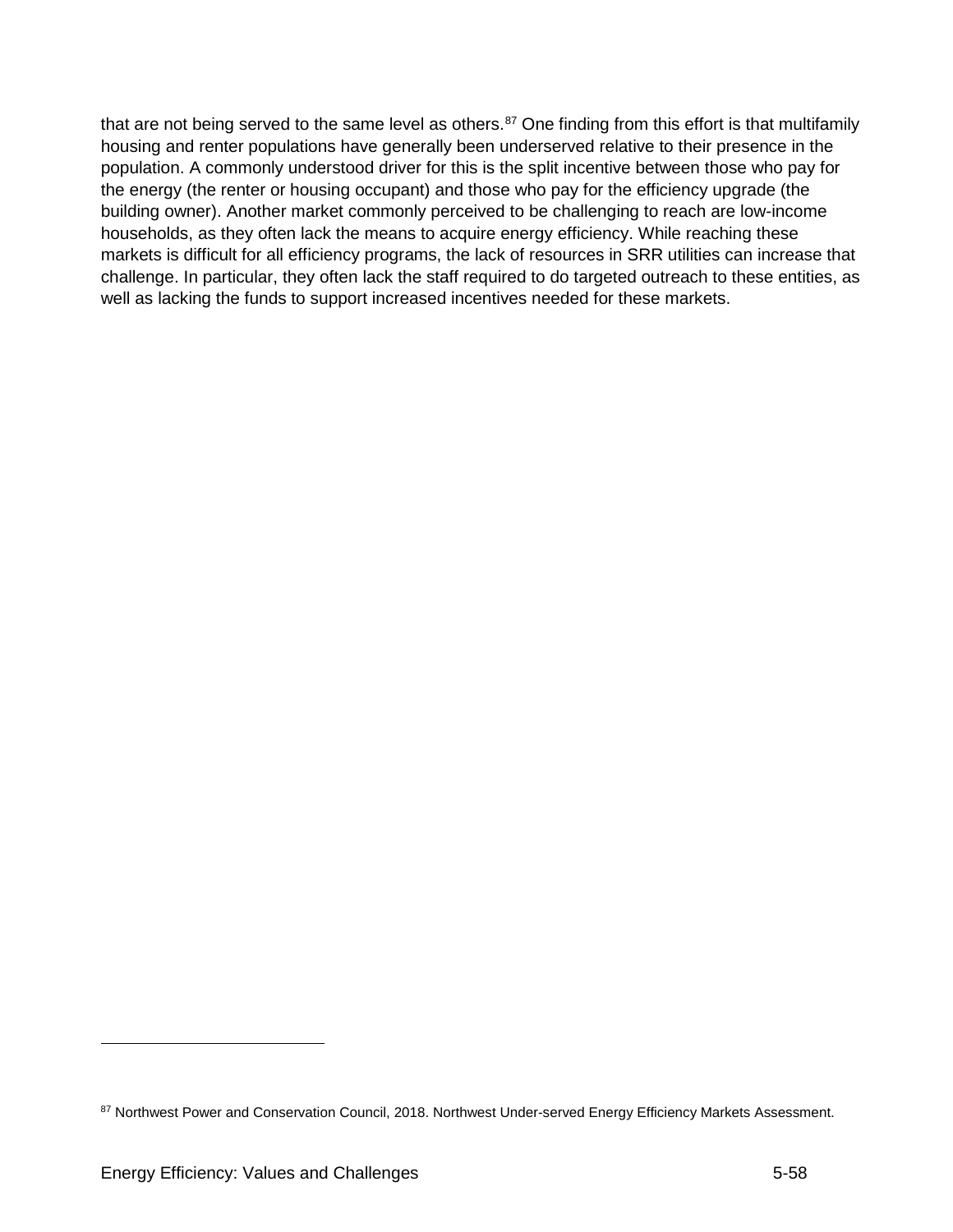that are not being served to the same level as others.[87] One finding from this effort is that multifamily housing and renter populations have generally been underserved relative to their presence in the population. A commonly understood driver for this is the split incentive between those who pay for the energy (the renter or housing occupant) and those who pay for the efficiency upgrade (the building owner). Another market commonly perceived to be challenging to reach are low-income households, as they often lack the means to acquire energy efficiency. While reaching these markets is difficult for all efficiency programs, the lack of resources in SRR utilities can increase that challenge. In particular, they often lack the staff required to do targeted outreach to these entities, as well as lacking the funds to support increased incentives needed for these markets.

[87] Northwest Power and Conservation Council, 2018. Northwest Under-served Energy Efficiency Markets Assessment.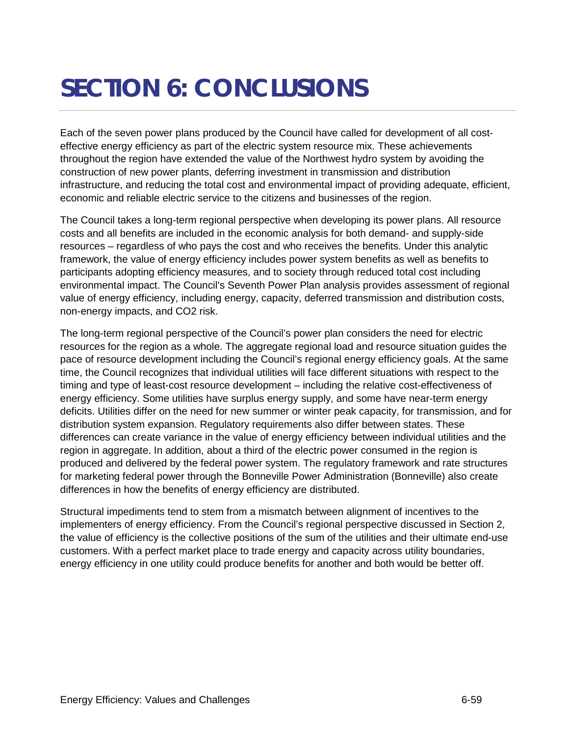# SECTION 6: CONCLUSIONS

Each of the seven power plans produced by the Council have called for development of all cost-effective energy efficiency as part of the electric system resource mix. These achievements throughout the region have extended the value of the Northwest hydro system by avoiding the construction of new power plants, deferring investment in transmission and distribution infrastructure, and reducing the total cost and environmental impact of providing adequate, efficient, economic and reliable electric service to the citizens and businesses of the region.

The Council takes a long-term regional perspective when developing its power plans. All resource costs and all benefits are included in the economic analysis for both demand- and supply-side resources – regardless of who pays the cost and who receives the benefits. Under this analytic framework, the value of energy efficiency includes power system benefits as well as benefits to participants adopting efficiency measures, and to society through reduced total cost including environmental impact. The Council's Seventh Power Plan analysis provides assessment of regional value of energy efficiency, including energy, capacity, deferred transmission and distribution costs, non-energy impacts, and $CO_2$ risk.

The long-term regional perspective of the Council's power plan considers the need for electric resources for the region as a whole. The aggregate regional load and resource situation guides the pace of resource development including the Council's regional energy efficiency goals. At the same time, the Council recognizes that individual utilities will face different situations with respect to the timing and type of least-cost resource development – including the relative cost-effectiveness of energy efficiency. Some utilities have surplus energy supply, and some have near-term energy deficits. Utilities differ on the need for new summer or winter peak capacity, for transmission, and for distribution system expansion. Regulatory requirements also differ between states. These differences can create variance in the value of energy efficiency between individual utilities and the region in aggregate. In addition, about a third of the electric power consumed in the region is produced and delivered by the federal power system. The regulatory framework and rate structures for marketing federal power through the Bonneville Power Administration (Bonneville) also create differences in how the benefits of energy efficiency are distributed.

Structural impediments tend to stem from a mismatch between alignment of incentives to the implementers of energy efficiency. From the Council's regional perspective discussed in Section 2, the value of efficiency is the collective positions of the sum of the utilities and their ultimate end-use customers. With a perfect market place to trade energy and capacity across utility boundaries, energy efficiency in one utility could produce benefits for another and both would be better off.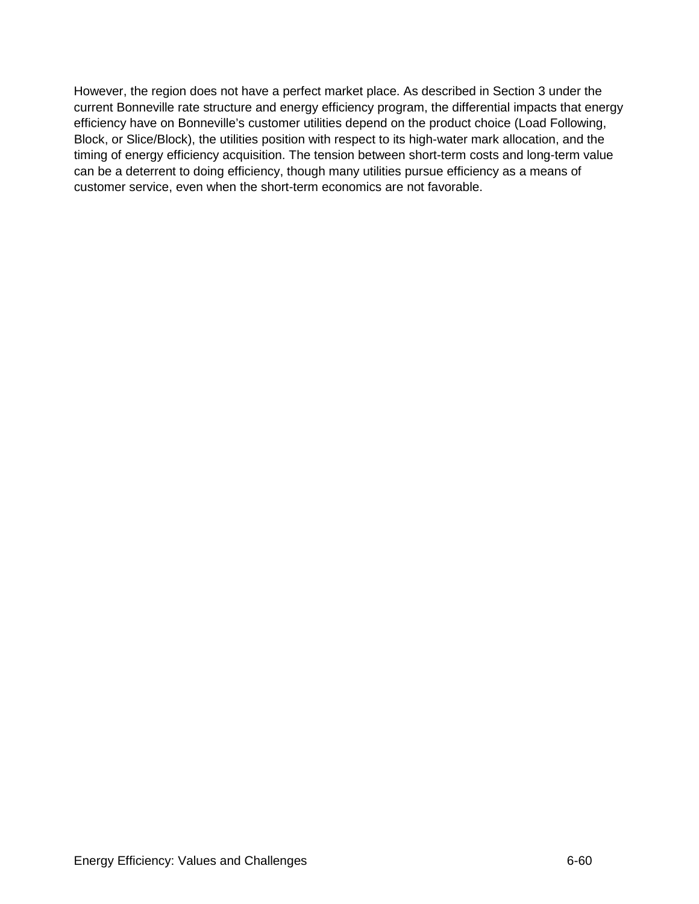However, the region does not have a perfect market place. As described in Section 3 under the current Bonneville rate structure and energy efficiency program, the differential impacts that energy efficiency have on Bonneville's customer utilities depend on the product choice (Load Following, Block, or Slice/Block), the utilities position with respect to its high-water mark allocation, and the timing of energy efficiency acquisition. The tension between short-term costs and long-term value can be a deterrent to doing efficiency, though many utilities pursue efficiency as a means of customer service, even when the short-term economics are not favorable.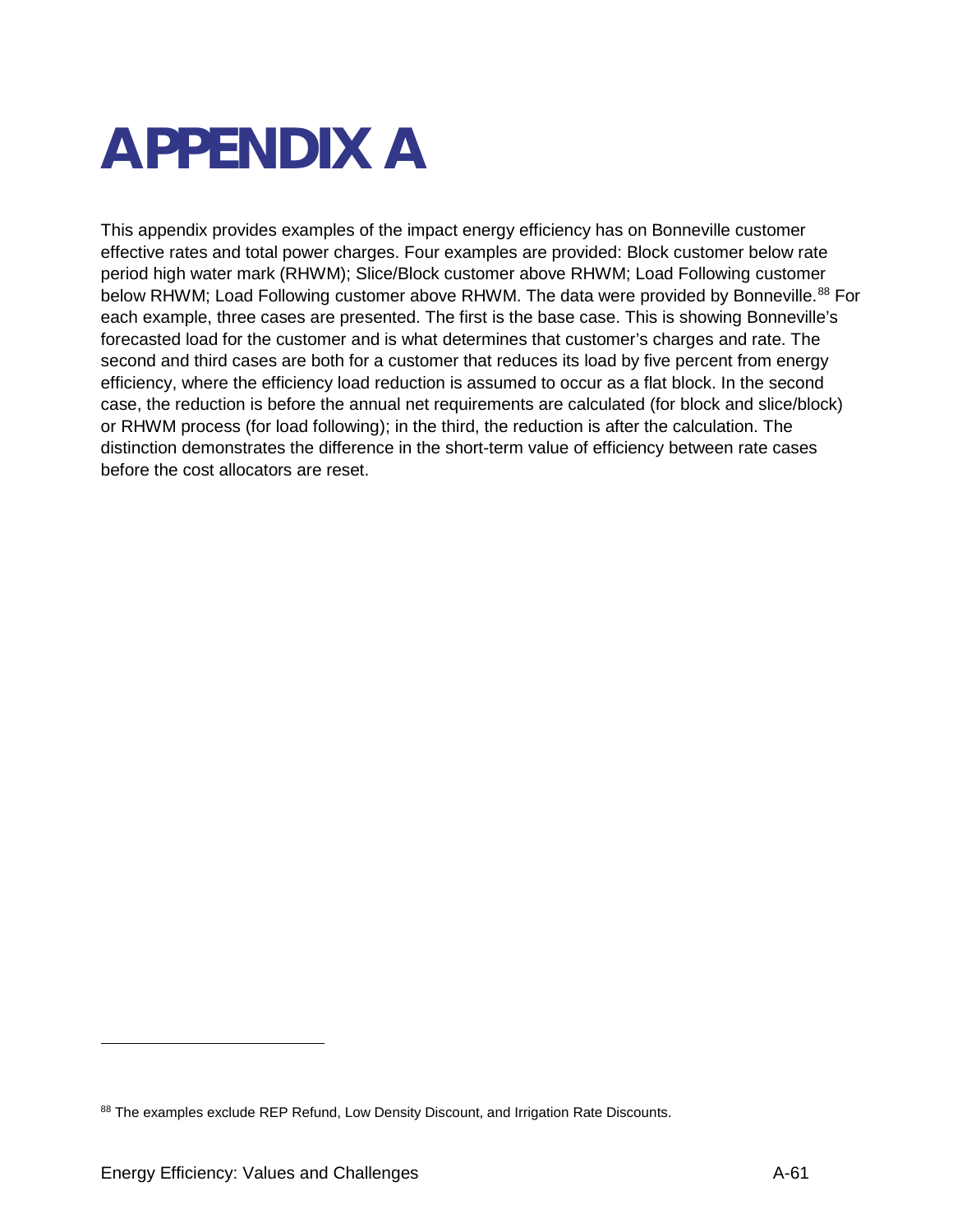# APPENDIX A

This appendix provides examples of the impact energy efficiency has on Bonneville customer effective rates and total power charges. Four examples are provided: Block customer below rate period high water mark (RHWM); Slice/Block customer above RHWM; Load Following customer below RHWM; Load Following customer above RHWM. The data were provided by Bonneville.[88] For each example, three cases are presented. The first is the base case. This is showing Bonneville's forecasted load for the customer and is what determines that customer's charges and rate. The second and third cases are both for a customer that reduces its load by five percent from energy efficiency, where the efficiency load reduction is assumed to occur as a flat block. In the second case, the reduction is before the annual net requirements are calculated (for block and slice/block) or RHWM process (for load following); in the third, the reduction is after the calculation. The distinction demonstrates the difference in the short-term value of efficiency between rate cases before the cost allocators are reset.

---

[88] The examples exclude REP Refund, Low Density Discount, and Irrigation Rate Discounts.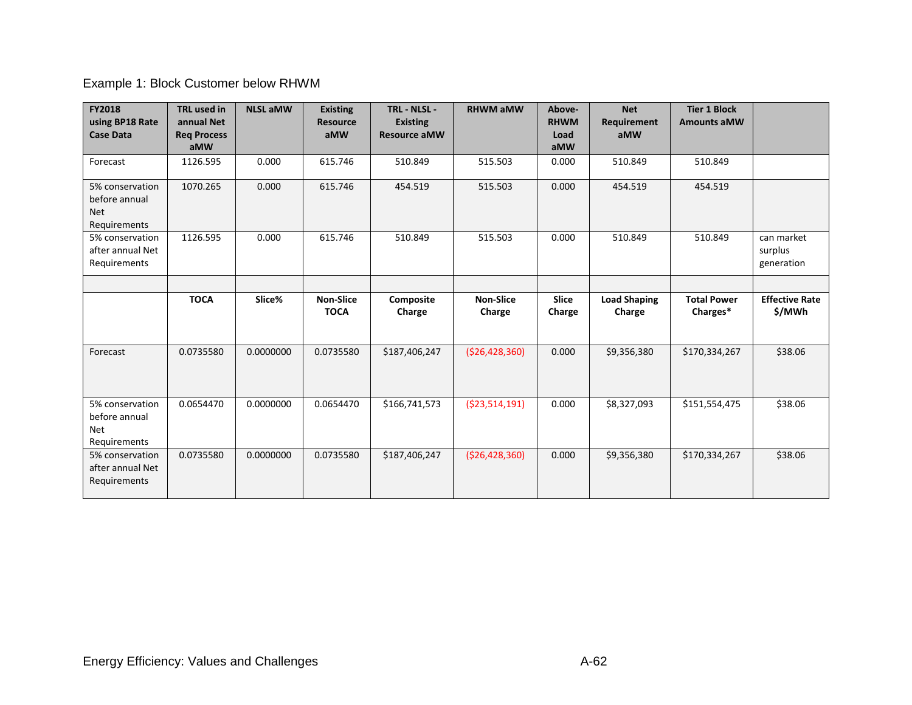Example 1: Block Customer below RHWM

| FY2018 using BP18 Rate Case Data | TRL used in annual Net Req Process aMW | NLSL aMW | Existing Resource aMW | TRL - NLSL - Existing Resource aMW | RHWM aMW | Above-RHWM Load aMW | Net Requirement aMW | Tier 1 Block Amounts aMW | |
|---|---|---|---|---|---|---|---|---|---|
| Forecast | 1126.595 | 0.000 | 615.746 | 510.849 | 515.503 | 0.000 | 510.849 | 510.849 | |
| 5% conservation before annual Net Requirements | 1070.265 | 0.000 | 615.746 | 454.519 | 515.503 | 0.000 | 454.519 | 454.519 | |
| 5% conservation after annual Net Requirements | 1126.595 | 0.000 | 615.746 | 510.849 | 515.503 | 0.000 | 510.849 | 510.849 | can market surplus generation |
| | | | | | | | | | |
| | **TOCA** | **Slice%** | **Non-Slice TOCA** | **Composite Charge** | **Non-Slice Charge** | **Slice Charge** | **Load Shaping Charge** | **Total Power Charges*** | **Effective Rate $/MWh** |
| Forecast | 0.0735580 | 0.0000000 | 0.0735580 | $187,406,247 | ($26,428,360) | 0.000 | $9,356,380 | $170,334,267 | $38.06 |
| 5% conservation before annual Net Requirements | 0.0654470 | 0.0000000 | 0.0654470 | $166,741,573 | ($23,514,191) | 0.000 | $8,327,093 | $151,554,475 | $38.06 |
| 5% conservation after annual Net Requirements | 0.0735580 | 0.0000000 | 0.0735580 | $187,406,247 | ($26,428,360) | 0.000 | $9,356,380 | $170,334,267 | $38.06 |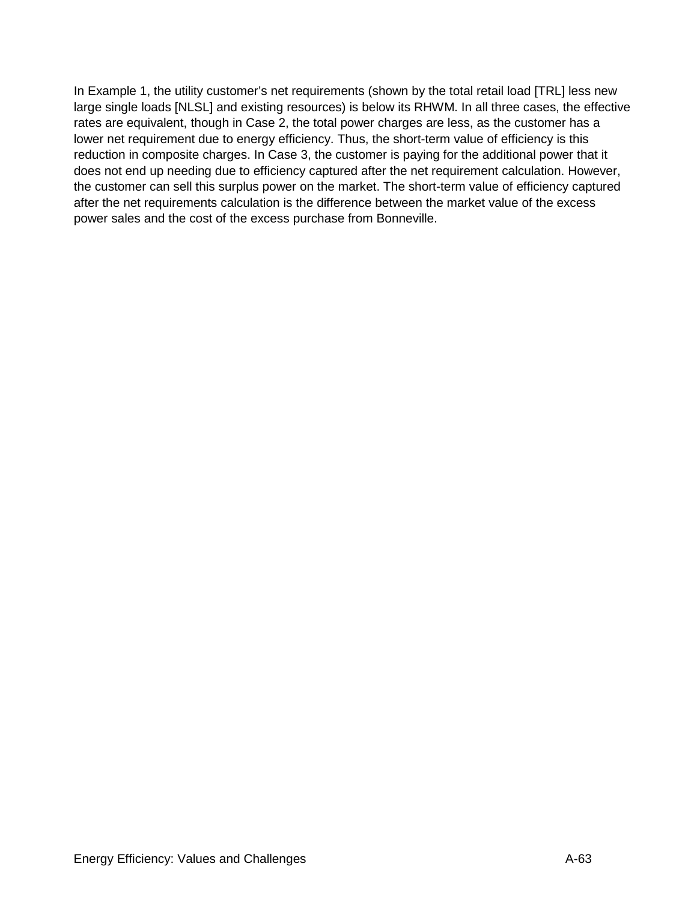In Example 1, the utility customer's net requirements (shown by the total retail load [TRL] less new large single loads [NLSL] and existing resources) is below its RHWM. In all three cases, the effective rates are equivalent, though in Case 2, the total power charges are less, as the customer has a lower net requirement due to energy efficiency. Thus, the short-term value of efficiency is this reduction in composite charges. In Case 3, the customer is paying for the additional power that it does not end up needing due to efficiency captured after the net requirement calculation. However, the customer can sell this surplus power on the market. The short-term value of efficiency captured after the net requirements calculation is the difference between the market value of the excess power sales and the cost of the excess purchase from Bonneville.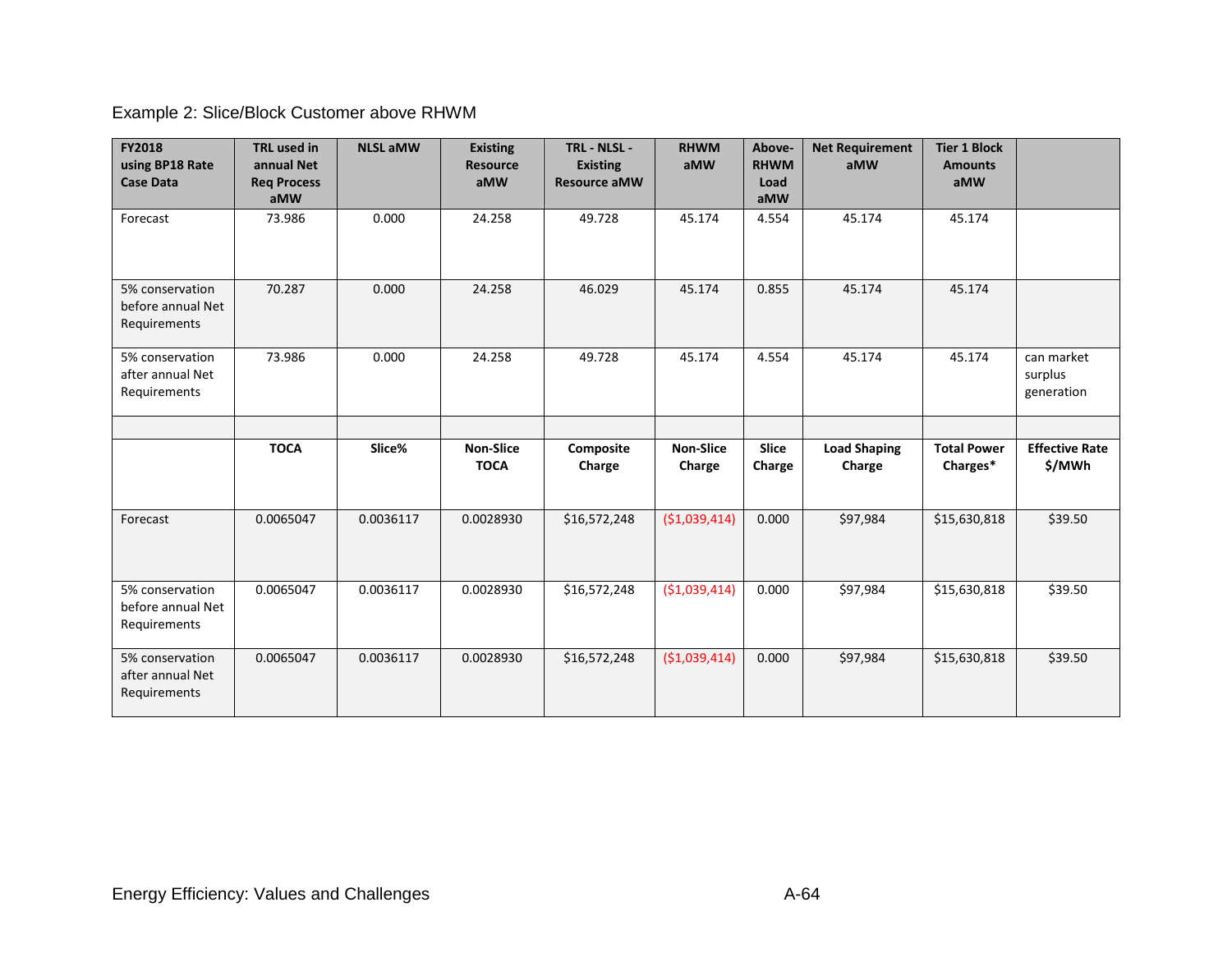Example 2: Slice/Block Customer above RHWM

| FY2018 using BP18 Rate Case Data | TRL used in annual Net Req Process aMW | NLSL aMW | Existing Resource aMW | TRL - NLSL - Existing Resource aMW | RHWM aMW | Above-RHWM Load aMW | Net Requirement aMW | Tier 1 Block Amounts aMW | |
|---|---|---|---|---|---|---|---|---|---|
| Forecast | 73.986 | 0.000 | 24.258 | 49.728 | 45.174 | 4.554 | 45.174 | 45.174 | |
| 5% conservation before annual Net Requirements | 70.287 | 0.000 | 24.258 | 46.029 | 45.174 | 0.855 | 45.174 | 45.174 | |
| 5% conservation after annual Net Requirements | 73.986 | 0.000 | 24.258 | 49.728 | 45.174 | 4.554 | 45.174 | 45.174 | can market surplus generation |
| | | | | | | | | | |
| | **TOCA** | **Slice%** | **Non-Slice TOCA** | **Composite Charge** | **Non-Slice Charge** | **Slice Charge** | **Load Shaping Charge** | **Total Power Charges*** | **Effective Rate $/MWh** |
| Forecast | 0.0065047 | 0.0036117 | 0.0028930 | $16,572,248 | ($1,039,414) | 0.000 | $97,984 | $15,630,818 | $39.50 |
| 5% conservation before annual Net Requirements | 0.0065047 | 0.0036117 | 0.0028930 | $16,572,248 | ($1,039,414) | 0.000 | $97,984 | $15,630,818 | $39.50 |
| 5% conservation after annual Net Requirements | 0.0065047 | 0.0036117 | 0.0028930 | $16,572,248 | ($1,039,414) | 0.000 | $97,984 | $15,630,818 | $39.50 |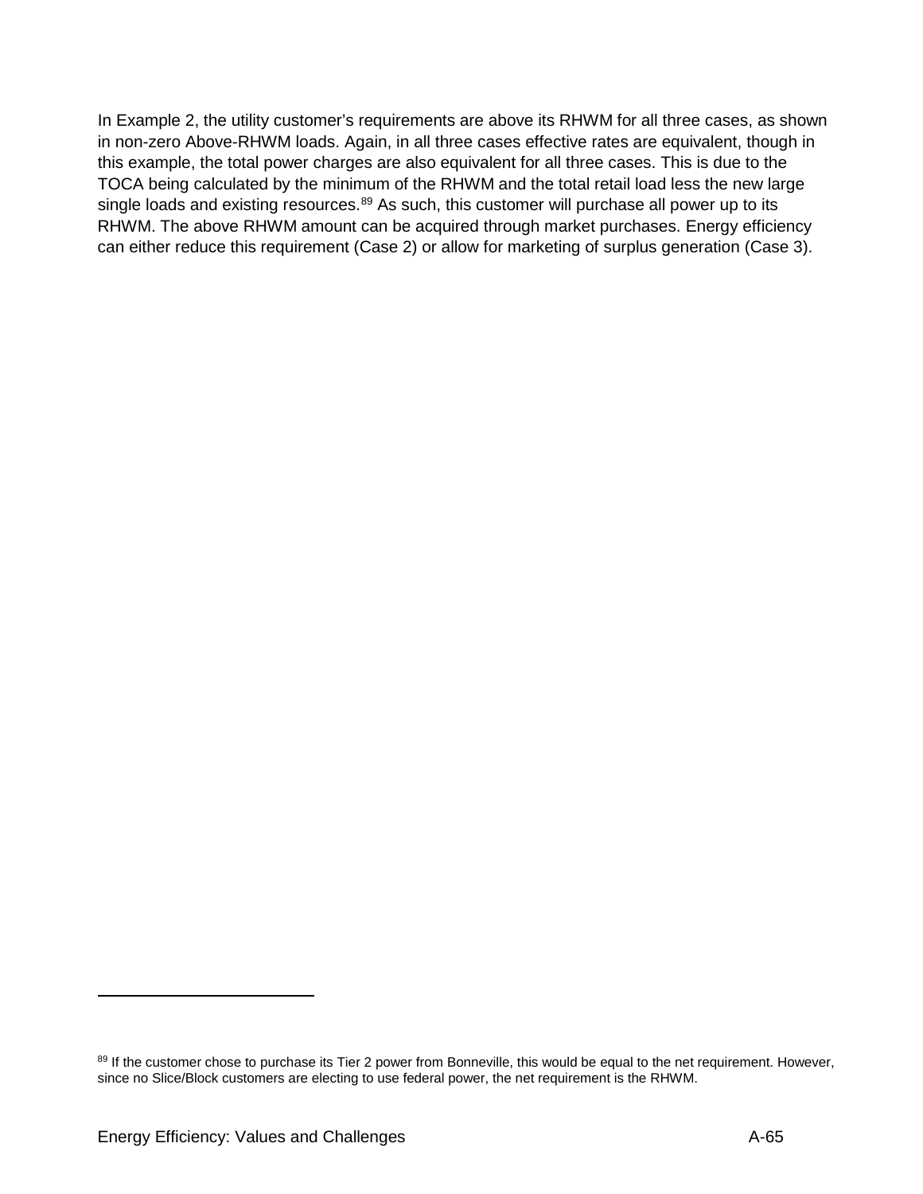In Example 2, the utility customer's requirements are above its RHWM for all three cases, as shown in non-zero Above-RHWM loads. Again, in all three cases effective rates are equivalent, though in this example, the total power charges are also equivalent for all three cases. This is due to the TOCA being calculated by the minimum of the RHWM and the total retail load less the new large single loads and existing resources.[89] As such, this customer will purchase all power up to its RHWM. The above RHWM amount can be acquired through market purchases. Energy efficiency can either reduce this requirement (Case 2) or allow for marketing of surplus generation (Case 3).

---

[89] If the customer chose to purchase its Tier 2 power from Bonneville, this would be equal to the net requirement. However, since no Slice/Block customers are electing to use federal power, the net requirement is the RHWM.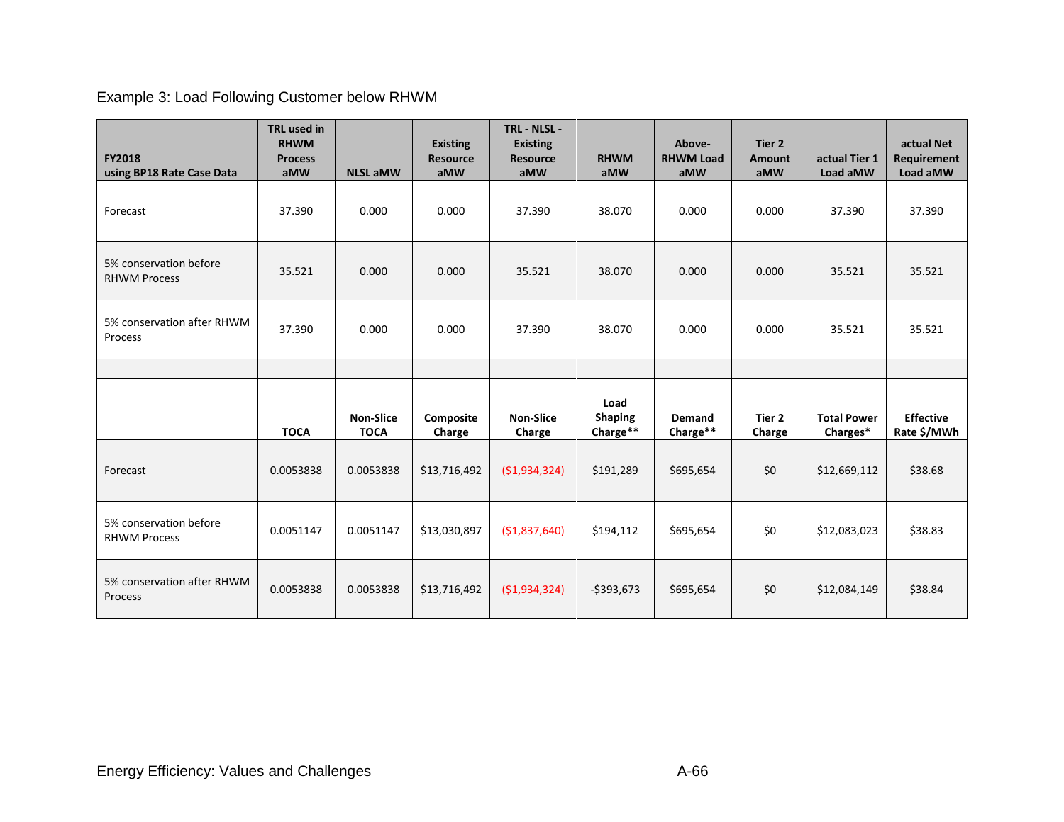Example 3: Load Following Customer below RHWM

| FY2018 using BP18 Rate Case Data | TRL used in RHWM Process aMW | NLSL aMW | Existing Resource aMW | TRL - NLSL - Existing Resource aMW | RHWM aMW | Above-RHWM Load aMW | Tier 2 Amount aMW | actual Tier 1 Load aMW | actual Net Requirement Load aMW |
|---|---|---|---|---|---|---|---|---|---|
| Forecast | 37.390 | 0.000 | 0.000 | 37.390 | 38.070 | 0.000 | 0.000 | 37.390 | 37.390 |
| 5% conservation before RHWM Process | 35.521 | 0.000 | 0.000 | 35.521 | 38.070 | 0.000 | 0.000 | 35.521 | 35.521 |
| 5% conservation after RHWM Process | 37.390 | 0.000 | 0.000 | 37.390 | 38.070 | 0.000 | 0.000 | 35.521 | 35.521 |
| | | | | | | | | | |
| | **TOCA** | **Non-Slice TOCA** | **Composite Charge** | **Non-Slice Charge** | **Load Shaping Charge\*\*** | **Demand Charge\*\*** | **Tier 2 Charge** | **Total Power Charges\*** | **Effective Rate $/MWh** |
| Forecast | 0.0053838 | 0.0053838 | $13,716,492 | ($1,934,324) | $191,289 | $695,654 | $0 | $12,669,112 | $38.68 |
| 5% conservation before RHWM Process | 0.0051147 | 0.0051147 | $13,030,897 | ($1,837,640) | $194,112 | $695,654 | $0 | $12,083,023 | $38.83 |
| 5% conservation after RHWM Process | 0.0053838 | 0.0053838 | $13,716,492 | ($1,934,324) | -$393,673 | $695,654 | $0 | $12,084,149 | $38.84 |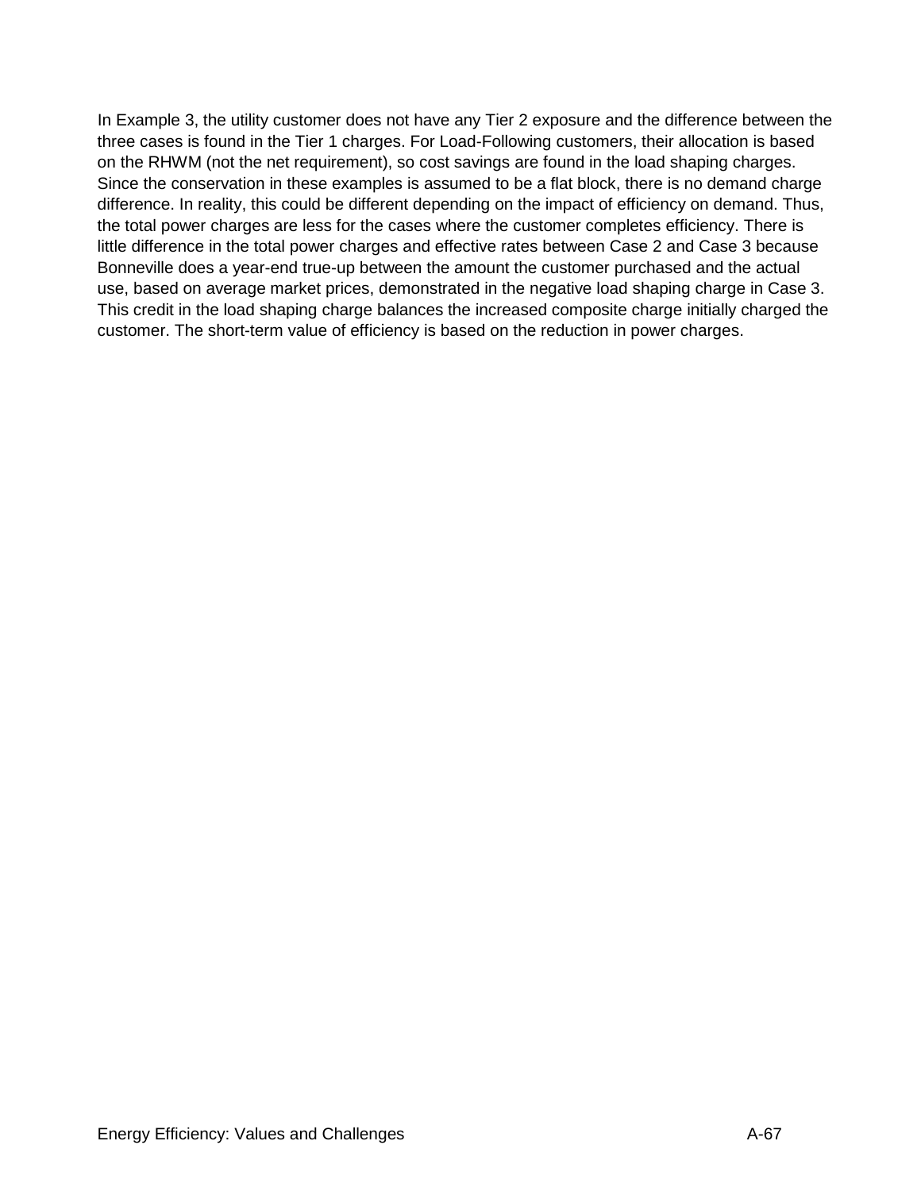In Example 3, the utility customer does not have any Tier 2 exposure and the difference between the three cases is found in the Tier 1 charges. For Load-Following customers, their allocation is based on the RHWM (not the net requirement), so cost savings are found in the load shaping charges. Since the conservation in these examples is assumed to be a flat block, there is no demand charge difference. In reality, this could be different depending on the impact of efficiency on demand. Thus, the total power charges are less for the cases where the customer completes efficiency. There is little difference in the total power charges and effective rates between Case 2 and Case 3 because Bonneville does a year-end true-up between the amount the customer purchased and the actual use, based on average market prices, demonstrated in the negative load shaping charge in Case 3. This credit in the load shaping charge balances the increased composite charge initially charged the customer. The short-term value of efficiency is based on the reduction in power charges.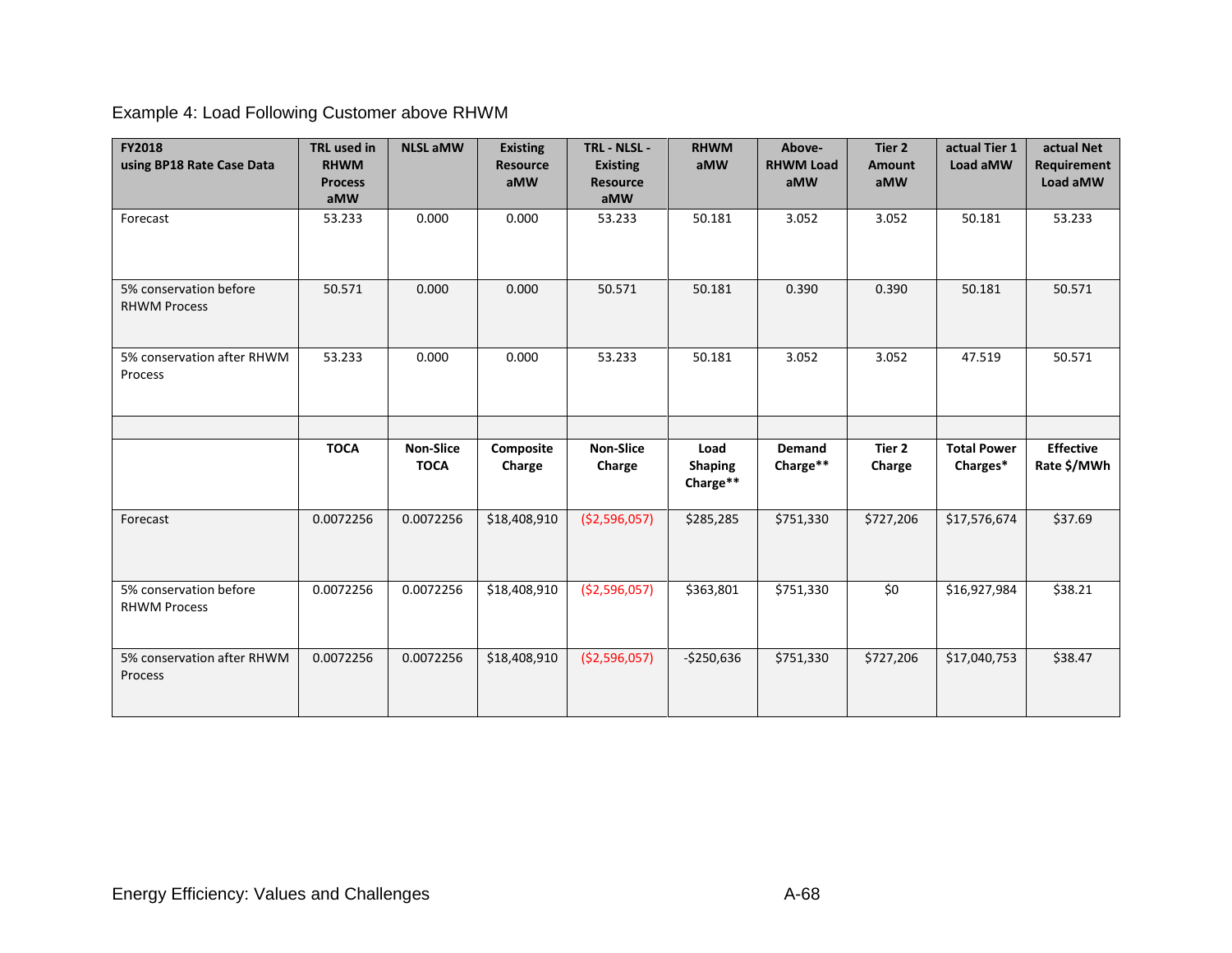Example 4: Load Following Customer above RHWM

| FY2018 using BP18 Rate Case Data | TRL used in RHWM Process aMW | NLSL aMW | Existing Resource aMW | TRL - NLSL - Existing Resource aMW | RHWM aMW | Above-RHWM Load aMW | Tier 2 Amount aMW | actual Tier 1 Load aMW | actual Net Requirement Load aMW |
|---|---|---|---|---|---|---|---|---|---|
| Forecast | 53.233 | 0.000 | 0.000 | 53.233 | 50.181 | 3.052 | 3.052 | 50.181 | 53.233 |
| 5% conservation before RHWM Process | 50.571 | 0.000 | 0.000 | 50.571 | 50.181 | 0.390 | 0.390 | 50.181 | 50.571 |
| 5% conservation after RHWM Process | 53.233 | 0.000 | 0.000 | 53.233 | 50.181 | 3.052 | 3.052 | 47.519 | 50.571 |
| | | | | | | | | | |
| | **TOCA** | **Non-Slice TOCA** | **Composite Charge** | **Non-Slice Charge** | **Load Shaping Charge**** | **Demand Charge**** | **Tier 2 Charge** | **Total Power Charges*** | **Effective Rate $/MWh** |
| Forecast | 0.0072256 | 0.0072256 | $18,408,910 | ($2,596,057) | $285,285 | $751,330 | $727,206 | $17,576,674 | $37.69 |
| 5% conservation before RHWM Process | 0.0072256 | 0.0072256 | $18,408,910 | ($2,596,057) | $363,801 | $751,330 | $0 | $16,927,984 | $38.21 |
| 5% conservation after RHWM Process | 0.0072256 | 0.0072256 | $18,408,910 | ($2,596,057) | -$250,636 | $751,330 | $727,206 | $17,040,753 | $38.47 |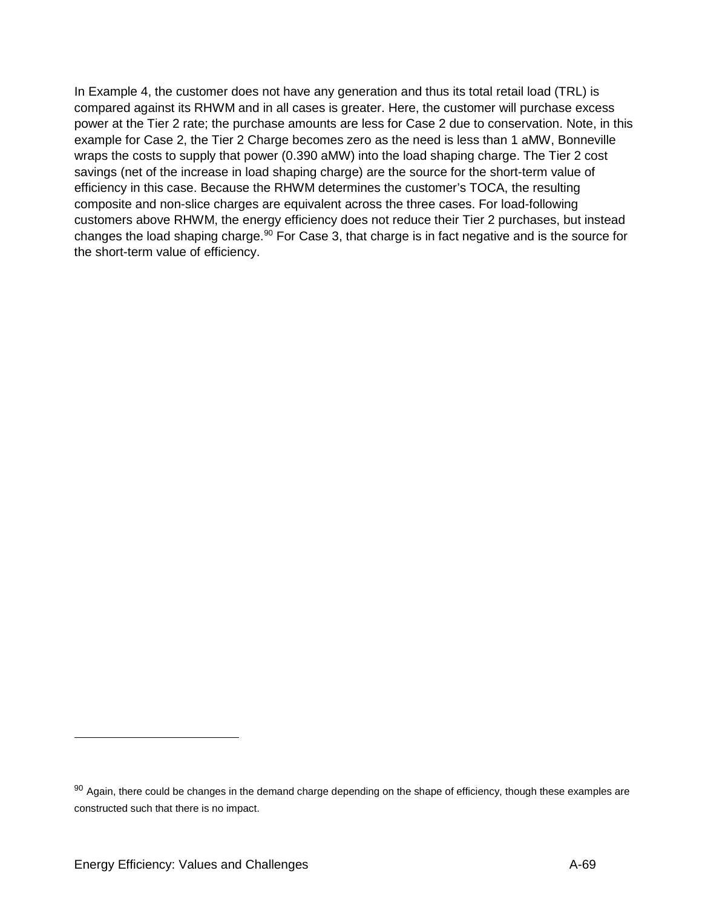In Example 4, the customer does not have any generation and thus its total retail load (TRL) is compared against its RHWM and in all cases is greater. Here, the customer will purchase excess power at the Tier 2 rate; the purchase amounts are less for Case 2 due to conservation. Note, in this example for Case 2, the Tier 2 Charge becomes zero as the need is less than 1 aMW, Bonneville wraps the costs to supply that power (0.390 aMW) into the load shaping charge. The Tier 2 cost savings (net of the increase in load shaping charge) are the source for the short-term value of efficiency in this case. Because the RHWM determines the customer's TOCA, the resulting composite and non-slice charges are equivalent across the three cases. For load-following customers above RHWM, the energy efficiency does not reduce their Tier 2 purchases, but instead changes the load shaping charge.[90] For Case 3, that charge is in fact negative and is the source for the short-term value of efficiency.

---

[90] Again, there could be changes in the demand charge depending on the shape of efficiency, though these examples are constructed such that there is no impact.